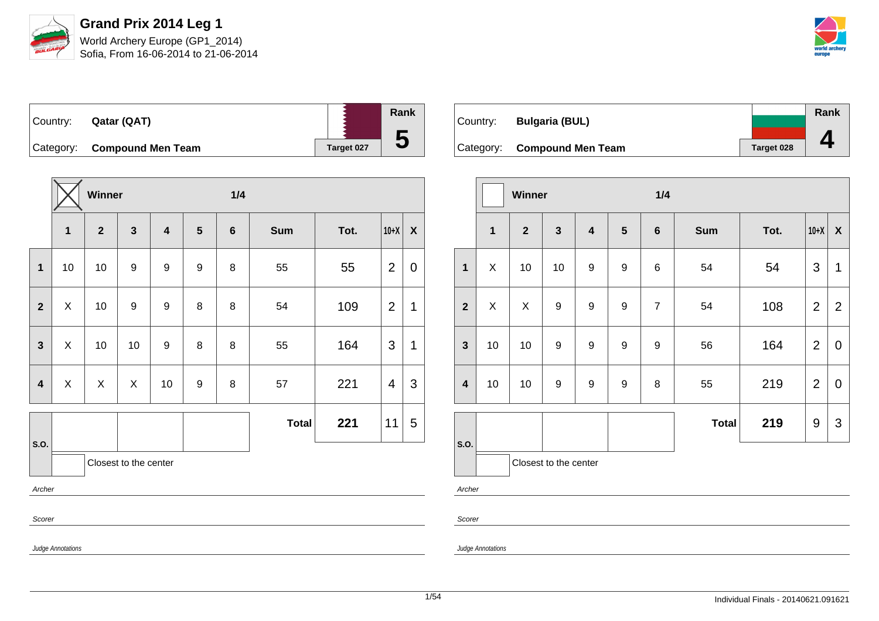# Grand Prix 2014 Leg 1

World Archery Europe (GP1_2014)
Sofia, From 16-06-2014 to 21-06-2014

Country: **Qatar (QAT)**
Category: **Compound Men Team**
Target 027
Rank **5**

| | Winner | | | | | 1/4 | | | | |
|---|---|---|---|---|---|---|---|---|---|---|
| | **1** | **2** | **3** | **4** | **5** | **6** | **Sum** | **Tot.** | **10+X** | **X** |
| **1** | 10 | 10 | 9 | 9 | 9 | 8 | 55 | 55 | 2 | 0 |
| **2** | X | 10 | 9 | 9 | 8 | 8 | 54 | 109 | 2 | 1 |
| **3** | X | 10 | 10 | 9 | 8 | 8 | 55 | 164 | 3 | 1 |
| **4** | X | X | X | 10 | 9 | 8 | 57 | 221 | 4 | 3 |
| | | | | | | | **Total** | **221** | 11 | 5 |

S.O.

Closest to the center

*Archer*

*Scorer*

*Judge Annotations*

Country: **Bulgaria (BUL)**
Category: **Compound Men Team**
Target 028
Rank **4**

| | Winner | | | | | 1/4 | | | | |
|---|---|---|---|---|---|---|---|---|---|---|
| | **1** | **2** | **3** | **4** | **5** | **6** | **Sum** | **Tot.** | **10+X** | **X** |
| **1** | X | 10 | 10 | 9 | 9 | 6 | 54 | 54 | 3 | 1 |
| **2** | X | X | 9 | 9 | 9 | 7 | 54 | 108 | 2 | 2 |
| **3** | 10 | 10 | 9 | 9 | 9 | 9 | 56 | 164 | 2 | 0 |
| **4** | 10 | 10 | 9 | 9 | 9 | 8 | 55 | 219 | 2 | 0 |
| | | | | | | | **Total** | **219** | 9 | 3 |

S.O.

Closest to the center

*Archer*

*Scorer*

*Judge Annotations*

Individual Finals - 20140621.091621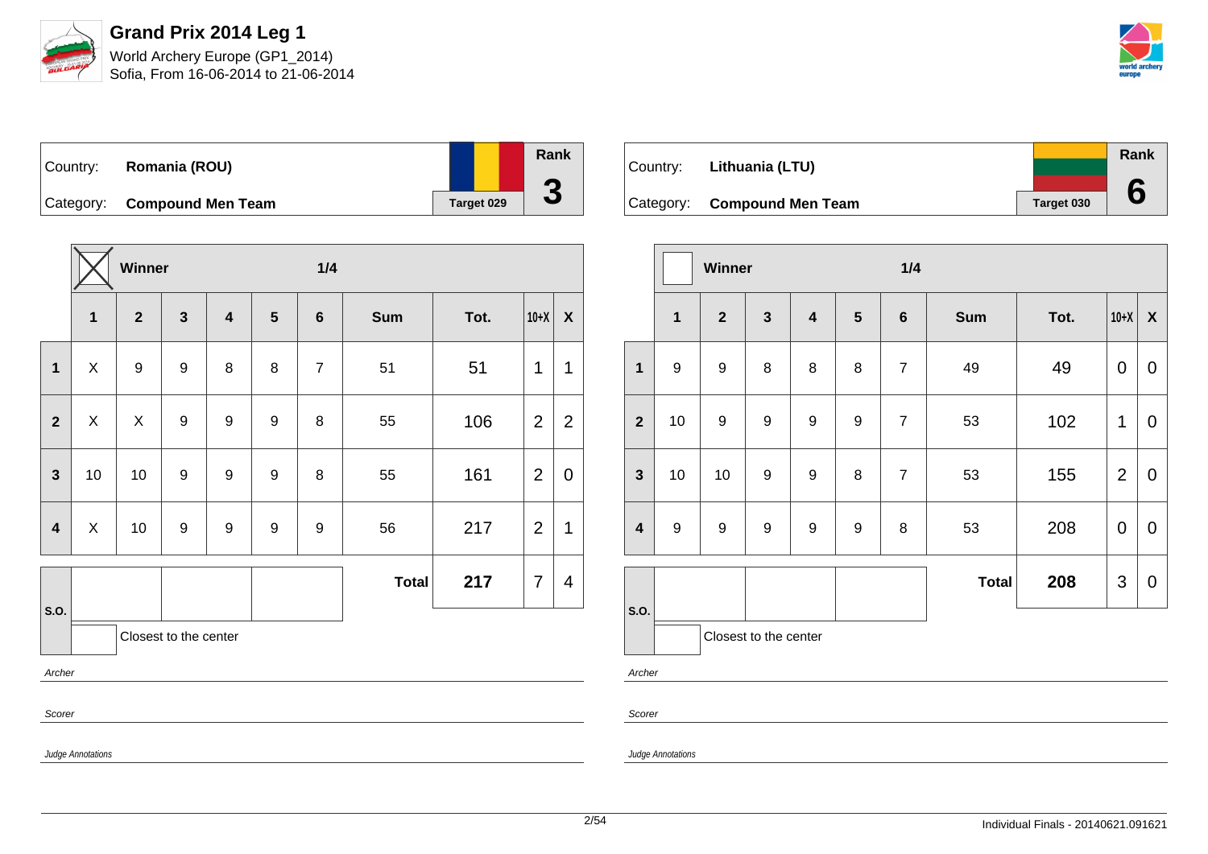# Grand Prix 2014 Leg 1

World Archery Europe (GP1_2014)
Sofia, From 16-06-2014 to 21-06-2014

| Country: | **Romania (ROU)** | | Rank |
|---|---|---|---|
| Category: | **Compound Men Team** | Target 029 | **3** |

| | ☒ Winner | | | | | 1/4 | | | | |
|---|---|---|---|---|---|---|---|---|---|---|
| | **1** | **2** | **3** | **4** | **5** | **6** | **Sum** | **Tot.** | **10+X** | **X** |
| **1** | X | 9 | 9 | 8 | 8 | 7 | 51 | 51 | 1 | 1 |
| **2** | X | X | 9 | 9 | 9 | 8 | 55 | 106 | 2 | 2 |
| **3** | 10 | 10 | 9 | 9 | 9 | 8 | 55 | 161 | 2 | 0 |
| **4** | X | 10 | 9 | 9 | 9 | 9 | 56 | 217 | 2 | 1 |
| **S.O.** | | | | | | | **Total** | **217** | 7 | 4 |

Closest to the center

*Archer*

*Scorer*

*Judge Annotations*

| Country: | **Lithuania (LTU)** | | Rank |
|---|---|---|---|
| Category: | **Compound Men Team** | Target 030 | **6** |

| | ☐ Winner | | | | | 1/4 | | | | |
|---|---|---|---|---|---|---|---|---|---|---|
| | **1** | **2** | **3** | **4** | **5** | **6** | **Sum** | **Tot.** | **10+X** | **X** |
| **1** | 9 | 9 | 8 | 8 | 8 | 7 | 49 | 49 | 0 | 0 |
| **2** | 10 | 9 | 9 | 9 | 9 | 7 | 53 | 102 | 1 | 0 |
| **3** | 10 | 10 | 9 | 9 | 8 | 7 | 53 | 155 | 2 | 0 |
| **4** | 9 | 9 | 9 | 9 | 9 | 8 | 53 | 208 | 0 | 0 |
| **S.O.** | | | | | | | **Total** | **208** | 3 | 0 |

Closest to the center

*Archer*

*Scorer*

*Judge Annotations*

Individual Finals - 20140621.091621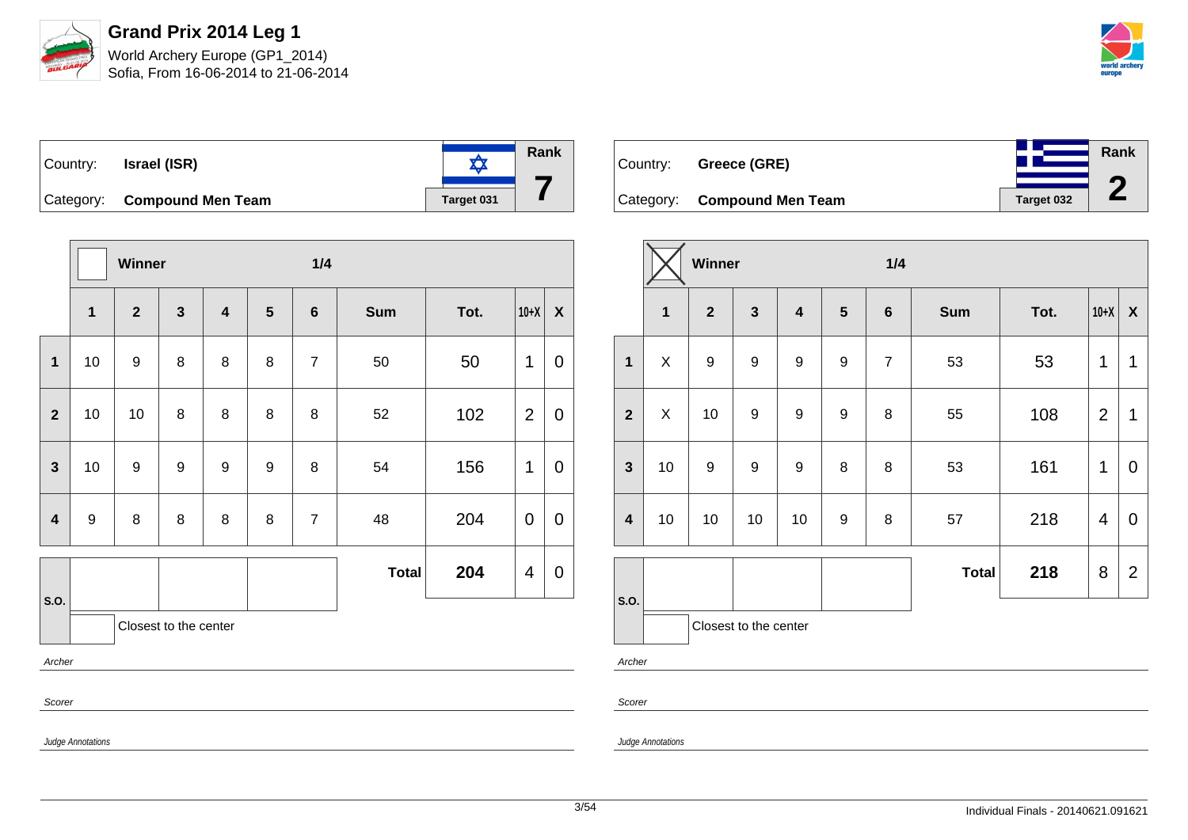# Grand Prix 2014 Leg 1

World Archery Europe (GP1_2014)
Sofia, From 16-06-2014 to 21-06-2014

| Country: | Israel (ISR) | Target 031 | Rank |
|---|---|---|---|
| Category: | Compound Men Team | | 7 |

| | Winner | | | | | 1/4 | | | | |
|---|---|---|---|---|---|---|---|---|---|---|
| | 1 | 2 | 3 | 4 | 5 | 6 | Sum | Tot. | 10+X | X |
| 1 | 10 | 9 | 8 | 8 | 8 | 7 | 50 | 50 | 1 | 0 |
| 2 | 10 | 10 | 8 | 8 | 8 | 8 | 52 | 102 | 2 | 0 |
| 3 | 10 | 9 | 9 | 9 | 9 | 8 | 54 | 156 | 1 | 0 |
| 4 | 9 | 8 | 8 | 8 | 8 | 7 | 48 | 204 | 0 | 0 |
| S.O. | | | | | | | **Total** | **204** | 4 | 0 |

Closest to the center

*Archer*

*Scorer*

*Judge Annotations*

| Country: | Greece (GRE) | Target 032 | Rank |
|---|---|---|---|
| Category: | Compound Men Team | | 2 |

| | Winner (X) | | | | | 1/4 | | | | |
|---|---|---|---|---|---|---|---|---|---|---|
| | 1 | 2 | 3 | 4 | 5 | 6 | Sum | Tot. | 10+X | X |
| 1 | X | 9 | 9 | 9 | 9 | 7 | 53 | 53 | 1 | 1 |
| 2 | X | 10 | 9 | 9 | 9 | 8 | 55 | 108 | 2 | 1 |
| 3 | 10 | 9 | 9 | 9 | 8 | 8 | 53 | 161 | 1 | 0 |
| 4 | 10 | 10 | 10 | 10 | 9 | 8 | 57 | 218 | 4 | 0 |
| S.O. | | | | | | | **Total** | **218** | 8 | 2 |

Closest to the center

*Archer*

*Scorer*

*Judge Annotations*

Individual Finals - 20140621.091621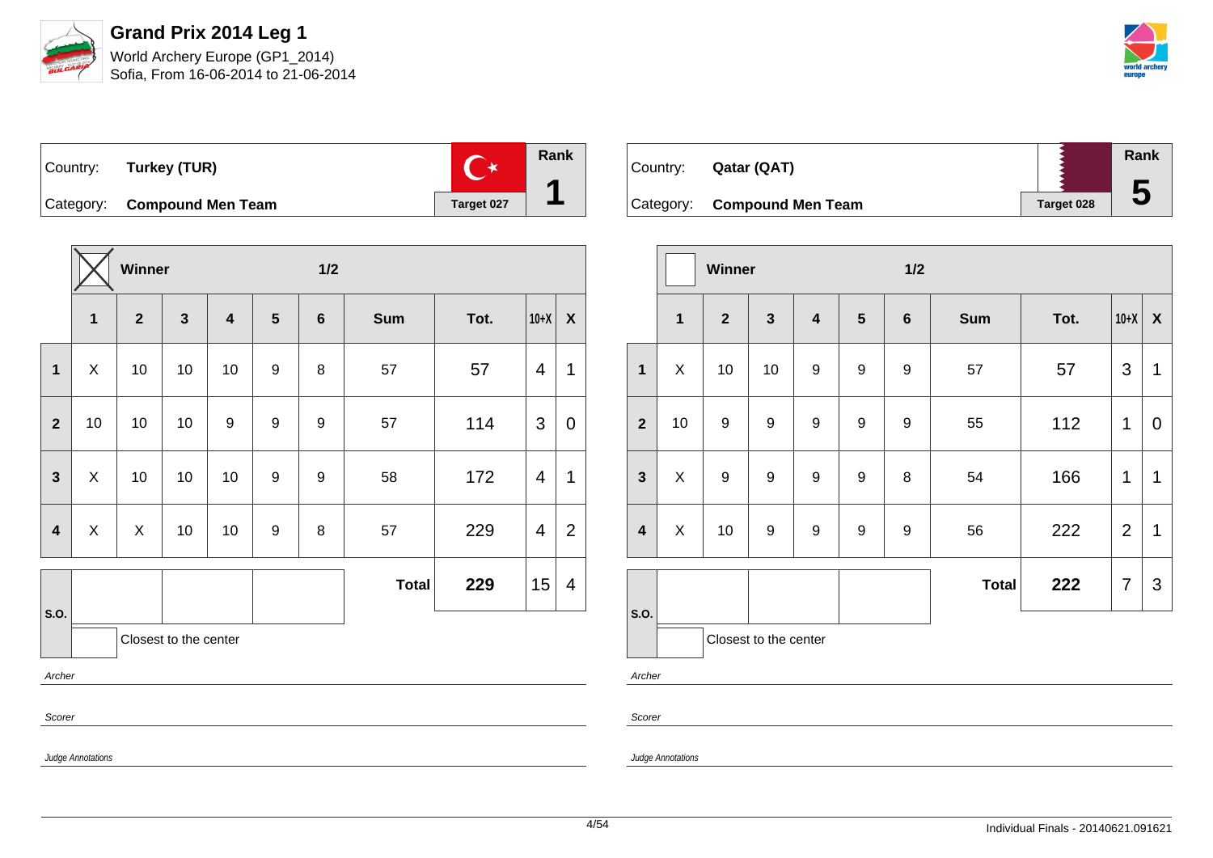# Grand Prix 2014 Leg 1

World Archery Europe (GP1_2014)
Sofia, From 16-06-2014 to 21-06-2014

Country: **Turkey (TUR)**
Category: **Compound Men Team**
Target 027
Rank **1**

| | Winner (X) | | | | | 1/2 | | | | |
|---|---|---|---|---|---|---|---|---|---|---|
| | **1** | **2** | **3** | **4** | **5** | **6** | **Sum** | **Tot.** | **10+X** | **X** |
| **1** | X | 10 | 10 | 10 | 9 | 8 | 57 | 57 | 4 | 1 |
| **2** | 10 | 10 | 10 | 9 | 9 | 9 | 57 | 114 | 3 | 0 |
| **3** | X | 10 | 10 | 10 | 9 | 9 | 58 | 172 | 4 | 1 |
| **4** | X | X | 10 | 10 | 9 | 8 | 57 | 229 | 4 | 2 |
| | | | | | | | **Total** | **229** | 15 | 4 |

S.O.

Closest to the center

*Archer*

*Scorer*

*Judge Annotations*

Country: **Qatar (QAT)**
Category: **Compound Men Team**
Target 028
Rank **5**

| | Winner | | | | | 1/2 | | | | |
|---|---|---|---|---|---|---|---|---|---|---|
| | **1** | **2** | **3** | **4** | **5** | **6** | **Sum** | **Tot.** | **10+X** | **X** |
| **1** | X | 10 | 10 | 9 | 9 | 9 | 57 | 57 | 3 | 1 |
| **2** | 10 | 9 | 9 | 9 | 9 | 9 | 55 | 112 | 1 | 0 |
| **3** | X | 9 | 9 | 9 | 9 | 8 | 54 | 166 | 1 | 1 |
| **4** | X | 10 | 9 | 9 | 9 | 9 | 56 | 222 | 2 | 1 |
| | | | | | | | **Total** | **222** | 7 | 3 |

S.O.

Closest to the center

*Archer*

*Scorer*

*Judge Annotations*

Individual Finals - 20140621.091621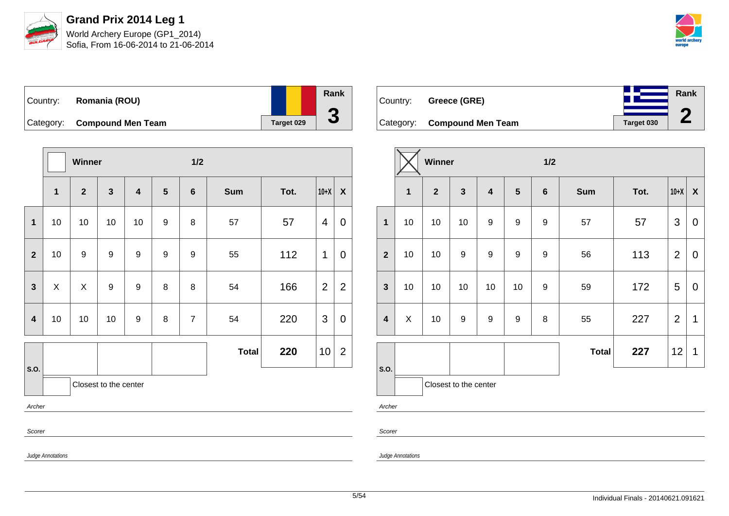# Grand Prix 2014 Leg 1

World Archery Europe (GP1_2014)
Sofia, From 16-06-2014 to 21-06-2014

| Country: | **Romania (ROU)** | Rank |
|---|---|---|
| Category: | **Compound Men Team** | **3** |
| | Target 029 | |

Winner ☐ — 1/2

| | 1 | 2 | 3 | 4 | 5 | 6 | Sum | Tot. | 10+X | X |
|---|---|---|---|---|---|---|---|---|---|---|
| **1** | 10 | 10 | 10 | 10 | 9 | 8 | 57 | 57 | 4 | 0 |
| **2** | 10 | 9 | 9 | 9 | 9 | 9 | 55 | 112 | 1 | 0 |
| **3** | X | X | 9 | 9 | 8 | 8 | 54 | 166 | 2 | 2 |
| **4** | 10 | 10 | 10 | 9 | 8 | 7 | 54 | 220 | 3 | 0 |
| | | | | | | | **Total** | **220** | 10 | 2 |

S.O.: Closest to the center

*Archer*

*Scorer*

*Judge Annotations*

| Country: | **Greece (GRE)** | Rank |
|---|---|---|
| Category: | **Compound Men Team** | **2** |
| | Target 030 | |

Winner ☒ — 1/2

| | 1 | 2 | 3 | 4 | 5 | 6 | Sum | Tot. | 10+X | X |
|---|---|---|---|---|---|---|---|---|---|---|
| **1** | 10 | 10 | 10 | 9 | 9 | 9 | 57 | 57 | 3 | 0 |
| **2** | 10 | 10 | 9 | 9 | 9 | 9 | 56 | 113 | 2 | 0 |
| **3** | 10 | 10 | 10 | 10 | 10 | 9 | 59 | 172 | 5 | 0 |
| **4** | X | 10 | 9 | 9 | 9 | 8 | 55 | 227 | 2 | 1 |
| | | | | | | | **Total** | **227** | 12 | 1 |

S.O.: Closest to the center

*Archer*

*Scorer*

*Judge Annotations*

Individual Finals - 20140621.091621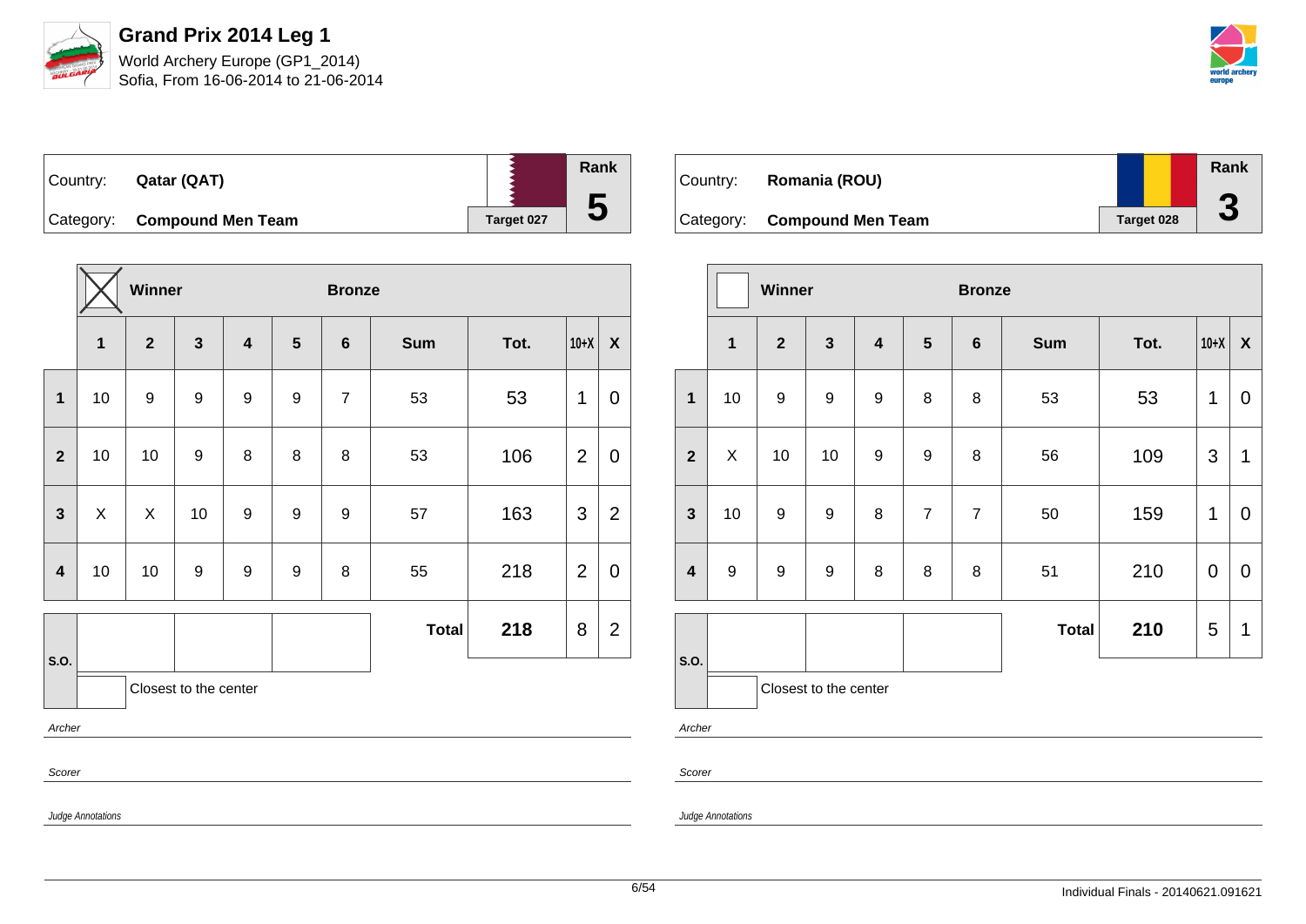# Grand Prix 2014 Leg 1

World Archery Europe (GP1_2014)
Sofia, From 16-06-2014 to 21-06-2014

| Country: | Qatar (QAT) | | Rank |
|---|---|---|---|
| Category: | Compound Men Team | Target 027 | 5 |

| | Winner (X) | | | | | Bronze | | | | |
|---|---|---|---|---|---|---|---|---|---|---|
| | 1 | 2 | 3 | 4 | 5 | 6 | Sum | Tot. | 10+X | X |
| 1 | 10 | 9 | 9 | 9 | 9 | 7 | 53 | 53 | 1 | 0 |
| 2 | 10 | 10 | 9 | 8 | 8 | 8 | 53 | 106 | 2 | 0 |
| 3 | X | X | 10 | 9 | 9 | 9 | 57 | 163 | 3 | 2 |
| 4 | 10 | 10 | 9 | 9 | 9 | 8 | 55 | 218 | 2 | 0 |
| S.O. | | | | | | | Total | 218 | 8 | 2 |

Closest to the center

*Archer*

*Scorer*

*Judge Annotations*

| Country: | Romania (ROU) | | Rank |
|---|---|---|---|
| Category: | Compound Men Team | Target 028 | 3 |

| | Winner | | | | | Bronze | | | | |
|---|---|---|---|---|---|---|---|---|---|---|
| | 1 | 2 | 3 | 4 | 5 | 6 | Sum | Tot. | 10+X | X |
| 1 | 10 | 9 | 9 | 9 | 8 | 8 | 53 | 53 | 1 | 0 |
| 2 | X | 10 | 10 | 9 | 9 | 8 | 56 | 109 | 3 | 1 |
| 3 | 10 | 9 | 9 | 8 | 7 | 7 | 50 | 159 | 1 | 0 |
| 4 | 9 | 9 | 9 | 8 | 8 | 8 | 51 | 210 | 0 | 0 |
| S.O. | | | | | | | Total | 210 | 5 | 1 |

Closest to the center

*Archer*

*Scorer*

*Judge Annotations*

Individual Finals - 20140621.091621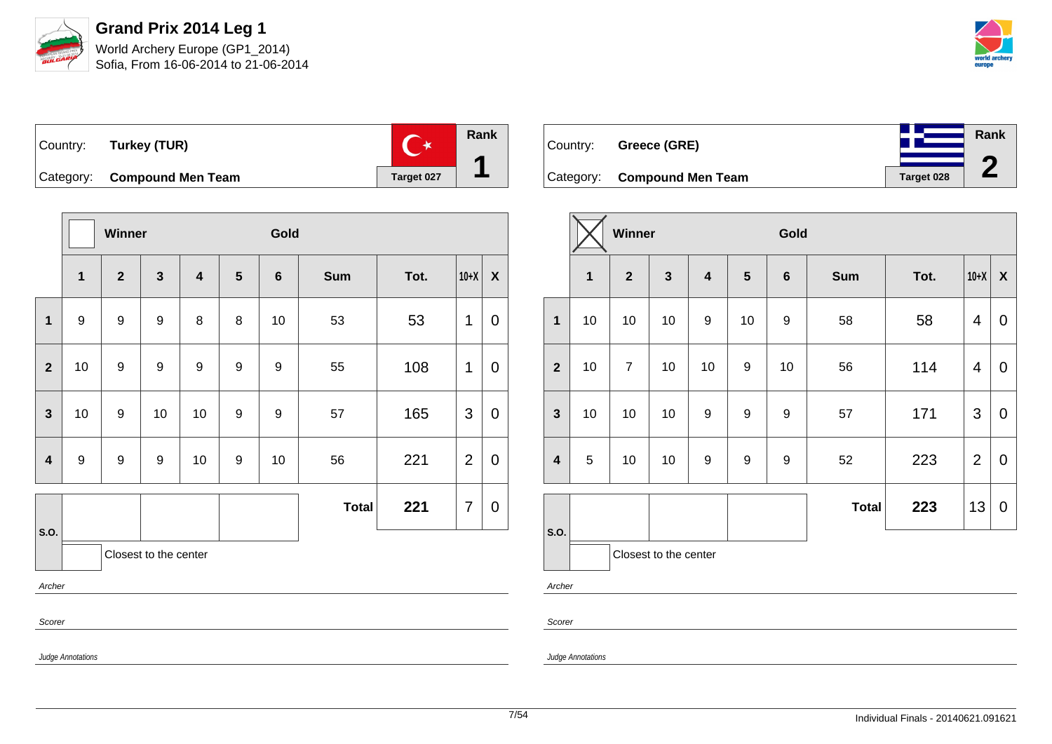# Grand Prix 2014 Leg 1

World Archery Europe (GP1_2014)
Sofia, From 16-06-2014 to 21-06-2014

Country: **Turkey (TUR)**
Category: **Compound Men Team**
Target 027
Rank **1**

| | Winner | | | | Gold | | | | | |
|---|---|---|---|---|---|---|---|---|---|---|
| | **1** | **2** | **3** | **4** | **5** | **6** | **Sum** | **Tot.** | **10+X** | **X** |
| **1** | 9 | 9 | 9 | 8 | 8 | 10 | 53 | 53 | 1 | 0 |
| **2** | 10 | 9 | 9 | 9 | 9 | 9 | 55 | 108 | 1 | 0 |
| **3** | 10 | 9 | 10 | 10 | 9 | 9 | 57 | 165 | 3 | 0 |
| **4** | 9 | 9 | 9 | 10 | 9 | 10 | 56 | 221 | 2 | 0 |
| **S.O.** | | | | | | | **Total** | **221** | 7 | 0 |

Closest to the center

*Archer*

*Scorer*

*Judge Annotations*

Country: **Greece (GRE)**
Category: **Compound Men Team**
Target 028
Rank **2**

| | Winner | | | | Gold | | | | | |
|---|---|---|---|---|---|---|---|---|---|---|
| | **1** | **2** | **3** | **4** | **5** | **6** | **Sum** | **Tot.** | **10+X** | **X** |
| **1** | 10 | 10 | 10 | 9 | 10 | 9 | 58 | 58 | 4 | 0 |
| **2** | 10 | 7 | 10 | 10 | 9 | 10 | 56 | 114 | 4 | 0 |
| **3** | 10 | 10 | 10 | 9 | 9 | 9 | 57 | 171 | 3 | 0 |
| **4** | 5 | 10 | 10 | 9 | 9 | 9 | 52 | 223 | 2 | 0 |
| **S.O.** | | | | | | | **Total** | **223** | 13 | 0 |

Closest to the center

*Archer*

*Scorer*

*Judge Annotations*

Individual Finals - 20140621.091621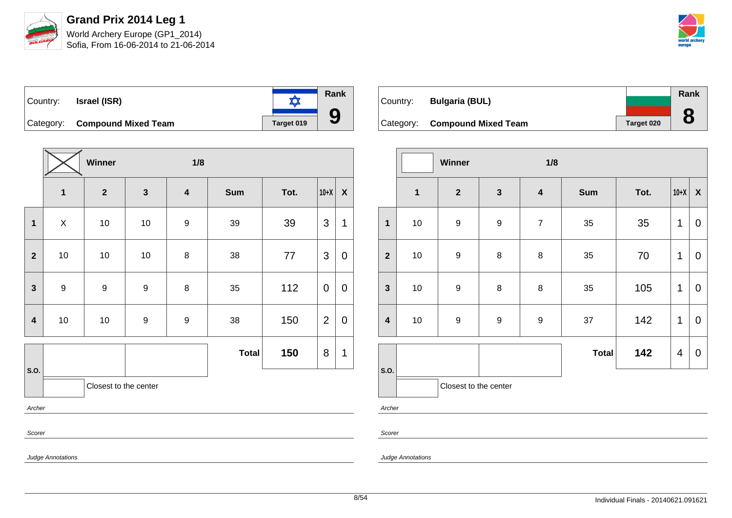# Grand Prix 2014 Leg 1

World Archery Europe (GP1_2014)
Sofia, From 16-06-2014 to 21-06-2014

| Country: | **Israel (ISR)** | | Rank |
|---|---|---|---|
| Category: | **Compound Mixed Team** | Target 019 | **9** |

| | Winner | | 1/8 | | | | | |
|---|---|---|---|---|---|---|---|---|
| | **1** | **2** | **3** | **4** | **Sum** | **Tot.** | **10+X** | **X** |
| **1** | X | 10 | 10 | 9 | 39 | 39 | 3 | 1 |
| **2** | 10 | 10 | 10 | 8 | 38 | 77 | 3 | 0 |
| **3** | 9 | 9 | 9 | 8 | 35 | 112 | 0 | 0 |
| **4** | 10 | 10 | 9 | 9 | 38 | 150 | 2 | 0 |
| **S.O.** | | | | | **Total** | **150** | 8 | 1 |

Closest to the center

*Archer*

*Scorer*

*Judge Annotations*

| Country: | **Bulgaria (BUL)** | | Rank |
|---|---|---|---|
| Category: | **Compound Mixed Team** | Target 020 | **8** |

| | Winner | | 1/8 | | | | | |
|---|---|---|---|---|---|---|---|---|
| | **1** | **2** | **3** | **4** | **Sum** | **Tot.** | **10+X** | **X** |
| **1** | 10 | 9 | 9 | 7 | 35 | 35 | 1 | 0 |
| **2** | 10 | 9 | 8 | 8 | 35 | 70 | 1 | 0 |
| **3** | 10 | 9 | 8 | 8 | 35 | 105 | 1 | 0 |
| **4** | 10 | 9 | 9 | 9 | 37 | 142 | 1 | 0 |
| **S.O.** | | | | | **Total** | **142** | 4 | 0 |

Closest to the center

*Archer*

*Scorer*

*Judge Annotations*

Individual Finals - 20140621.091621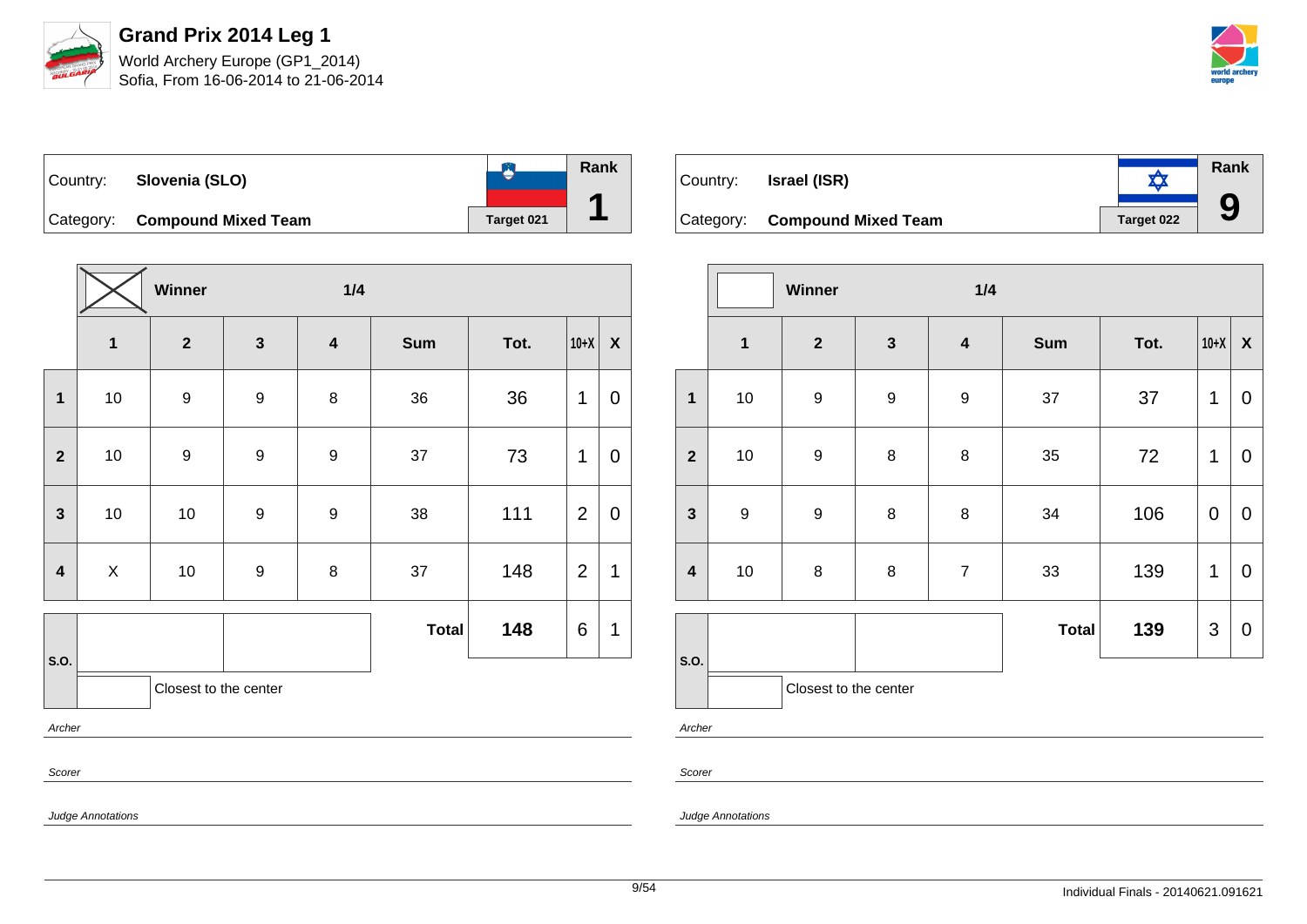# Grand Prix 2014 Leg 1

World Archery Europe (GP1_2014)
Sofia, From 16-06-2014 to 21-06-2014

| Country: | **Slovenia (SLO)** | Rank |
|---|---|---|
| Category: | **Compound Mixed Team** | **1** |
| | Target 021 | |

| | Winner (X) | | 1/4 | | | | | |
|---|---|---|---|---|---|---|---|---|
| | **1** | **2** | **3** | **4** | **Sum** | **Tot.** | **10+X** | **X** |
| **1** | 10 | 9 | 9 | 8 | 36 | 36 | 1 | 0 |
| **2** | 10 | 9 | 9 | 9 | 37 | 73 | 1 | 0 |
| **3** | 10 | 10 | 9 | 9 | 38 | 111 | 2 | 0 |
| **4** | X | 10 | 9 | 8 | 37 | 148 | 2 | 1 |
| **S.O.** | | | | | **Total** | **148** | 6 | 1 |

Closest to the center

*Archer*

*Scorer*

*Judge Annotations*

| Country: | **Israel (ISR)** | Rank |
|---|---|---|
| Category: | **Compound Mixed Team** | **9** |
| | Target 022 | |

| | Winner | | 1/4 | | | | | |
|---|---|---|---|---|---|---|---|---|
| | **1** | **2** | **3** | **4** | **Sum** | **Tot.** | **10+X** | **X** |
| **1** | 10 | 9 | 9 | 9 | 37 | 37 | 1 | 0 |
| **2** | 10 | 9 | 8 | 8 | 35 | 72 | 1 | 0 |
| **3** | 9 | 9 | 8 | 8 | 34 | 106 | 0 | 0 |
| **4** | 10 | 8 | 8 | 7 | 33 | 139 | 1 | 0 |
| **S.O.** | | | | | **Total** | **139** | 3 | 0 |

Closest to the center

*Archer*

*Scorer*

*Judge Annotations*

Individual Finals - 20140621.091621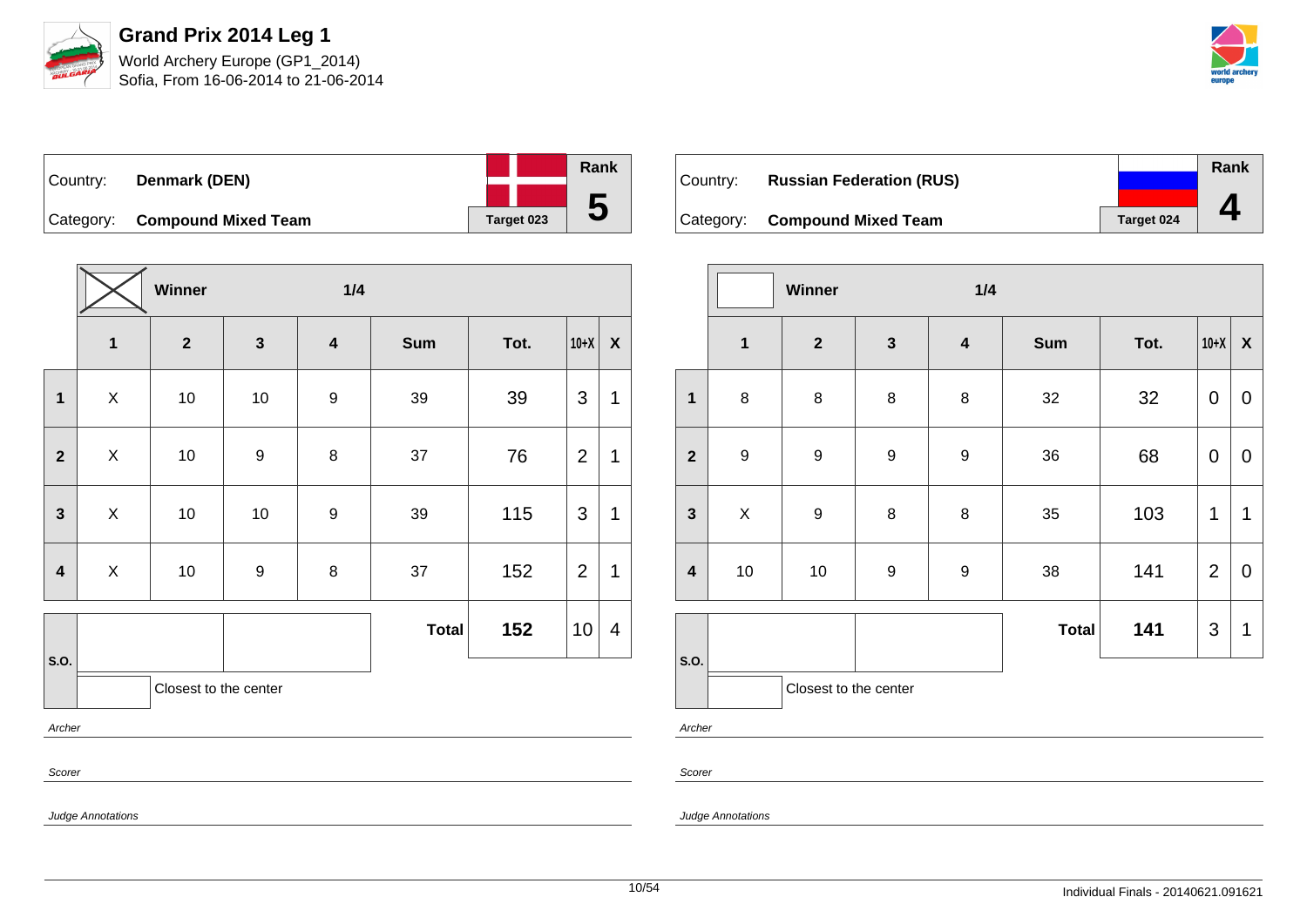# Grand Prix 2014 Leg 1

World Archery Europe (GP1_2014)
Sofia, From 16-06-2014 to 21-06-2014

| Country: | Denmark (DEN) | Rank |
|---|---|---|
| Category: | Compound Mixed Team | 5 |
| | Target 023 | |

| | Winner | | 1/4 | | | | | |
|---|---|---|---|---|---|---|---|---|
| | **1** | **2** | **3** | **4** | **Sum** | **Tot.** | **10+X** | **X** |
| **1** | X | 10 | 10 | 9 | 39 | 39 | 3 | 1 |
| **2** | X | 10 | 9 | 8 | 37 | 76 | 2 | 1 |
| **3** | X | 10 | 10 | 9 | 39 | 115 | 3 | 1 |
| **4** | X | 10 | 9 | 8 | 37 | 152 | 2 | 1 |
| **S.O.** | | | | | **Total** | **152** | 10 | 4 |

Closest to the center

*Archer*

*Scorer*

*Judge Annotations*

| Country: | Russian Federation (RUS) | Rank |
|---|---|---|
| Category: | Compound Mixed Team | 4 |
| | Target 024 | |

| | Winner | | 1/4 | | | | | |
|---|---|---|---|---|---|---|---|---|
| | **1** | **2** | **3** | **4** | **Sum** | **Tot.** | **10+X** | **X** |
| **1** | 8 | 8 | 8 | 8 | 32 | 32 | 0 | 0 |
| **2** | 9 | 9 | 9 | 9 | 36 | 68 | 0 | 0 |
| **3** | X | 9 | 8 | 8 | 35 | 103 | 1 | 1 |
| **4** | 10 | 10 | 9 | 9 | 38 | 141 | 2 | 0 |
| **S.O.** | | | | | **Total** | **141** | 3 | 1 |

Closest to the center

*Archer*

*Scorer*

*Judge Annotations*

Individual Finals - 20140621.091621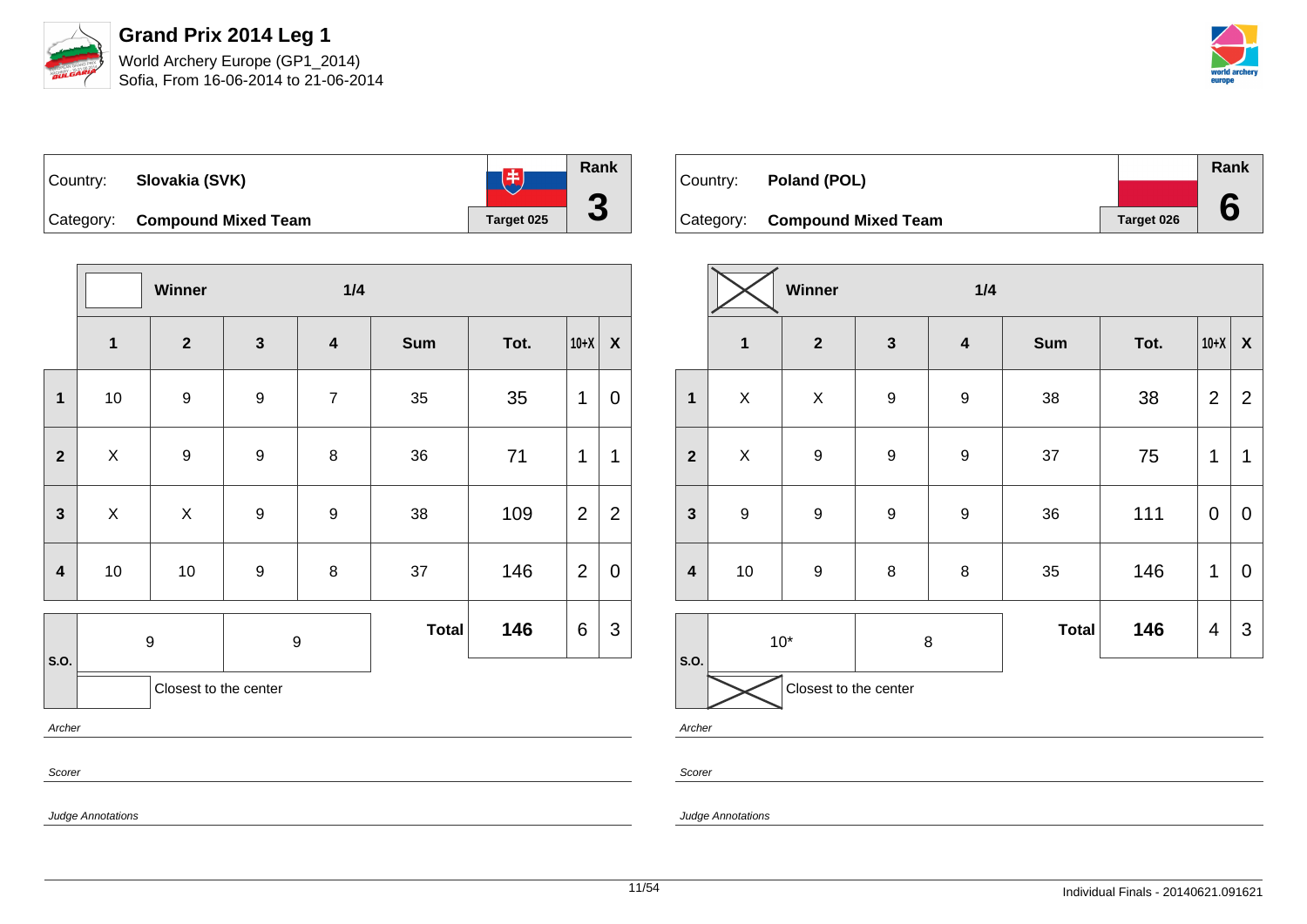# Grand Prix 2014 Leg 1

World Archery Europe (GP1_2014)
Sofia, From 16-06-2014 to 21-06-2014

| Country: | Slovakia (SVK) | Rank |
|---|---|---|
| Category: | Compound Mixed Team | 3 |
| | Target 025 | |

**Winner** 1/4

| | 1 | 2 | 3 | 4 | Sum | Tot. | 10+X | X |
|---|---|---|---|---|---|---|---|---|
| 1 | 10 | 9 | 9 | 7 | 35 | 35 | 1 | 0 |
| 2 | X | 9 | 9 | 8 | 36 | 71 | 1 | 1 |
| 3 | X | X | 9 | 9 | 38 | 109 | 2 | 2 |
| 4 | 10 | 10 | 9 | 8 | 37 | 146 | 2 | 0 |
| S.O. | 9 | 9 | | | Total | 146 | 6 | 3 |

Closest to the center

*Archer*

*Scorer*

*Judge Annotations*

| Country: | Poland (POL) | Rank |
|---|---|---|
| Category: | Compound Mixed Team | 6 |
| | Target 026 | |

**Winner** 1/4

| | 1 | 2 | 3 | 4 | Sum | Tot. | 10+X | X |
|---|---|---|---|---|---|---|---|---|
| 1 | X | X | 9 | 9 | 38 | 38 | 2 | 2 |
| 2 | X | 9 | 9 | 9 | 37 | 75 | 1 | 1 |
| 3 | 9 | 9 | 9 | 9 | 36 | 111 | 0 | 0 |
| 4 | 10 | 9 | 8 | 8 | 35 | 146 | 1 | 0 |
| S.O. | 10* | 8 | | | Total | 146 | 4 | 3 |

Closest to the center

*Archer*

*Scorer*

*Judge Annotations*

Individual Finals - 20140621.091621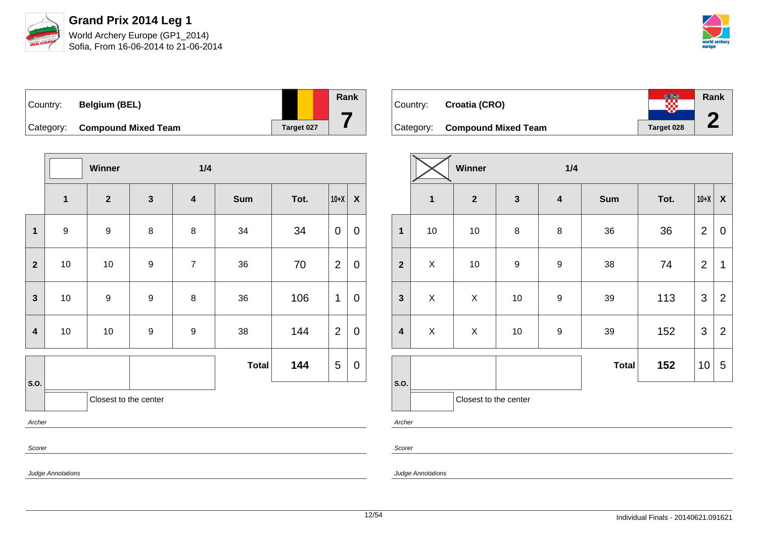# Grand Prix 2014 Leg 1

World Archery Europe (GP1_2014)
Sofia, From 16-06-2014 to 21-06-2014

| Country: | **Belgium (BEL)** | Rank |
|---|---|---|
| Category: | **Compound Mixed Team** | Target 027 | **7** |

| | Winner | | 1/4 | | | | | |
|---|---|---|---|---|---|---|---|---|
| | **1** | **2** | **3** | **4** | **Sum** | **Tot.** | **10+X** | **X** |
| **1** | 9 | 9 | 8 | 8 | 34 | 34 | 0 | 0 |
| **2** | 10 | 10 | 9 | 7 | 36 | 70 | 2 | 0 |
| **3** | 10 | 9 | 9 | 8 | 36 | 106 | 1 | 0 |
| **4** | 10 | 10 | 9 | 9 | 38 | 144 | 2 | 0 |
| **S.O.** | | | | | **Total** | **144** | 5 | 0 |

Closest to the center

*Archer*

*Scorer*

*Judge Annotations*

| Country: | **Croatia (CRO)** | Rank |
|---|---|---|
| Category: | **Compound Mixed Team** | Target 028 | **2** |

| | Winner | | 1/4 | | | | | |
|---|---|---|---|---|---|---|---|---|
| | **1** | **2** | **3** | **4** | **Sum** | **Tot.** | **10+X** | **X** |
| **1** | 10 | 10 | 8 | 8 | 36 | 36 | 2 | 0 |
| **2** | X | 10 | 9 | 9 | 38 | 74 | 2 | 1 |
| **3** | X | X | 10 | 9 | 39 | 113 | 3 | 2 |
| **4** | X | X | 10 | 9 | 39 | 152 | 3 | 2 |
| **S.O.** | | | | | **Total** | **152** | 10 | 5 |

Closest to the center

*Archer*

*Scorer*

*Judge Annotations*

Individual Finals - 20140621.091621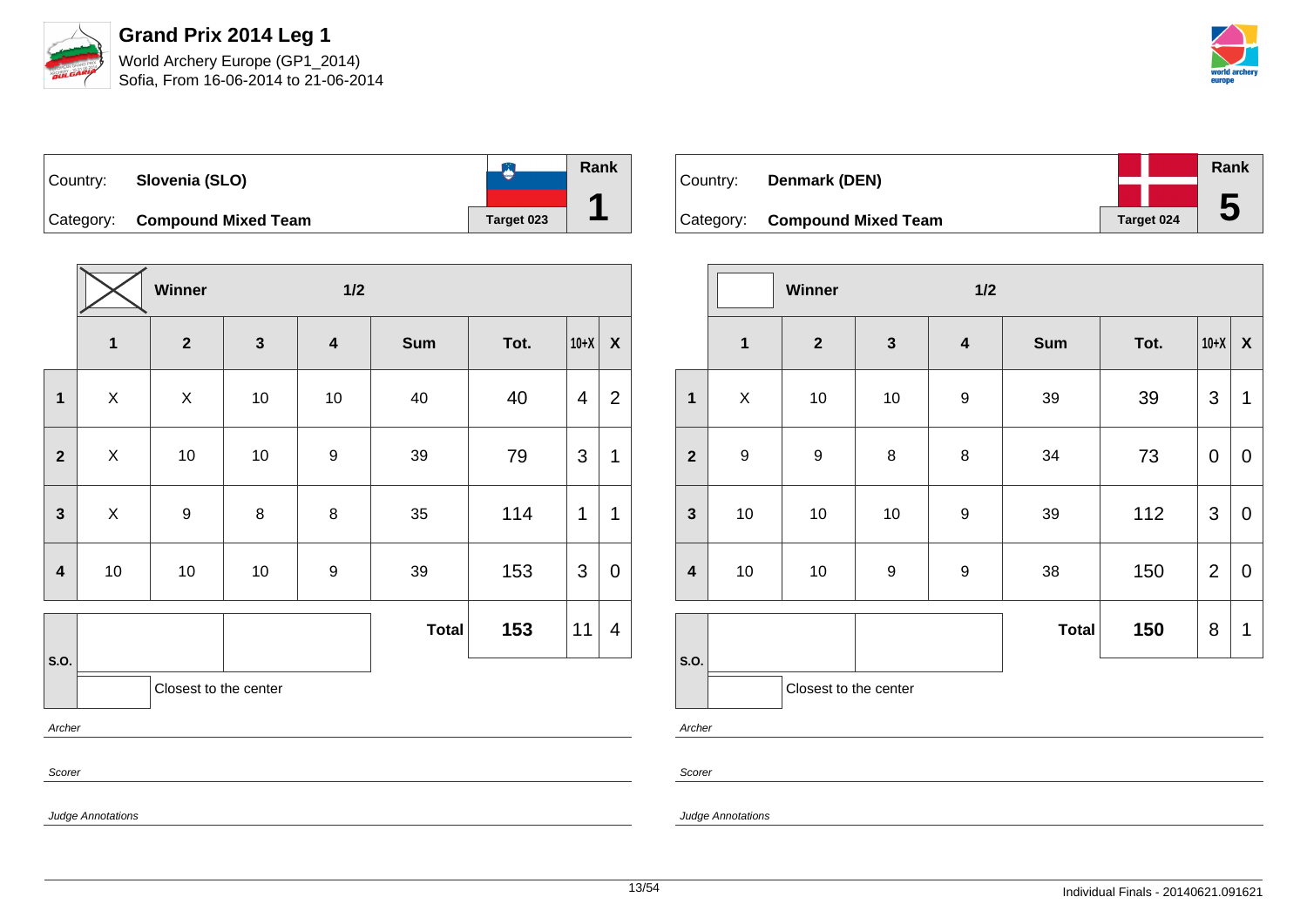# Grand Prix 2014 Leg 1

World Archery Europe (GP1_2014)
Sofia, From 16-06-2014 to 21-06-2014

Country: **Slovenia (SLO)** — Rank **1**
Category: **Compound Mixed Team** — Target 023

| | [X] Winner | | 1/2 | | | | | |
|---|---|---|---|---|---|---|---|---|
| | **1** | **2** | **3** | **4** | **Sum** | **Tot.** | **10+X** | **X** |
| **1** | X | X | 10 | 10 | 40 | 40 | 4 | 2 |
| **2** | X | 10 | 10 | 9 | 39 | 79 | 3 | 1 |
| **3** | X | 9 | 8 | 8 | 35 | 114 | 1 | 1 |
| **4** | 10 | 10 | 10 | 9 | 39 | 153 | 3 | 0 |
| **S.O.** | | | | | **Total** | **153** | 11 | 4 |

Closest to the center

*Archer*

*Scorer*

*Judge Annotations*

Country: **Denmark (DEN)** — Rank **5**
Category: **Compound Mixed Team** — Target 024

| | [ ] Winner | | 1/2 | | | | | |
|---|---|---|---|---|---|---|---|---|
| | **1** | **2** | **3** | **4** | **Sum** | **Tot.** | **10+X** | **X** |
| **1** | X | 10 | 10 | 9 | 39 | 39 | 3 | 1 |
| **2** | 9 | 9 | 8 | 8 | 34 | 73 | 0 | 0 |
| **3** | 10 | 10 | 10 | 9 | 39 | 112 | 3 | 0 |
| **4** | 10 | 10 | 9 | 9 | 38 | 150 | 2 | 0 |
| **S.O.** | | | | | **Total** | **150** | 8 | 1 |

Closest to the center

*Archer*

*Scorer*

*Judge Annotations*

Individual Finals - 20140621.091621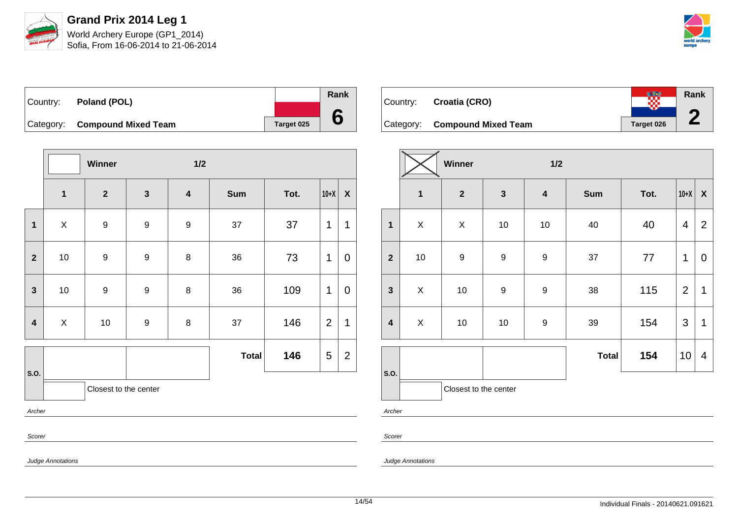# Grand Prix 2014 Leg 1

World Archery Europe (GP1_2014)
Sofia, From 16-06-2014 to 21-06-2014

| Country: | Poland (POL) | | Rank |
|---|---|---|---|
| Category: | Compound Mixed Team | Target 025 | 6 |

| | Winner | | 1/2 | | | | | |
|---|---|---|---|---|---|---|---|---|
| | 1 | 2 | 3 | 4 | Sum | Tot. | 10+X | X |
| 1 | X | 9 | 9 | 9 | 37 | 37 | 1 | 1 |
| 2 | 10 | 9 | 9 | 8 | 36 | 73 | 1 | 0 |
| 3 | 10 | 9 | 9 | 8 | 36 | 109 | 1 | 0 |
| 4 | X | 10 | 9 | 8 | 37 | 146 | 2 | 1 |
| S.O. | | | | | **Total** | **146** | 5 | 2 |

Closest to the center

*Archer*

*Scorer*

*Judge Annotations*

| Country: | Croatia (CRO) | | Rank |
|---|---|---|---|
| Category: | Compound Mixed Team | Target 026 | 2 |

| | Winner (X) | | 1/2 | | | | | |
|---|---|---|---|---|---|---|---|---|
| | 1 | 2 | 3 | 4 | Sum | Tot. | 10+X | X |
| 1 | X | X | 10 | 10 | 40 | 40 | 4 | 2 |
| 2 | 10 | 9 | 9 | 9 | 37 | 77 | 1 | 0 |
| 3 | X | 10 | 9 | 9 | 38 | 115 | 2 | 1 |
| 4 | X | 10 | 10 | 9 | 39 | 154 | 3 | 1 |
| S.O. | | | | | **Total** | **154** | 10 | 4 |

Closest to the center

*Archer*

*Scorer*

*Judge Annotations*

Individual Finals - 20140621.091621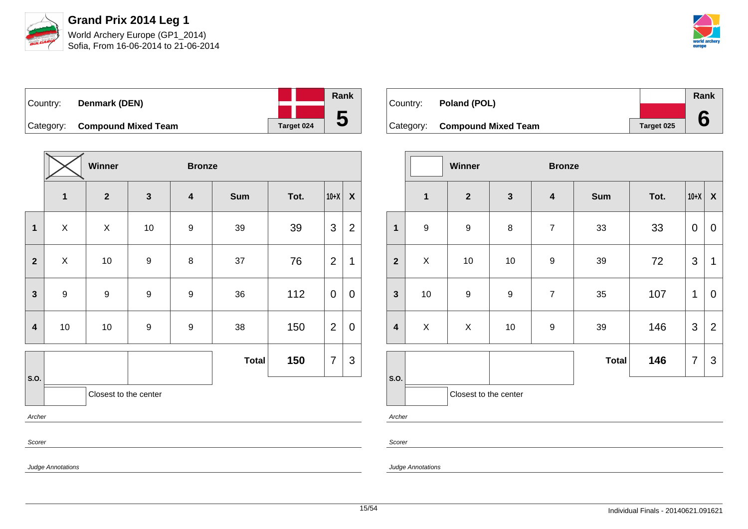# Grand Prix 2014 Leg 1

World Archery Europe (GP1_2014)
Sofia, From 16-06-2014 to 21-06-2014

| Country: | Denmark (DEN) | | Rank |
|---|---|---|---|
| Category: | Compound Mixed Team | Target 024 | 5 |

| | Winner | | Bronze | | | | | |
|---|---|---|---|---|---|---|---|---|
| | 1 | 2 | 3 | 4 | Sum | Tot. | 10+X | X |
| 1 | X | X | 10 | 9 | 39 | 39 | 3 | 2 |
| 2 | X | 10 | 9 | 8 | 37 | 76 | 2 | 1 |
| 3 | 9 | 9 | 9 | 9 | 36 | 112 | 0 | 0 |
| 4 | 10 | 10 | 9 | 9 | 38 | 150 | 2 | 0 |
| S.O. | | | | | Total | 150 | 7 | 3 |

Closest to the center

*Archer*

*Scorer*

*Judge Annotations*

| Country: | Poland (POL) | | Rank |
|---|---|---|---|
| Category: | Compound Mixed Team | Target 025 | 6 |

| | Winner | | Bronze | | | | | |
|---|---|---|---|---|---|---|---|---|
| | 1 | 2 | 3 | 4 | Sum | Tot. | 10+X | X |
| 1 | 9 | 9 | 8 | 7 | 33 | 33 | 0 | 0 |
| 2 | X | 10 | 10 | 9 | 39 | 72 | 3 | 1 |
| 3 | 10 | 9 | 9 | 7 | 35 | 107 | 1 | 0 |
| 4 | X | X | 10 | 9 | 39 | 146 | 3 | 2 |
| S.O. | | | | | Total | 146 | 7 | 3 |

Closest to the center

*Archer*

*Scorer*

*Judge Annotations*

Individual Finals - 20140621.091621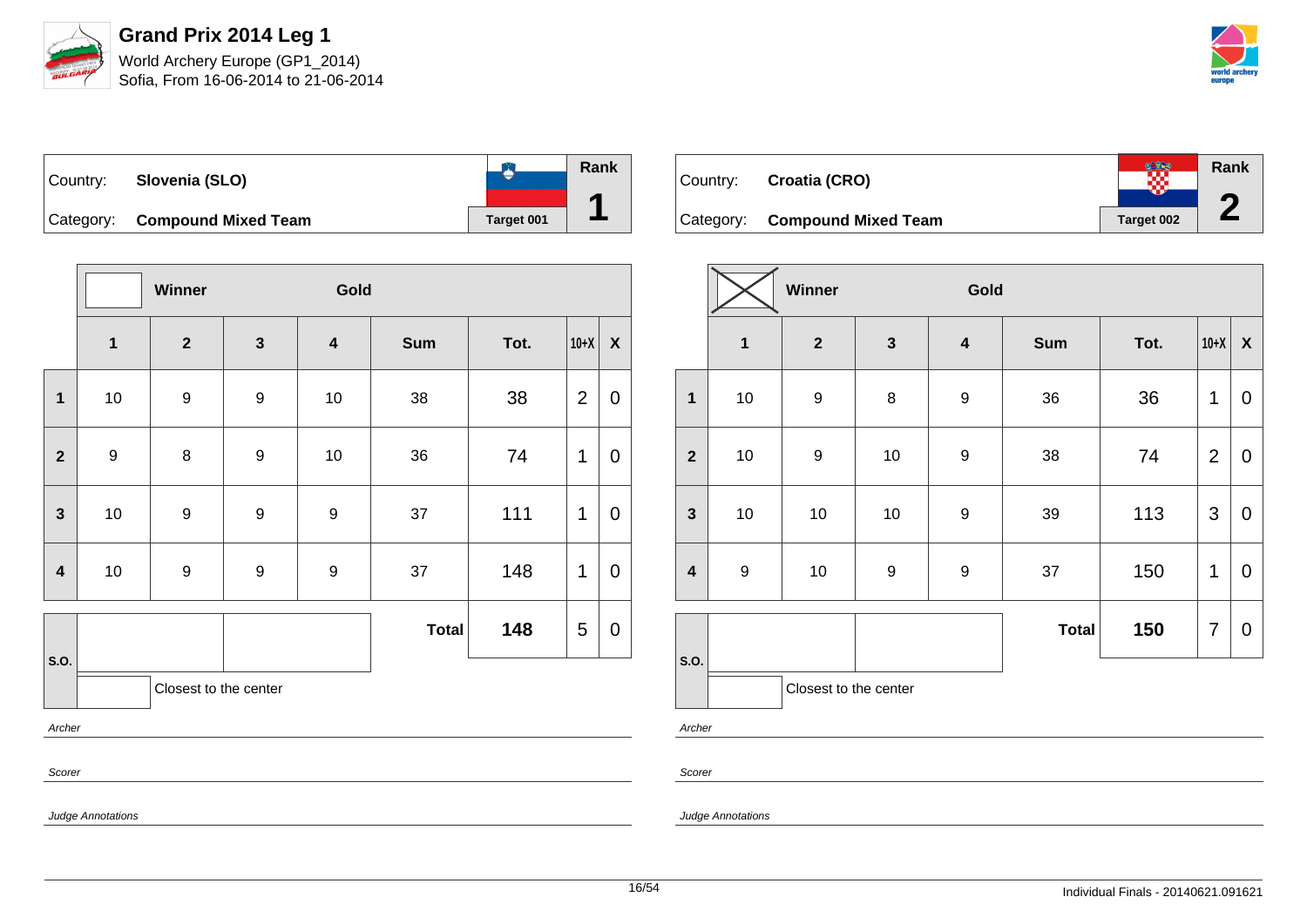# Grand Prix 2014 Leg 1

World Archery Europe (GP1_2014)
Sofia, From 16-06-2014 to 21-06-2014

| Country: | **Slovenia (SLO)** | Rank |
|---|---|---|
| Category: | **Compound Mixed Team** | **1** |
| | Target 001 | |

| | Winner | | | Gold | | | | |
|---|---|---|---|---|---|---|---|---|
| | **1** | **2** | **3** | **4** | **Sum** | **Tot.** | **10+X** | **X** |
| **1** | 10 | 9 | 9 | 10 | 38 | 38 | 2 | 0 |
| **2** | 9 | 8 | 9 | 10 | 36 | 74 | 1 | 0 |
| **3** | 10 | 9 | 9 | 9 | 37 | 111 | 1 | 0 |
| **4** | 10 | 9 | 9 | 9 | 37 | 148 | 1 | 0 |
| **S.O.** | | | | | **Total** | **148** | 5 | 0 |

Closest to the center

*Archer*

*Scorer*

*Judge Annotations*

| Country: | **Croatia (CRO)** | Rank |
|---|---|---|
| Category: | **Compound Mixed Team** | **2** |
| | Target 002 | |

| | Winner | | | Gold | | | | |
|---|---|---|---|---|---|---|---|---|
| | **1** | **2** | **3** | **4** | **Sum** | **Tot.** | **10+X** | **X** |
| **1** | 10 | 9 | 8 | 9 | 36 | 36 | 1 | 0 |
| **2** | 10 | 9 | 10 | 9 | 38 | 74 | 2 | 0 |
| **3** | 10 | 10 | 10 | 9 | 39 | 113 | 3 | 0 |
| **4** | 9 | 10 | 9 | 9 | 37 | 150 | 1 | 0 |
| **S.O.** | | | | | **Total** | **150** | 7 | 0 |

Closest to the center

*Archer*

*Scorer*

*Judge Annotations*

Individual Finals - 20140621.091621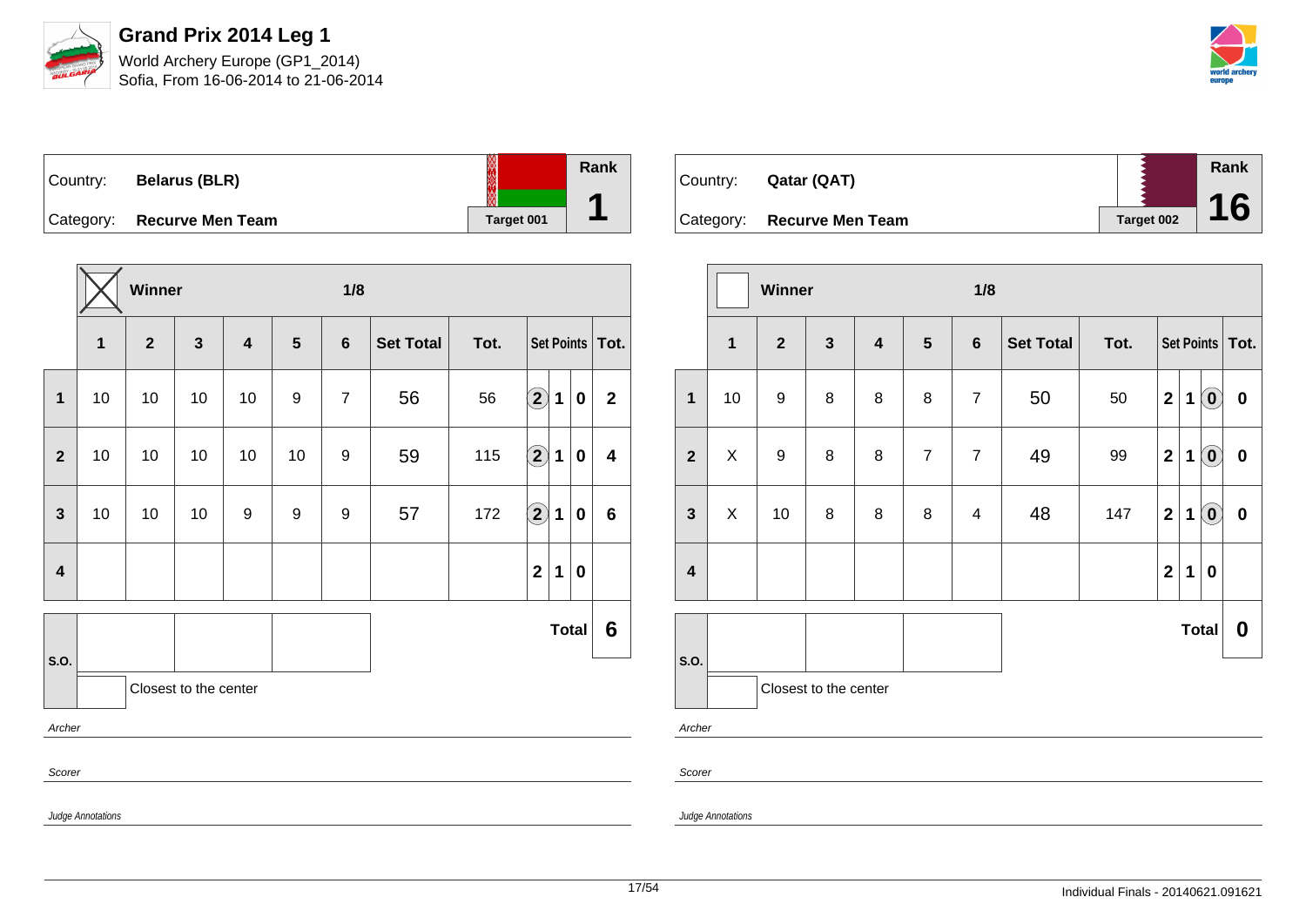# Grand Prix 2014 Leg 1

World Archery Europe (GP1_2014)
Sofia, From 16-06-2014 to 21-06-2014

| Country: | Belarus (BLR) | Rank |
|---|---|---|
| Category: | Recurve Men Team | 1 |
| | Target 001 | |

Winner: X — 1/8

| | 1 | 2 | 3 | 4 | 5 | 6 | Set Total | Tot. | Set Points | | | Tot. |
|---|---|---|---|---|---|---|---|---|---|---|---|---|
| 1 | 10 | 10 | 10 | 10 | 9 | 7 | 56 | 56 | (2) | 1 | 0 | 2 |
| 2 | 10 | 10 | 10 | 10 | 10 | 9 | 59 | 115 | (2) | 1 | 0 | 4 |
| 3 | 10 | 10 | 10 | 9 | 9 | 9 | 57 | 172 | (2) | 1 | 0 | 6 |
| 4 | | | | | | | | | 2 | 1 | 0 | |
| S.O. | | | | | | | | | | | Total | 6 |

Closest to the center

Archer

Scorer

Judge Annotations

| Country: | Qatar (QAT) | Rank |
|---|---|---|
| Category: | Recurve Men Team | 16 |
| | Target 002 | |

Winner: — 1/8

| | 1 | 2 | 3 | 4 | 5 | 6 | Set Total | Tot. | Set Points | | | Tot. |
|---|---|---|---|---|---|---|---|---|---|---|---|---|
| 1 | 10 | 9 | 8 | 8 | 8 | 7 | 50 | 50 | 2 | 1 | (0) | 0 |
| 2 | X | 9 | 8 | 8 | 7 | 7 | 49 | 99 | 2 | 1 | (0) | 0 |
| 3 | X | 10 | 8 | 8 | 8 | 4 | 48 | 147 | 2 | 1 | (0) | 0 |
| 4 | | | | | | | | | 2 | 1 | 0 | |
| S.O. | | | | | | | | | | | Total | 0 |

Closest to the center

Archer

Scorer

Judge Annotations

Individual Finals - 20140621.091621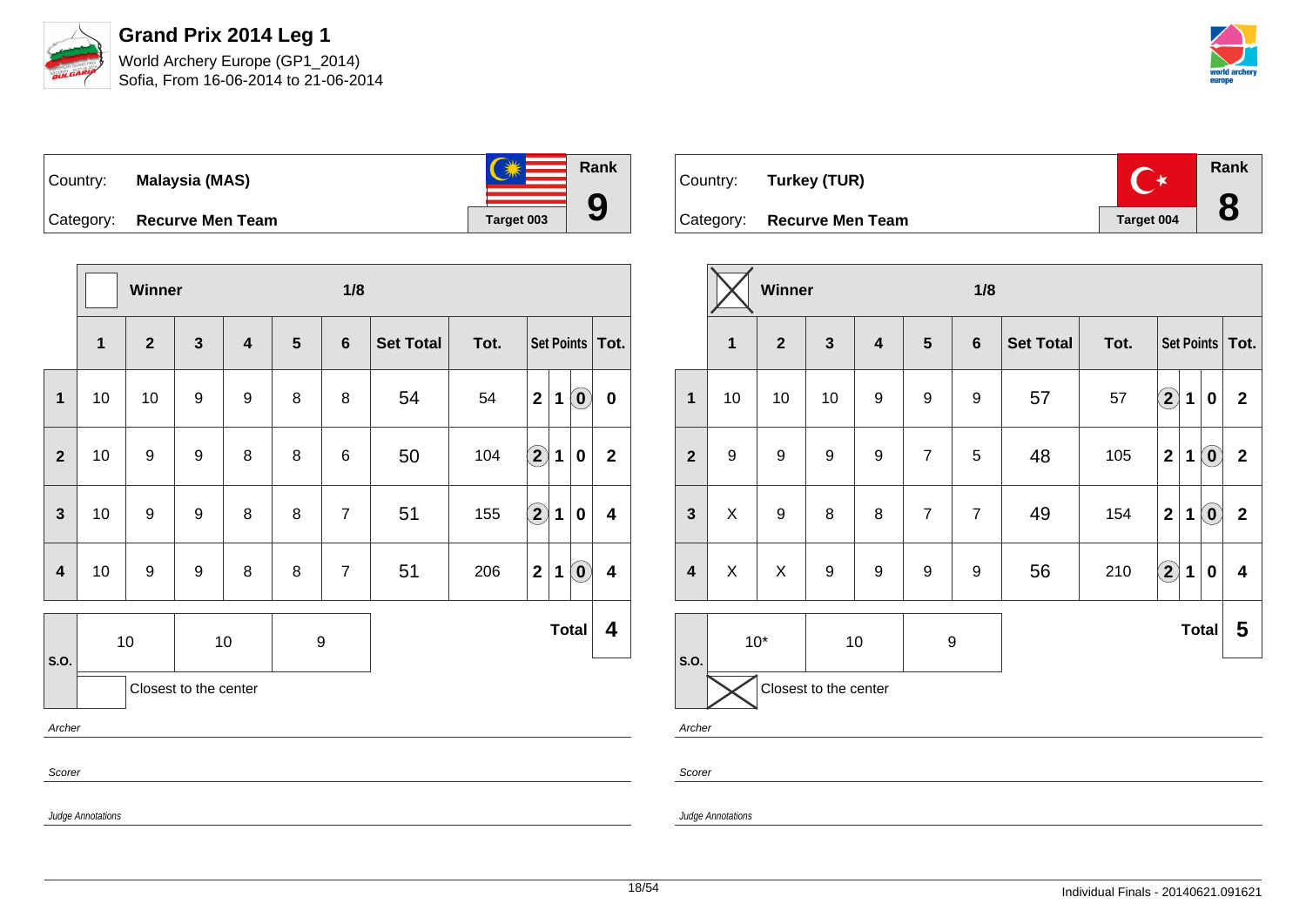# Grand Prix 2014 Leg 1

World Archery Europe (GP1_2014)
Sofia, From 16-06-2014 to 21-06-2014

| Country: | Malaysia (MAS) | | Rank |
|---|---|---|---|
| Category: | Recurve Men Team | Target 003 | 9 |

Winner: ☐ — 1/8

| | 1 | 2 | 3 | 4 | 5 | 6 | Set Total | Tot. | Set Points | | | Tot. |
|---|---|---|---|---|---|---|---|---|---|---|---|---|
| 1 | 10 | 10 | 9 | 9 | 8 | 8 | 54 | 54 | 2 | 1 | (0) | 0 |
| 2 | 10 | 9 | 9 | 8 | 8 | 6 | 50 | 104 | (2) | 1 | 0 | 2 |
| 3 | 10 | 9 | 9 | 8 | 8 | 7 | 51 | 155 | (2) | 1 | 0 | 4 |
| 4 | 10 | 9 | 9 | 8 | 8 | 7 | 51 | 206 | 2 | 1 | (0) | 4 |

| S.O. | 10 | 10 | 9 | Total | 4 |
|---|---|---|---|---|---|

☐ Closest to the center

*Archer*

*Scorer*

*Judge Annotations*

| Country: | Turkey (TUR) | | Rank |
|---|---|---|---|
| Category: | Recurve Men Team | Target 004 | 8 |

Winner: ☒ — 1/8

| | 1 | 2 | 3 | 4 | 5 | 6 | Set Total | Tot. | Set Points | | | Tot. |
|---|---|---|---|---|---|---|---|---|---|---|---|---|
| 1 | 10 | 10 | 10 | 9 | 9 | 9 | 57 | 57 | (2) | 1 | 0 | 2 |
| 2 | 9 | 9 | 9 | 9 | 7 | 5 | 48 | 105 | 2 | 1 | (0) | 2 |
| 3 | X | 9 | 8 | 8 | 7 | 7 | 49 | 154 | 2 | 1 | (0) | 2 |
| 4 | X | X | 9 | 9 | 9 | 9 | 56 | 210 | (2) | 1 | 0 | 4 |

| S.O. | 10* | 10 | 9 | Total | 5 |
|---|---|---|---|---|---|

☒ Closest to the center

*Archer*

*Scorer*

*Judge Annotations*

Individual Finals - 20140621.091621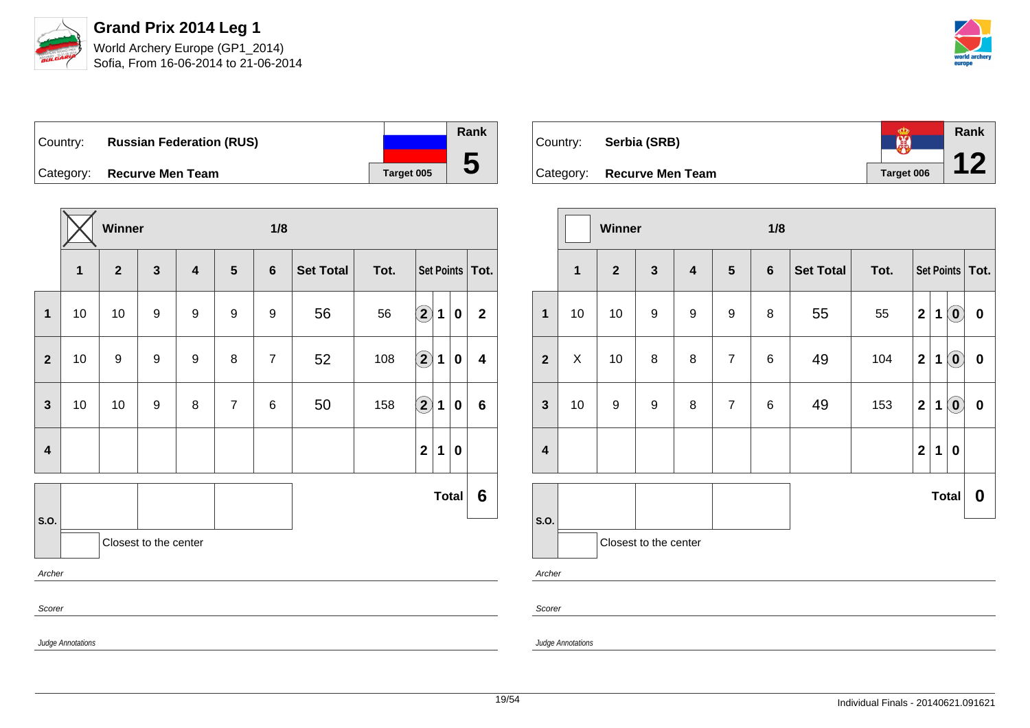# Grand Prix 2014 Leg 1

World Archery Europe (GP1_2014)
Sofia, From 16-06-2014 to 21-06-2014

| Country: | **Russian Federation (RUS)** | Rank |
|---|---|---|
| Category: | **Recurve Men Team** | **5** |
| | Target 005 | |

**Winner** ☒ — **1/8**

| | 1 | 2 | 3 | 4 | 5 | 6 | Set Total | Tot. | Set Points | | | Tot. |
|---|---|---|---|---|---|---|---|---|---|---|---|---|
| **1** | 10 | 10 | 9 | 9 | 9 | 9 | 56 | 56 | (2) | 1 | 0 | **2** |
| **2** | 10 | 9 | 9 | 9 | 8 | 7 | 52 | 108 | (2) | 1 | 0 | **4** |
| **3** | 10 | 10 | 9 | 8 | 7 | 6 | 50 | 158 | (2) | 1 | 0 | **6** |
| **4** | | | | | | | | | 2 | 1 | 0 | |

**Total** **6**

S.O.

Closest to the center

*Archer*

*Scorer*

*Judge Annotations*

| Country: | **Serbia (SRB)** | Rank |
|---|---|---|
| Category: | **Recurve Men Team** | **12** |
| | Target 006 | |

**Winner** ☐ — **1/8**

| | 1 | 2 | 3 | 4 | 5 | 6 | Set Total | Tot. | Set Points | | | Tot. |
|---|---|---|---|---|---|---|---|---|---|---|---|---|
| **1** | 10 | 10 | 9 | 9 | 9 | 8 | 55 | 55 | 2 | 1 | (0) | **0** |
| **2** | X | 10 | 8 | 8 | 7 | 6 | 49 | 104 | 2 | 1 | (0) | **0** |
| **3** | 10 | 9 | 9 | 8 | 7 | 6 | 49 | 153 | 2 | 1 | (0) | **0** |
| **4** | | | | | | | | | 2 | 1 | 0 | |

**Total** **0**

S.O.

Closest to the center

*Archer*

*Scorer*

*Judge Annotations*

Individual Finals - 20140621.091621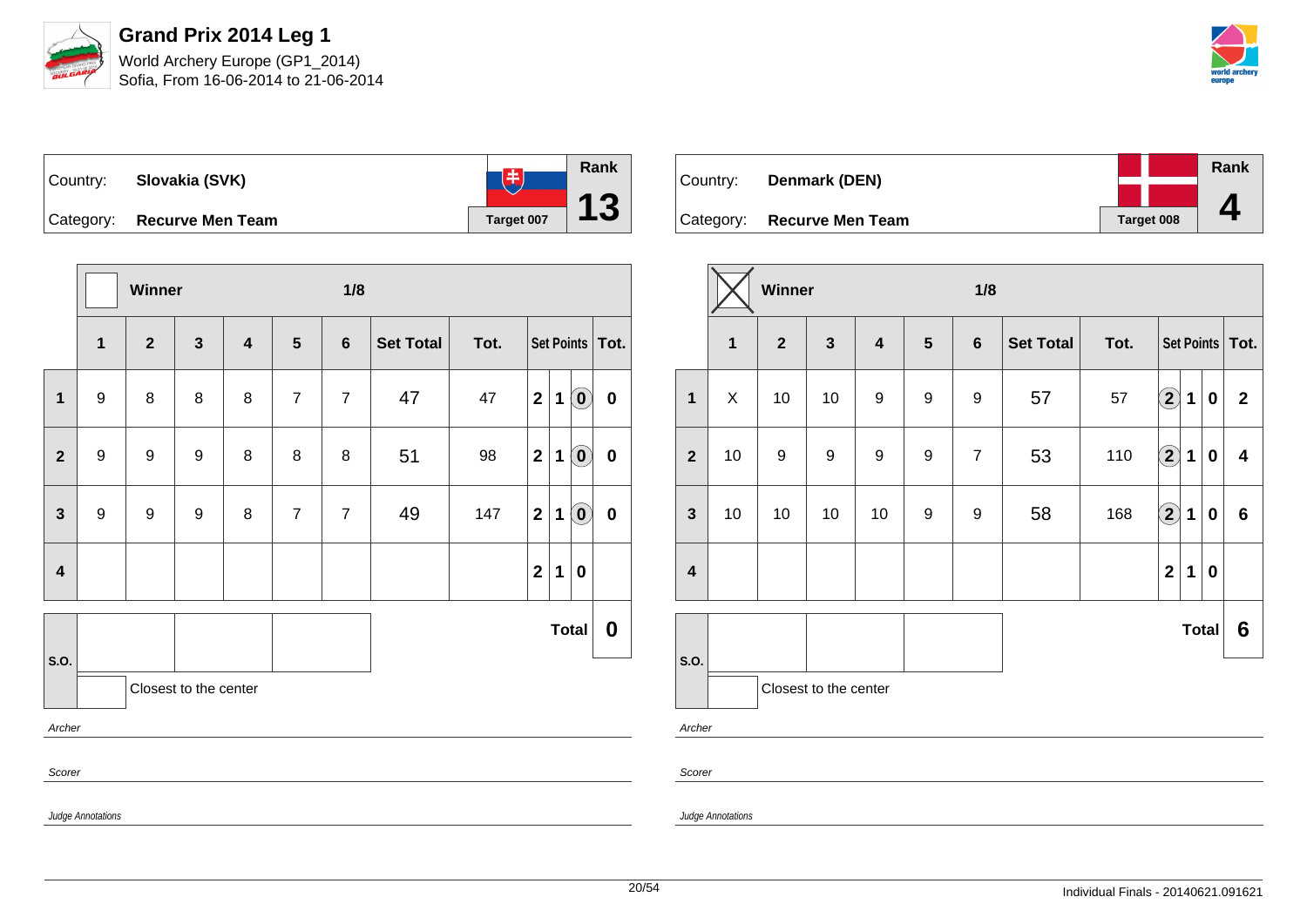# Grand Prix 2014 Leg 1

World Archery Europe (GP1_2014)
Sofia, From 16-06-2014 to 21-06-2014

| Country: | Slovakia (SVK) | Rank |
|---|---|---|
| Category: | Recurve Men Team | 13 |
| | Target 007 | |

Winner: ☐ — 1/8

| | 1 | 2 | 3 | 4 | 5 | 6 | Set Total | Tot. | Set Points | | | Tot. |
|---|---|---|---|---|---|---|---|---|---|---|---|---|
| 1 | 9 | 8 | 8 | 8 | 7 | 7 | 47 | 47 | 2 | 1 | (0) | 0 |
| 2 | 9 | 9 | 9 | 8 | 8 | 8 | 51 | 98 | 2 | 1 | (0) | 0 |
| 3 | 9 | 9 | 9 | 8 | 7 | 7 | 49 | 147 | 2 | 1 | (0) | 0 |
| 4 | | | | | | | | | 2 | 1 | 0 | |
| S.O. | | | | | | | | | | | Total | 0 |

Closest to the center

*Archer*

*Scorer*

*Judge Annotations*

| Country: | Denmark (DEN) | Rank |
|---|---|---|
| Category: | Recurve Men Team | 4 |
| | Target 008 | |

Winner: ☒ — 1/8

| | 1 | 2 | 3 | 4 | 5 | 6 | Set Total | Tot. | Set Points | | | Tot. |
|---|---|---|---|---|---|---|---|---|---|---|---|---|
| 1 | X | 10 | 10 | 9 | 9 | 9 | 57 | 57 | (2) | 1 | 0 | 2 |
| 2 | 10 | 9 | 9 | 9 | 9 | 7 | 53 | 110 | (2) | 1 | 0 | 4 |
| 3 | 10 | 10 | 10 | 10 | 9 | 9 | 58 | 168 | (2) | 1 | 0 | 6 |
| 4 | | | | | | | | | 2 | 1 | 0 | |
| S.O. | | | | | | | | | | | Total | 6 |

Closest to the center

*Archer*

*Scorer*

*Judge Annotations*

Individual Finals - 20140621.091621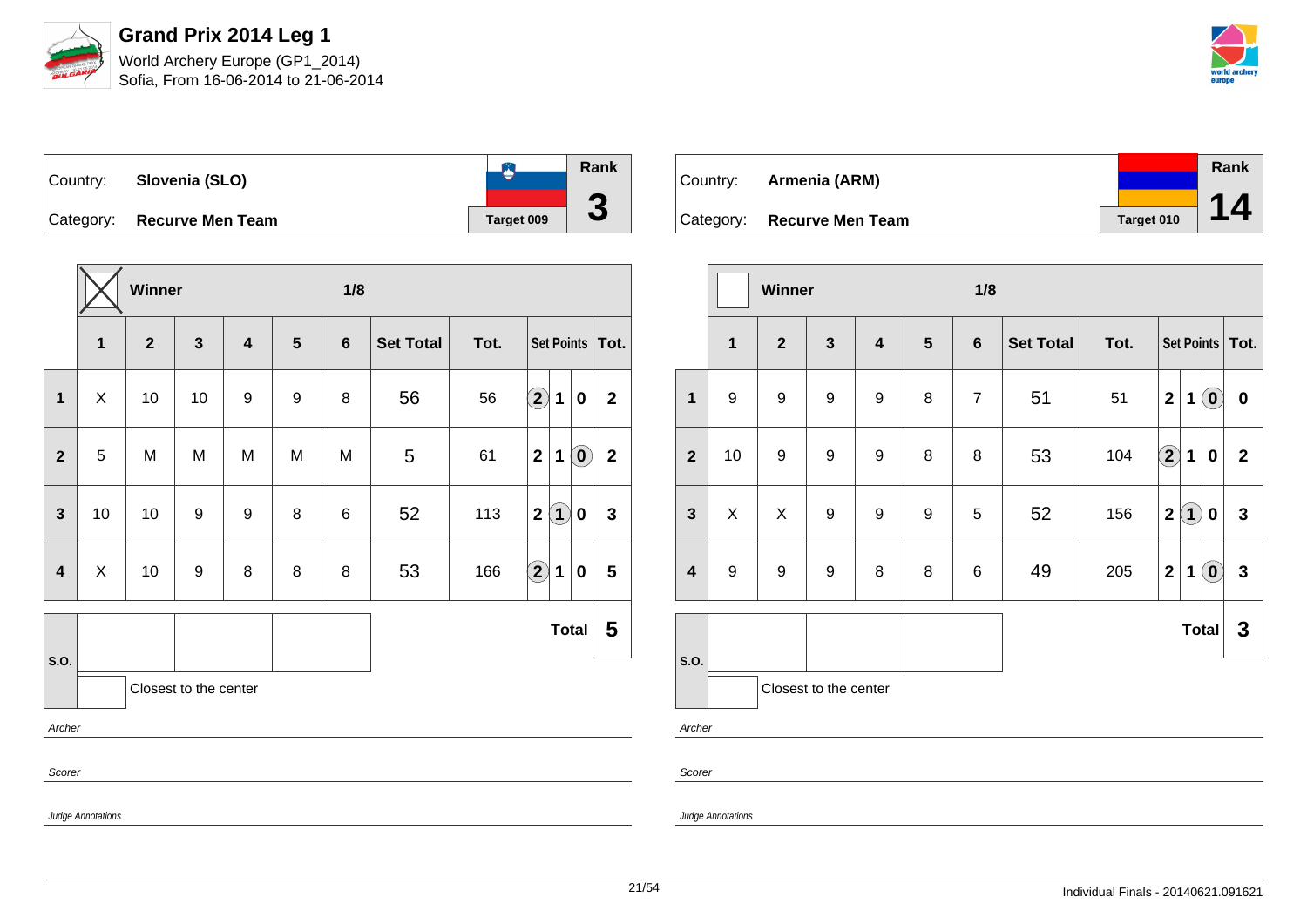# Grand Prix 2014 Leg 1

World Archery Europe (GP1_2014)
Sofia, From 16-06-2014 to 21-06-2014

| Country: | Slovenia (SLO) | | Rank |
|---|---|---|---|
| Category: | Recurve Men Team | Target 009 | 3 |

Winner — 1/8

| | 1 | 2 | 3 | 4 | 5 | 6 | Set Total | Tot. | Set Points | | | Tot. |
|---|---|---|---|---|---|---|---|---|---|---|---|---|
| 1 | X | 10 | 10 | 9 | 9 | 8 | 56 | 56 | (2) | 1 | 0 | 2 |
| 2 | 5 | M | M | M | M | M | 5 | 61 | 2 | 1 | (0) | 2 |
| 3 | 10 | 10 | 9 | 9 | 8 | 6 | 52 | 113 | 2 | (1) | 0 | 3 |
| 4 | X | 10 | 9 | 8 | 8 | 8 | 53 | 166 | (2) | 1 | 0 | 5 |

S.O.: Closest to the center

**Total 5**

*Archer*

*Scorer*

*Judge Annotations*

| Country: | Armenia (ARM) | | Rank |
|---|---|---|---|
| Category: | Recurve Men Team | Target 010 | 14 |

Winner — 1/8

| | 1 | 2 | 3 | 4 | 5 | 6 | Set Total | Tot. | Set Points | | | Tot. |
|---|---|---|---|---|---|---|---|---|---|---|---|---|
| 1 | 9 | 9 | 9 | 9 | 8 | 7 | 51 | 51 | 2 | 1 | (0) | 0 |
| 2 | 10 | 9 | 9 | 9 | 8 | 8 | 53 | 104 | (2) | 1 | 0 | 2 |
| 3 | X | X | 9 | 9 | 9 | 5 | 52 | 156 | 2 | (1) | 0 | 3 |
| 4 | 9 | 9 | 9 | 8 | 8 | 6 | 49 | 205 | 2 | 1 | (0) | 3 |

S.O.: Closest to the center

**Total 3**

*Archer*

*Scorer*

*Judge Annotations*

Individual Finals - 20140621.091621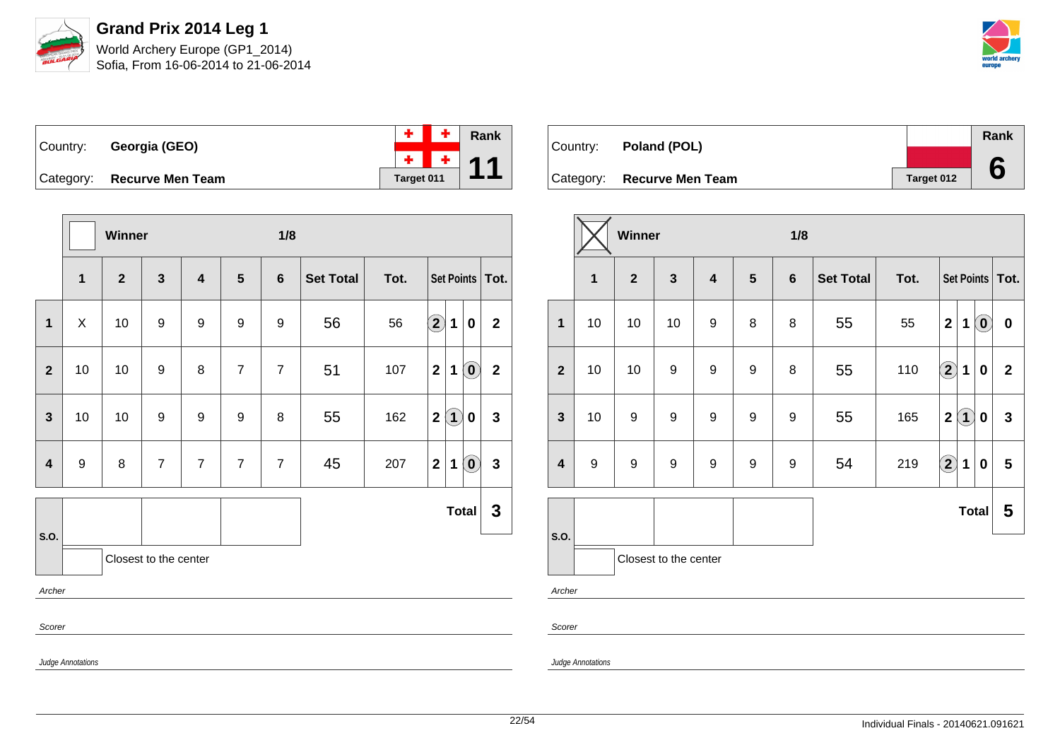# Grand Prix 2014 Leg 1

World Archery Europe (GP1_2014)
Sofia, From 16-06-2014 to 21-06-2014

| Country: | Georgia (GEO) | Rank |
|---|---|---|
| Category: | Recurve Men Team | 11 |
| | Target 011 | |

| | Winner | | | | | 1/8 | | | | | | |
|---|---|---|---|---|---|---|---|---|---|---|---|---|
| | 1 | 2 | 3 | 4 | 5 | 6 | Set Total | Tot. | Set Points | | | Tot. |
| 1 | X | 10 | 9 | 9 | 9 | 9 | 56 | 56 | (2) | 1 | 0 | 2 |
| 2 | 10 | 10 | 9 | 8 | 7 | 7 | 51 | 107 | 2 | 1 | (0) | 2 |
| 3 | 10 | 10 | 9 | 9 | 9 | 8 | 55 | 162 | 2 | (1) | 0 | 3 |
| 4 | 9 | 8 | 7 | 7 | 7 | 7 | 45 | 207 | 2 | 1 | (0) | 3 |
| S.O. | | | | | | | | | | | Total | 3 |

Closest to the center

*Archer*

*Scorer*

*Judge Annotations*

| Country: | Poland (POL) | Rank |
|---|---|---|
| Category: | Recurve Men Team | 6 |
| | Target 012 | |

| | Winner ☒ | | | | | 1/8 | | | | | | |
|---|---|---|---|---|---|---|---|---|---|---|---|---|
| | 1 | 2 | 3 | 4 | 5 | 6 | Set Total | Tot. | Set Points | | | Tot. |
| 1 | 10 | 10 | 10 | 9 | 8 | 8 | 55 | 55 | 2 | 1 | (0) | 0 |
| 2 | 10 | 10 | 9 | 9 | 9 | 8 | 55 | 110 | (2) | 1 | 0 | 2 |
| 3 | 10 | 9 | 9 | 9 | 9 | 9 | 55 | 165 | 2 | (1) | 0 | 3 |
| 4 | 9 | 9 | 9 | 9 | 9 | 9 | 54 | 219 | (2) | 1 | 0 | 5 |
| S.O. | | | | | | | | | | | Total | 5 |

Closest to the center

*Archer*

*Scorer*

*Judge Annotations*

Individual Finals - 20140621.091621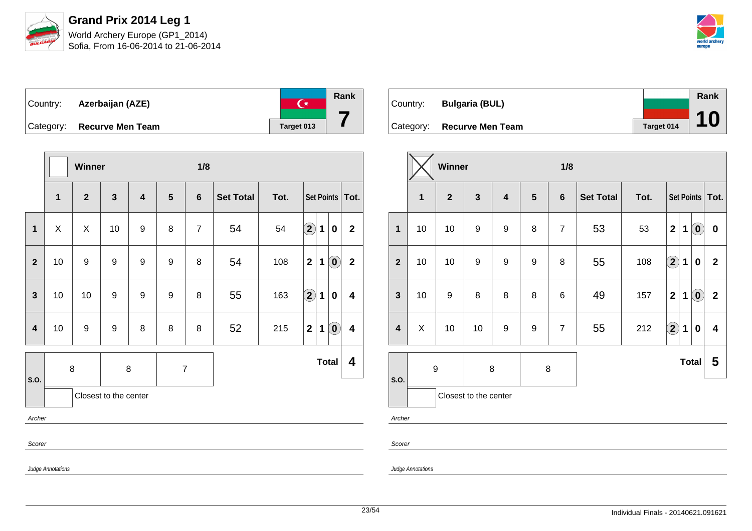# Grand Prix 2014 Leg 1

World Archery Europe (GP1_2014)
Sofia, From 16-06-2014 to 21-06-2014

| Country: | Azerbaijan (AZE) | Rank |
|---|---|---|
| Category: | Recurve Men Team | 7 |
| | Target 013 | |

Winner — 1/8

| | 1 | 2 | 3 | 4 | 5 | 6 | Set Total | Tot. | Set Points | Tot. |
|---|---|---|---|---|---|---|---|---|---|---|
| 1 | X | X | 10 | 9 | 8 | 7 | 54 | 54 | (2) 1 0 | 2 |
| 2 | 10 | 9 | 9 | 9 | 9 | 8 | 54 | 108 | 2 1 (0) | 2 |
| 3 | 10 | 10 | 9 | 9 | 9 | 8 | 55 | 163 | (2) 1 0 | 4 |
| 4 | 10 | 9 | 9 | 8 | 8 | 8 | 52 | 215 | 2 1 (0) | 4 |

| S.O. | 8 | 8 | 7 | Total | 4 |
|---|---|---|---|---|---|

Closest to the center

*Archer*

*Scorer*

*Judge Annotations*

| Country: | Bulgaria (BUL) | Rank |
|---|---|---|
| Category: | Recurve Men Team | 10 |
| | Target 014 | |

Winner (X) — 1/8

| | 1 | 2 | 3 | 4 | 5 | 6 | Set Total | Tot. | Set Points | Tot. |
|---|---|---|---|---|---|---|---|---|---|---|
| 1 | 10 | 10 | 9 | 9 | 8 | 7 | 53 | 53 | 2 1 (0) | 0 |
| 2 | 10 | 10 | 9 | 9 | 9 | 8 | 55 | 108 | (2) 1 0 | 2 |
| 3 | 10 | 9 | 8 | 8 | 8 | 6 | 49 | 157 | 2 1 (0) | 2 |
| 4 | X | 10 | 10 | 9 | 9 | 7 | 55 | 212 | (2) 1 0 | 4 |

| S.O. | 9 | 8 | 8 | Total | 5 |
|---|---|---|---|---|---|

Closest to the center

*Archer*

*Scorer*

*Judge Annotations*

Individual Finals - 20140621.091621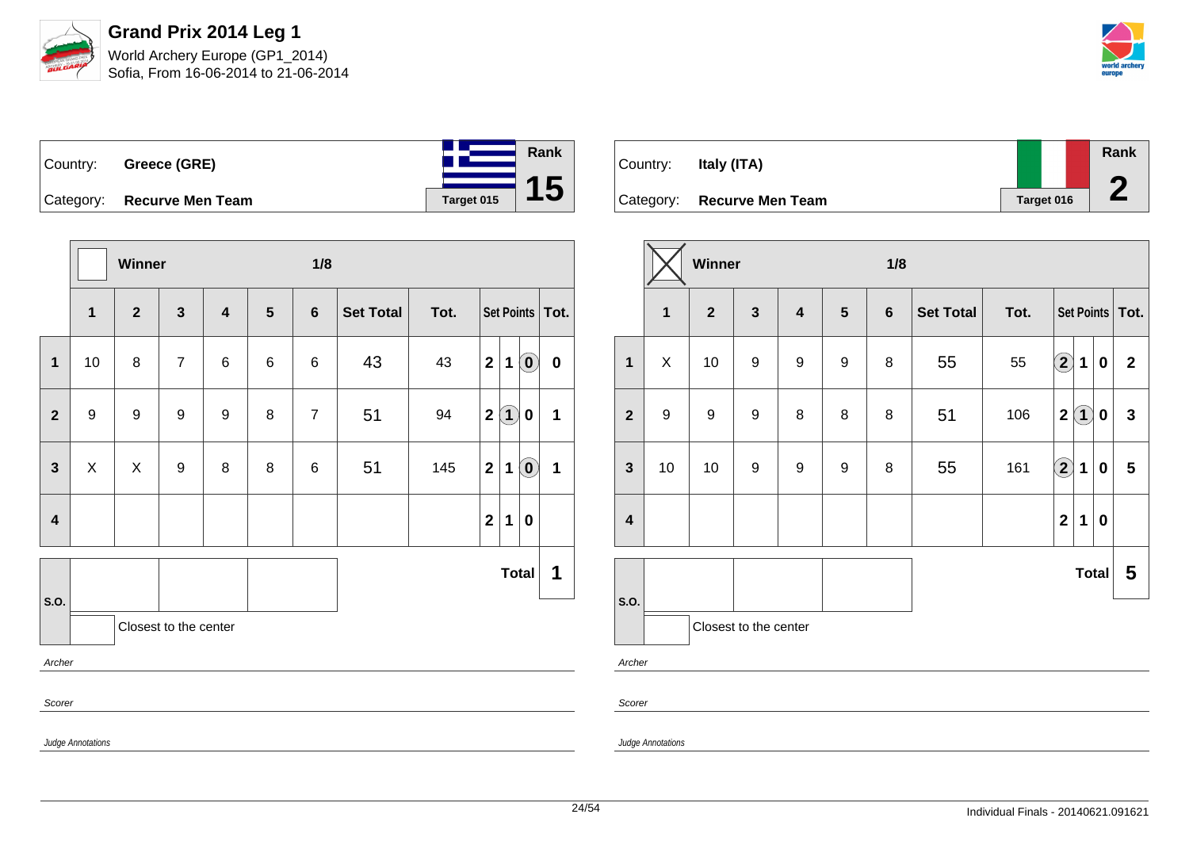# Grand Prix 2014 Leg 1

World Archery Europe (GP1_2014)
Sofia, From 16-06-2014 to 21-06-2014

| Country: | Greece (GRE) | Rank |
|---|---|---|
| Category: | Recurve Men Team | 15 |
| | Target 015 | |

Winner — 1/8

| | 1 | 2 | 3 | 4 | 5 | 6 | Set Total | Tot. | Set Points | | | Tot. |
|---|---|---|---|---|---|---|---|---|---|---|---|---|
| 1 | 10 | 8 | 7 | 6 | 6 | 6 | 43 | 43 | 2 | 1 | (0) | 0 |
| 2 | 9 | 9 | 9 | 9 | 8 | 7 | 51 | 94 | 2 | (1) | 0 | 1 |
| 3 | X | X | 9 | 8 | 8 | 6 | 51 | 145 | 2 | 1 | (0) | 1 |
| 4 | | | | | | | | | 2 | 1 | 0 | |

S.O.: | | | |

Total: **1**

Closest to the center

*Archer*

*Scorer*

*Judge Annotations*

| Country: | Italy (ITA) | Rank |
|---|---|---|
| Category: | Recurve Men Team | 2 |
| | Target 016 | |

Winner: X — 1/8

| | 1 | 2 | 3 | 4 | 5 | 6 | Set Total | Tot. | Set Points | | | Tot. |
|---|---|---|---|---|---|---|---|---|---|---|---|---|
| 1 | X | 10 | 9 | 9 | 9 | 8 | 55 | 55 | (2) | 1 | 0 | 2 |
| 2 | 9 | 9 | 9 | 8 | 8 | 8 | 51 | 106 | 2 | (1) | 0 | 3 |
| 3 | 10 | 10 | 9 | 9 | 9 | 8 | 55 | 161 | (2) | 1 | 0 | 5 |
| 4 | | | | | | | | | 2 | 1 | 0 | |

S.O.: | | | |

Total: **5**

Closest to the center

*Archer*

*Scorer*

*Judge Annotations*

Individual Finals - 20140621.091621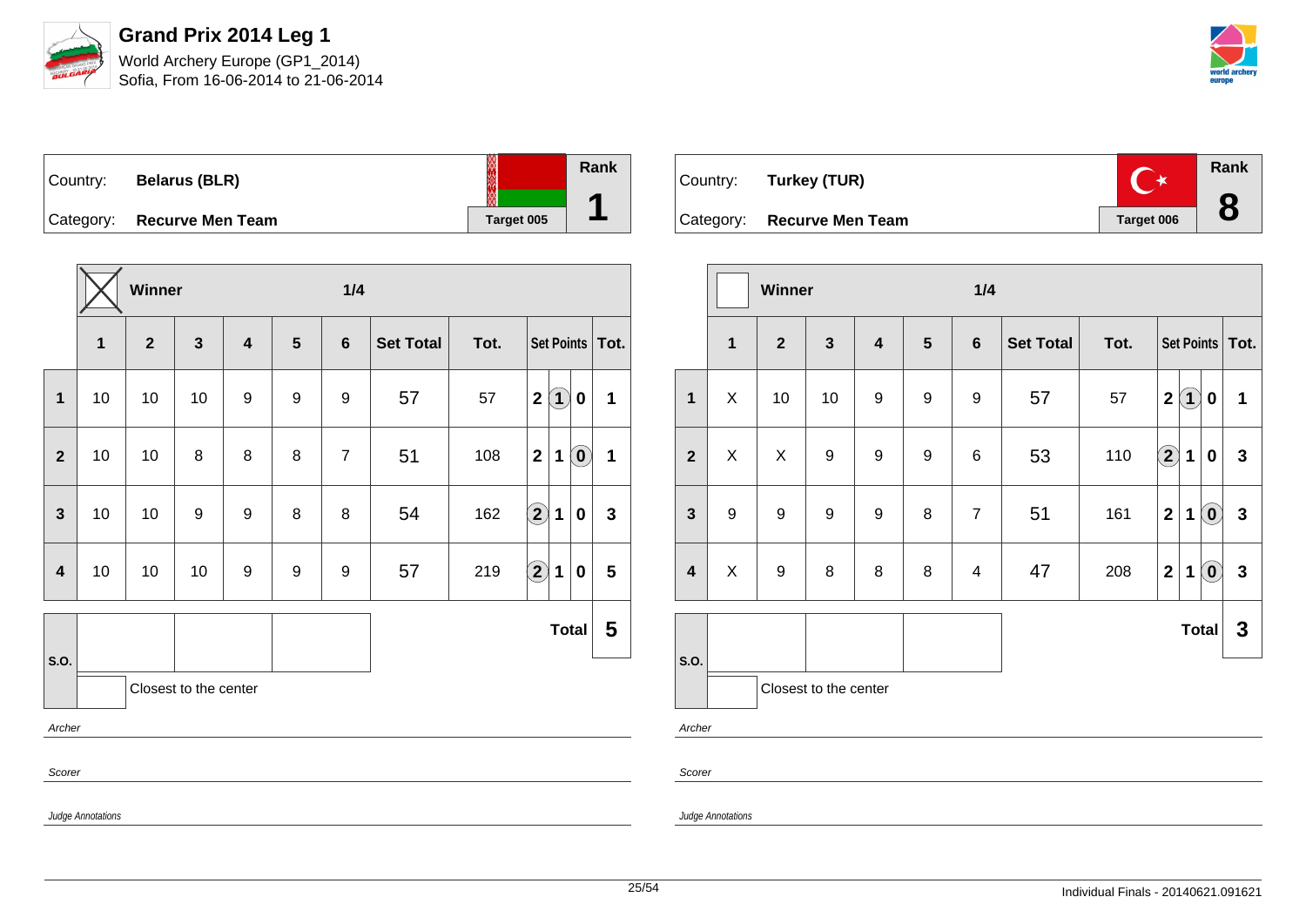# Grand Prix 2014 Leg 1

World Archery Europe (GP1_2014)
Sofia, From 16-06-2014 to 21-06-2014

| Country: | **Belarus (BLR)** | Rank |
|---|---|---|
| Category: | **Recurve Men Team** | **1** |
| | Target 005 | |

| | Winner (X) | | | | | 1/4 | | | | | | |
|---|---|---|---|---|---|---|---|---|---|---|---|---|
| | **1** | **2** | **3** | **4** | **5** | **6** | **Set Total** | **Tot.** | **Set Points** | | | **Tot.** |
| **1** | 10 | 10 | 10 | 9 | 9 | 9 | 57 | 57 | 2 | (1) | 0 | 1 |
| **2** | 10 | 10 | 8 | 8 | 8 | 7 | 51 | 108 | 2 | 1 | (0) | 1 |
| **3** | 10 | 10 | 9 | 9 | 8 | 8 | 54 | 162 | (2) | 1 | 0 | 3 |
| **4** | 10 | 10 | 10 | 9 | 9 | 9 | 57 | 219 | (2) | 1 | 0 | 5 |
| **S.O.** | | | | | | | | | | | **Total** | **5** |

Closest to the center

*Archer*

*Scorer*

*Judge Annotations*

| Country: | **Turkey (TUR)** | Rank |
|---|---|---|
| Category: | **Recurve Men Team** | **8** |
| | Target 006 | |

| | Winner | | | | | 1/4 | | | | | | |
|---|---|---|---|---|---|---|---|---|---|---|---|---|
| | **1** | **2** | **3** | **4** | **5** | **6** | **Set Total** | **Tot.** | **Set Points** | | | **Tot.** |
| **1** | X | 10 | 10 | 9 | 9 | 9 | 57 | 57 | 2 | (1) | 0 | 1 |
| **2** | X | X | 9 | 9 | 9 | 6 | 53 | 110 | (2) | 1 | 0 | 3 |
| **3** | 9 | 9 | 9 | 9 | 8 | 7 | 51 | 161 | 2 | 1 | (0) | 3 |
| **4** | X | 9 | 8 | 8 | 8 | 4 | 47 | 208 | 2 | 1 | (0) | 3 |
| **S.O.** | | | | | | | | | | | **Total** | **3** |

Closest to the center

*Archer*

*Scorer*

*Judge Annotations*

Individual Finals - 20140621.091621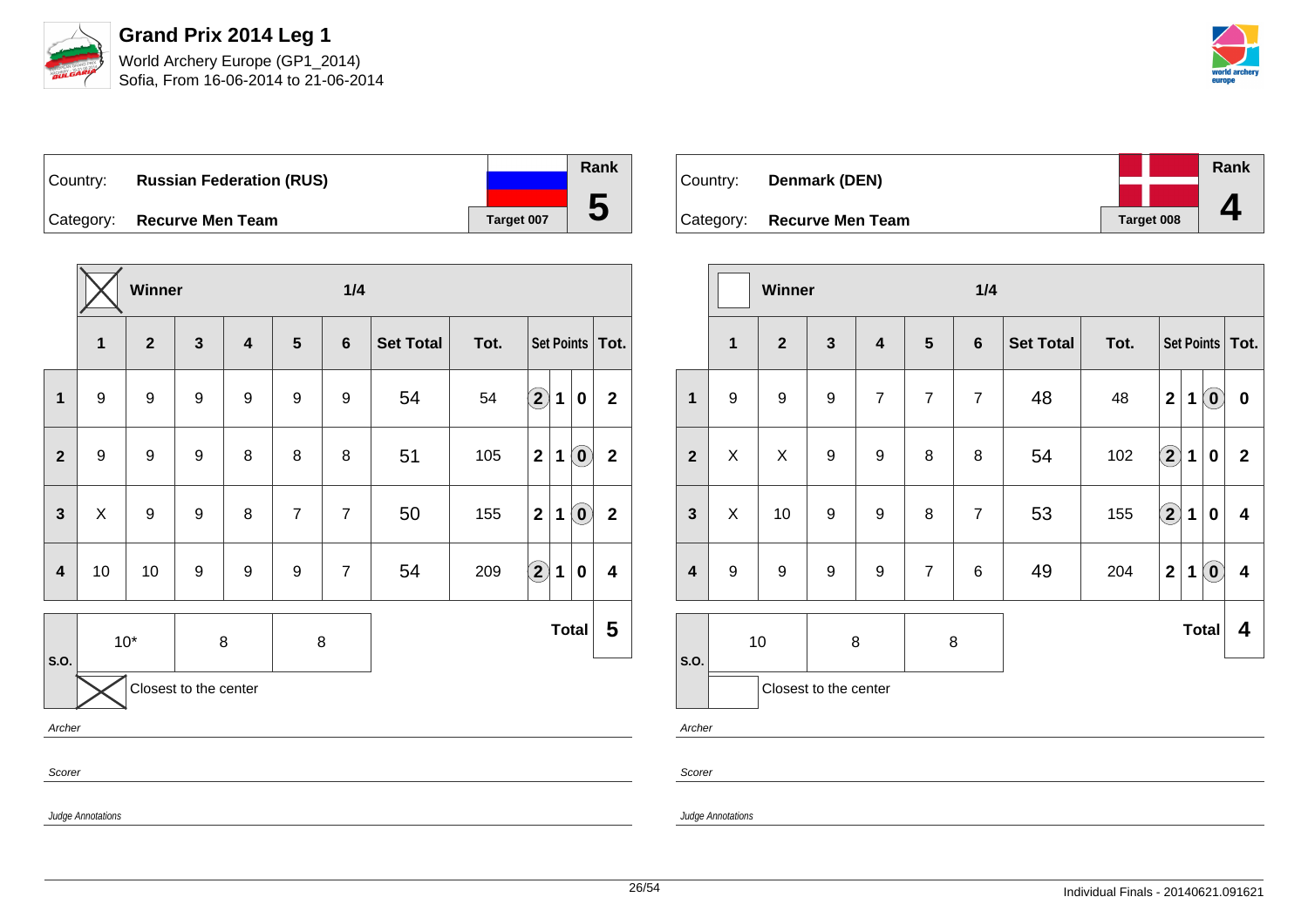# Grand Prix 2014 Leg 1

World Archery Europe (GP1_2014)
Sofia, From 16-06-2014 to 21-06-2014

| Country: | **Russian Federation (RUS)** | Rank |
|---|---|---|
| Category: | **Recurve Men Team** | **5** |
| | Target 007 | |

Winner: X — 1/4

| | 1 | 2 | 3 | 4 | 5 | 6 | Set Total | Tot. | Set Points | | | Tot. |
|---|---|---|---|---|---|---|---|---|---|---|---|---|
| 1 | 9 | 9 | 9 | 9 | 9 | 9 | 54 | 54 | (2) | 1 | 0 | 2 |
| 2 | 9 | 9 | 9 | 8 | 8 | 8 | 51 | 105 | 2 | 1 | (0) | 2 |
| 3 | X | 9 | 9 | 8 | 7 | 7 | 50 | 155 | 2 | 1 | (0) | 2 |
| 4 | 10 | 10 | 9 | 9 | 9 | 7 | 54 | 209 | (2) | 1 | 0 | 4 |

| S.O. | 10* | 8 | 8 | Total | 5 |
|---|---|---|---|---|---|

Closest to the center: X

Archer

Scorer

Judge Annotations

| Country: | **Denmark (DEN)** | Rank |
|---|---|---|
| Category: | **Recurve Men Team** | **4** |
| | Target 008 | |

Winner: — 1/4

| | 1 | 2 | 3 | 4 | 5 | 6 | Set Total | Tot. | Set Points | | | Tot. |
|---|---|---|---|---|---|---|---|---|---|---|---|---|
| 1 | 9 | 9 | 9 | 7 | 7 | 7 | 48 | 48 | 2 | 1 | (0) | 0 |
| 2 | X | X | 9 | 9 | 8 | 8 | 54 | 102 | (2) | 1 | 0 | 2 |
| 3 | X | 10 | 9 | 9 | 8 | 7 | 53 | 155 | (2) | 1 | 0 | 4 |
| 4 | 9 | 9 | 9 | 9 | 7 | 6 | 49 | 204 | 2 | 1 | (0) | 4 |

| S.O. | 10 | 8 | 8 | Total | 4 |
|---|---|---|---|---|---|

Closest to the center:

Archer

Scorer

Judge Annotations

Individual Finals - 20140621.091621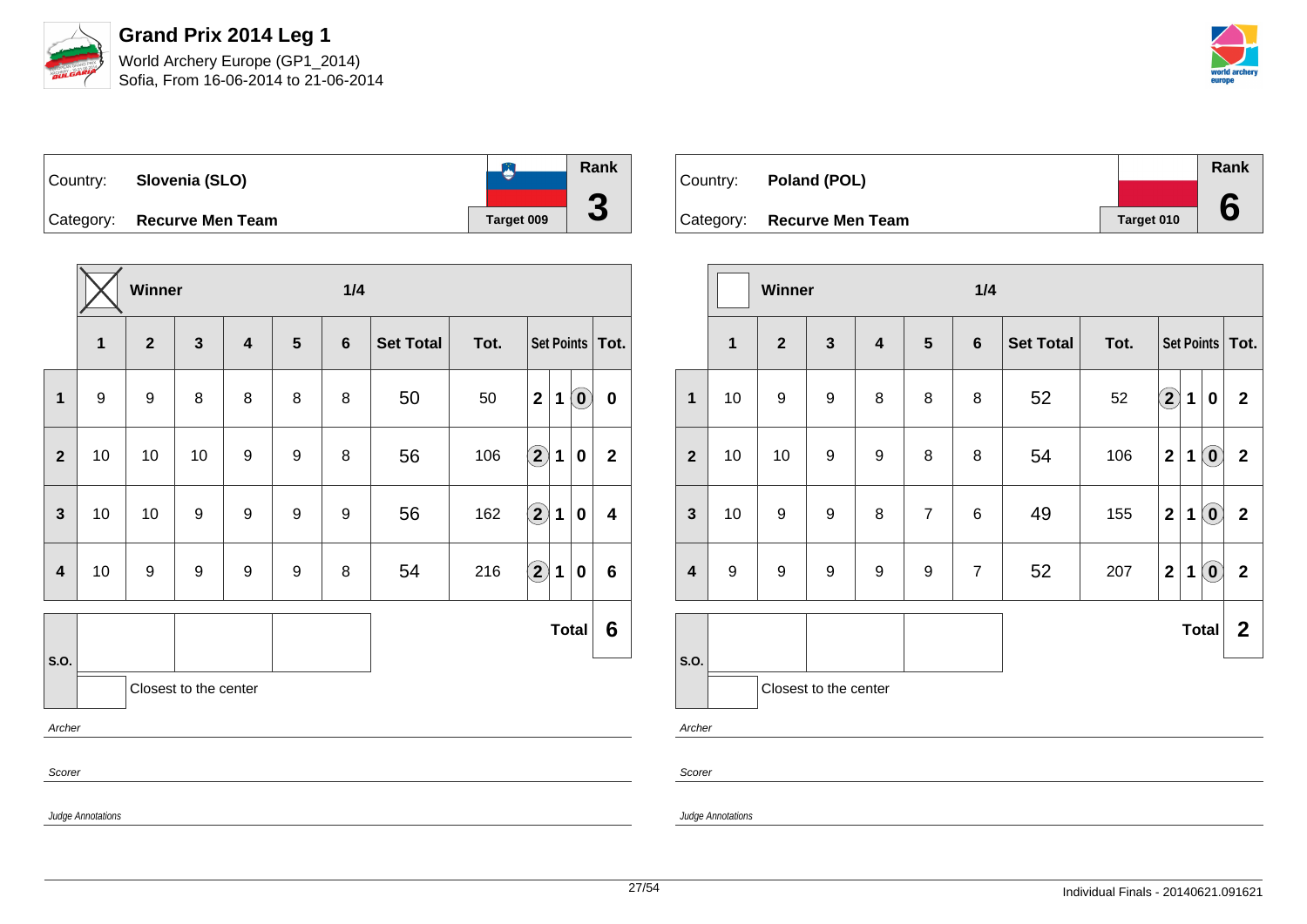# Grand Prix 2014 Leg 1

World Archery Europe (GP1_2014)
Sofia, From 16-06-2014 to 21-06-2014

| Country: | Slovenia (SLO) | | Rank |
|---|---|---|---|
| Category: | Recurve Men Team | Target 009 | 3 |

**Winner** ☒ — **1/4**

| | 1 | 2 | 3 | 4 | 5 | 6 | Set Total | Tot. | Set Points | | | Tot. |
|---|---|---|---|---|---|---|---|---|---|---|---|---|
| 1 | 9 | 9 | 8 | 8 | 8 | 8 | 50 | 50 | 2 | 1 | (0) | 0 |
| 2 | 10 | 10 | 10 | 9 | 9 | 8 | 56 | 106 | (2) | 1 | 0 | 2 |
| 3 | 10 | 10 | 9 | 9 | 9 | 9 | 56 | 162 | (2) | 1 | 0 | 4 |
| 4 | 10 | 9 | 9 | 9 | 9 | 8 | 54 | 216 | (2) | 1 | 0 | 6 |
| | | | | | | | | | | | **Total** | **6** |

S.O.

Closest to the center

*Archer*

*Scorer*

*Judge Annotations*

| Country: | Poland (POL) | | Rank |
|---|---|---|---|
| Category: | Recurve Men Team | Target 010 | 6 |

**Winner** ☐ — **1/4**

| | 1 | 2 | 3 | 4 | 5 | 6 | Set Total | Tot. | Set Points | | | Tot. |
|---|---|---|---|---|---|---|---|---|---|---|---|---|
| 1 | 10 | 9 | 9 | 8 | 8 | 8 | 52 | 52 | (2) | 1 | 0 | 2 |
| 2 | 10 | 10 | 9 | 9 | 8 | 8 | 54 | 106 | 2 | 1 | (0) | 2 |
| 3 | 10 | 9 | 9 | 8 | 7 | 6 | 49 | 155 | 2 | 1 | (0) | 2 |
| 4 | 9 | 9 | 9 | 9 | 9 | 7 | 52 | 207 | 2 | 1 | (0) | 2 |
| | | | | | | | | | | | **Total** | **2** |

S.O.

Closest to the center

*Archer*

*Scorer*

*Judge Annotations*

Individual Finals - 20140621.091621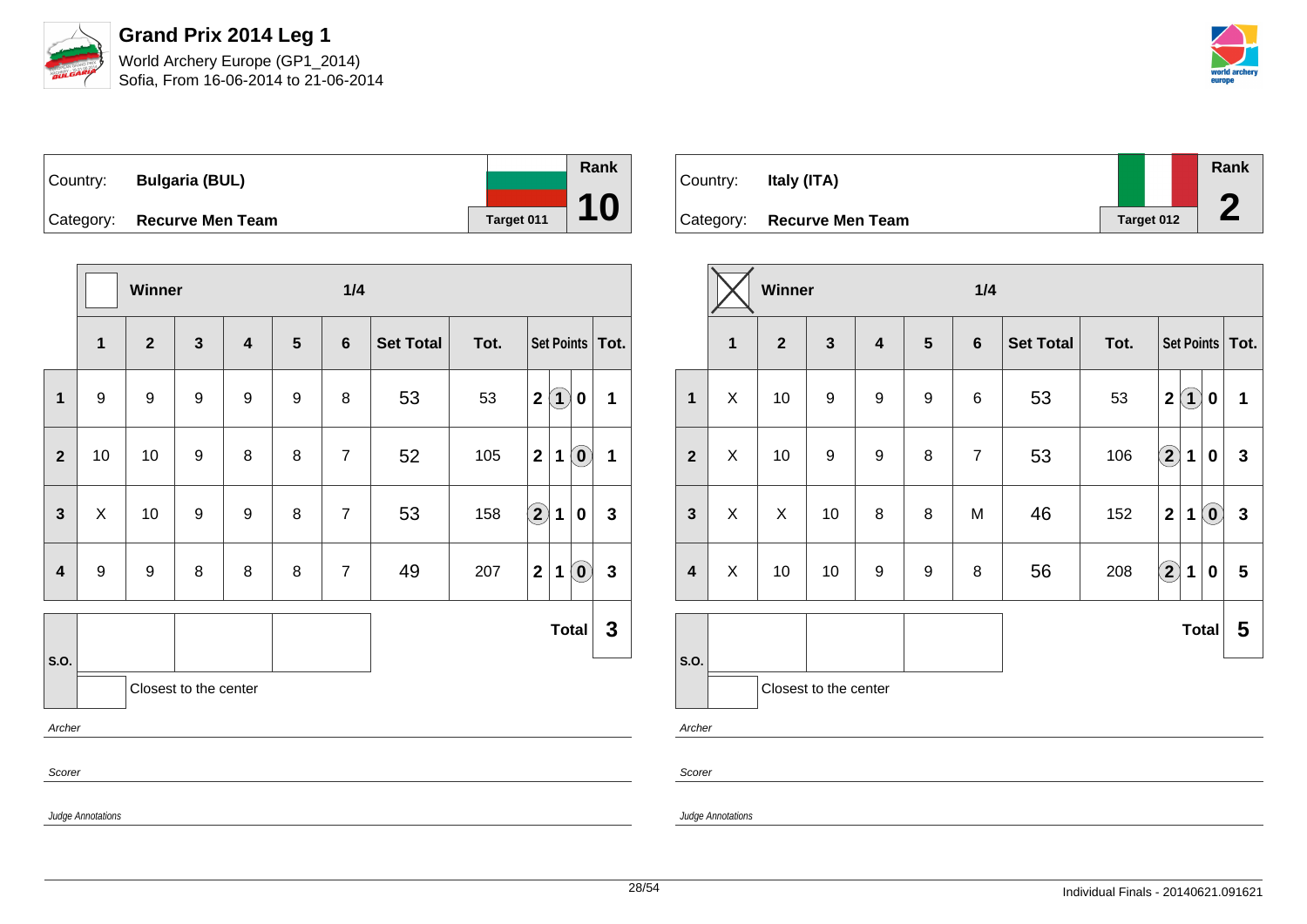# Grand Prix 2014 Leg 1

World Archery Europe (GP1_2014)
Sofia, From 16-06-2014 to 21-06-2014

| Country: | **Bulgaria (BUL)** | Rank |
|---|---|---|
| Category: | **Recurve Men Team** | **10** |
| | Target 011 | |

| | Winner | | | | 1/4 | | | | | | | |
|---|---|---|---|---|---|---|---|---|---|---|---|---|
| | **1** | **2** | **3** | **4** | **5** | **6** | **Set Total** | **Tot.** | **Set Points** | | | **Tot.** |
| **1** | 9 | 9 | 9 | 9 | 9 | 8 | 53 | 53 | 2 | (1) | 0 | 1 |
| **2** | 10 | 10 | 9 | 8 | 8 | 7 | 52 | 105 | 2 | 1 | (0) | 1 |
| **3** | X | 10 | 9 | 9 | 8 | 7 | 53 | 158 | (2) | 1 | 0 | 3 |
| **4** | 9 | 9 | 8 | 8 | 8 | 7 | 49 | 207 | 2 | 1 | (0) | 3 |
| | | | | | | | | | | | **Total** | **3** |

S.O.

Closest to the center

*Archer*

*Scorer*

*Judge Annotations*

| Country: | **Italy (ITA)** | Rank |
|---|---|---|
| Category: | **Recurve Men Team** | **2** |
| | Target 012 | |

| | Winner (X) | | | | 1/4 | | | | | | | |
|---|---|---|---|---|---|---|---|---|---|---|---|---|
| | **1** | **2** | **3** | **4** | **5** | **6** | **Set Total** | **Tot.** | **Set Points** | | | **Tot.** |
| **1** | X | 10 | 9 | 9 | 9 | 6 | 53 | 53 | 2 | (1) | 0 | 1 |
| **2** | X | 10 | 9 | 9 | 8 | 7 | 53 | 106 | (2) | 1 | 0 | 3 |
| **3** | X | X | 10 | 8 | 8 | M | 46 | 152 | 2 | 1 | (0) | 3 |
| **4** | X | 10 | 10 | 9 | 9 | 8 | 56 | 208 | (2) | 1 | 0 | 5 |
| | | | | | | | | | | | **Total** | **5** |

S.O.

Closest to the center

*Archer*

*Scorer*

*Judge Annotations*

Individual Finals - 20140621.091621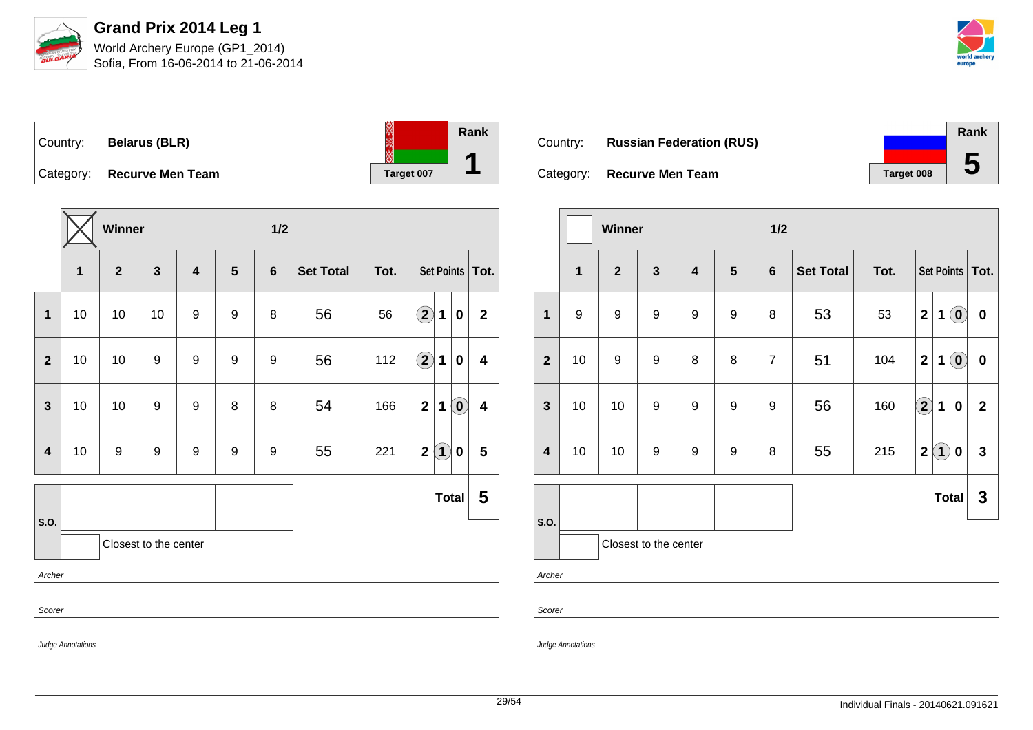# Grand Prix 2014 Leg 1

World Archery Europe (GP1_2014)
Sofia, From 16-06-2014 to 21-06-2014

| Country: | Belarus (BLR) | | Rank |
|---|---|---|---|
| Category: | Recurve Men Team | Target 007 | 1 |

Winner — 1/2

| | 1 | 2 | 3 | 4 | 5 | 6 | Set Total | Tot. | Set Points | | | Tot. |
|---|---|---|---|---|---|---|---|---|---|---|---|---|
| 1 | 10 | 10 | 10 | 9 | 9 | 8 | 56 | 56 | (2) | 1 | 0 | 2 |
| 2 | 10 | 10 | 9 | 9 | 9 | 9 | 56 | 112 | (2) | 1 | 0 | 4 |
| 3 | 10 | 10 | 9 | 9 | 8 | 8 | 54 | 166 | 2 | 1 | (0) | 4 |
| 4 | 10 | 9 | 9 | 9 | 9 | 9 | 55 | 221 | 2 | (1) | 0 | 5 |
| | | | | | | | | | | | Total | 5 |

S.O.

Closest to the center

*Archer*

*Scorer*

*Judge Annotations*

| Country: | Russian Federation (RUS) | | Rank |
|---|---|---|---|
| Category: | Recurve Men Team | Target 008 | 5 |

Winner — 1/2

| | 1 | 2 | 3 | 4 | 5 | 6 | Set Total | Tot. | Set Points | | | Tot. |
|---|---|---|---|---|---|---|---|---|---|---|---|---|
| 1 | 9 | 9 | 9 | 9 | 9 | 8 | 53 | 53 | 2 | 1 | (0) | 0 |
| 2 | 10 | 9 | 9 | 8 | 8 | 7 | 51 | 104 | 2 | 1 | (0) | 0 |
| 3 | 10 | 10 | 9 | 9 | 9 | 9 | 56 | 160 | (2) | 1 | 0 | 2 |
| 4 | 10 | 10 | 9 | 9 | 9 | 8 | 55 | 215 | 2 | (1) | 0 | 3 |
| | | | | | | | | | | | Total | 3 |

S.O.

Closest to the center

*Archer*

*Scorer*

*Judge Annotations*

Individual Finals - 20140621.091621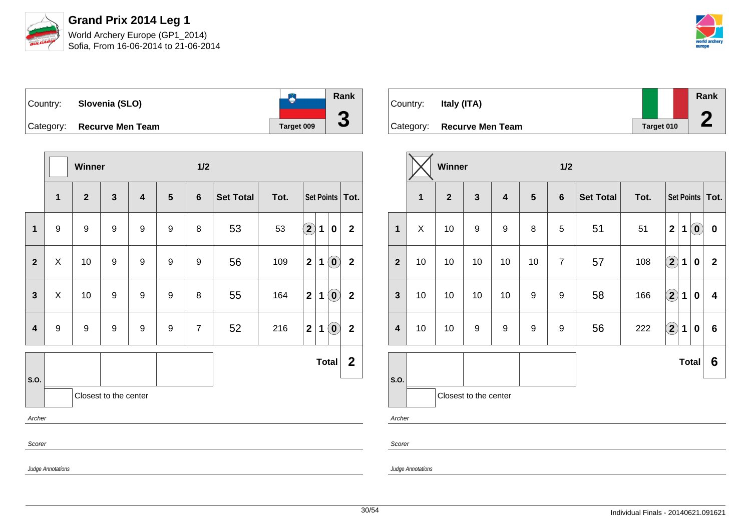# Grand Prix 2014 Leg 1

World Archery Europe (GP1_2014)
Sofia, From 16-06-2014 to 21-06-2014

| Country: | Slovenia (SLO) | Rank |
|---|---|---|
| Category: | Recurve Men Team | 3 |
| | Target 009 | |

Winner — 1/2

| | 1 | 2 | 3 | 4 | 5 | 6 | Set Total | Tot. | Set Points | | | Tot. |
|---|---|---|---|---|---|---|---|---|---|---|---|---|
| 1 | 9 | 9 | 9 | 9 | 9 | 8 | 53 | 53 | (2) | 1 | 0 | 2 |
| 2 | X | 10 | 9 | 9 | 9 | 9 | 56 | 109 | 2 | 1 | (0) | 2 |
| 3 | X | 10 | 9 | 9 | 9 | 8 | 55 | 164 | 2 | 1 | (0) | 2 |
| 4 | 9 | 9 | 9 | 9 | 9 | 7 | 52 | 216 | 2 | 1 | (0) | 2 |

S.O.

Closest to the center

**Total 2**

Archer

Scorer

*Judge Annotations*

| Country: | Italy (ITA) | Rank |
|---|---|---|
| Category: | Recurve Men Team | 2 |
| | Target 010 | |

Winner ☒ — 1/2

| | 1 | 2 | 3 | 4 | 5 | 6 | Set Total | Tot. | Set Points | | | Tot. |
|---|---|---|---|---|---|---|---|---|---|---|---|---|
| 1 | X | 10 | 9 | 9 | 8 | 5 | 51 | 51 | 2 | 1 | (0) | 0 |
| 2 | 10 | 10 | 10 | 10 | 10 | 7 | 57 | 108 | (2) | 1 | 0 | 2 |
| 3 | 10 | 10 | 10 | 10 | 9 | 9 | 58 | 166 | (2) | 1 | 0 | 4 |
| 4 | 10 | 10 | 9 | 9 | 9 | 9 | 56 | 222 | (2) | 1 | 0 | 6 |

S.O.

Closest to the center

**Total 6**

Archer

Scorer

*Judge Annotations*

Individual Finals - 20140621.091621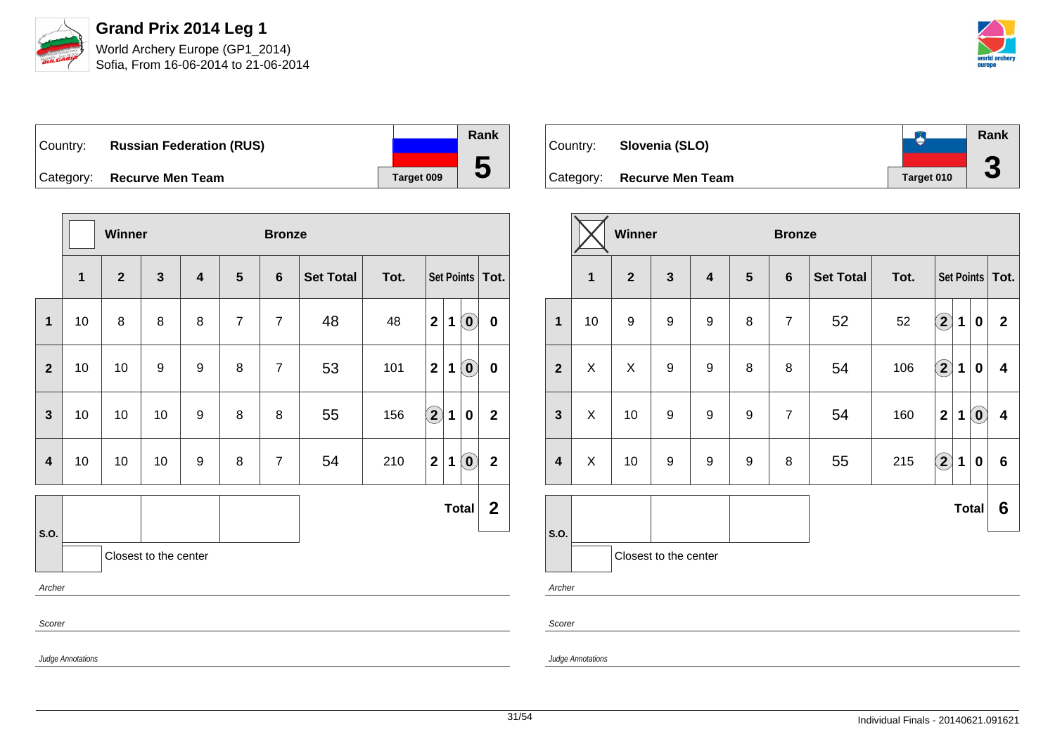# Grand Prix 2014 Leg 1

World Archery Europe (GP1_2014)
Sofia, From 16-06-2014 to 21-06-2014

| Country: | Russian Federation (RUS) | Rank |
|---|---|---|
| Category: | Recurve Men Team | Target 009 | 5 |

| | 1 | 2 | 3 | 4 | 5 | 6 | Set Total | Tot. | Set Points | | | Tot. |
|---|---|---|---|---|---|---|---|---|---|---|---|---|
| **1** | 10 | 8 | 8 | 8 | 7 | 7 | 48 | 48 | 2 | 1 | (0) | 0 |
| **2** | 10 | 10 | 9 | 9 | 8 | 7 | 53 | 101 | 2 | 1 | (0) | 0 |
| **3** | 10 | 10 | 10 | 9 | 8 | 8 | 55 | 156 | (2) | 1 | 0 | 2 |
| **4** | 10 | 10 | 10 | 9 | 8 | 7 | 54 | 210 | 2 | 1 | (0) | 2 |

Winner: ☐ — Bronze

**Total: 2**

S.O.: | | | |

Closest to the center

*Archer*

*Scorer*

*Judge Annotations*

| Country: | Slovenia (SLO) | Rank |
|---|---|---|
| Category: | Recurve Men Team | Target 010 | 3 |

| | 1 | 2 | 3 | 4 | 5 | 6 | Set Total | Tot. | Set Points | | | Tot. |
|---|---|---|---|---|---|---|---|---|---|---|---|---|
| **1** | 10 | 9 | 9 | 9 | 8 | 7 | 52 | 52 | (2) | 1 | 0 | 2 |
| **2** | X | X | 9 | 9 | 8 | 8 | 54 | 106 | (2) | 1 | 0 | 4 |
| **3** | X | 10 | 9 | 9 | 9 | 7 | 54 | 160 | 2 | 1 | (0) | 4 |
| **4** | X | 10 | 9 | 9 | 9 | 8 | 55 | 215 | (2) | 1 | 0 | 6 |

Winner: ☒ — Bronze

**Total: 6**

S.O.: | | | |

Closest to the center

*Archer*

*Scorer*

*Judge Annotations*

Individual Finals - 20140621.091621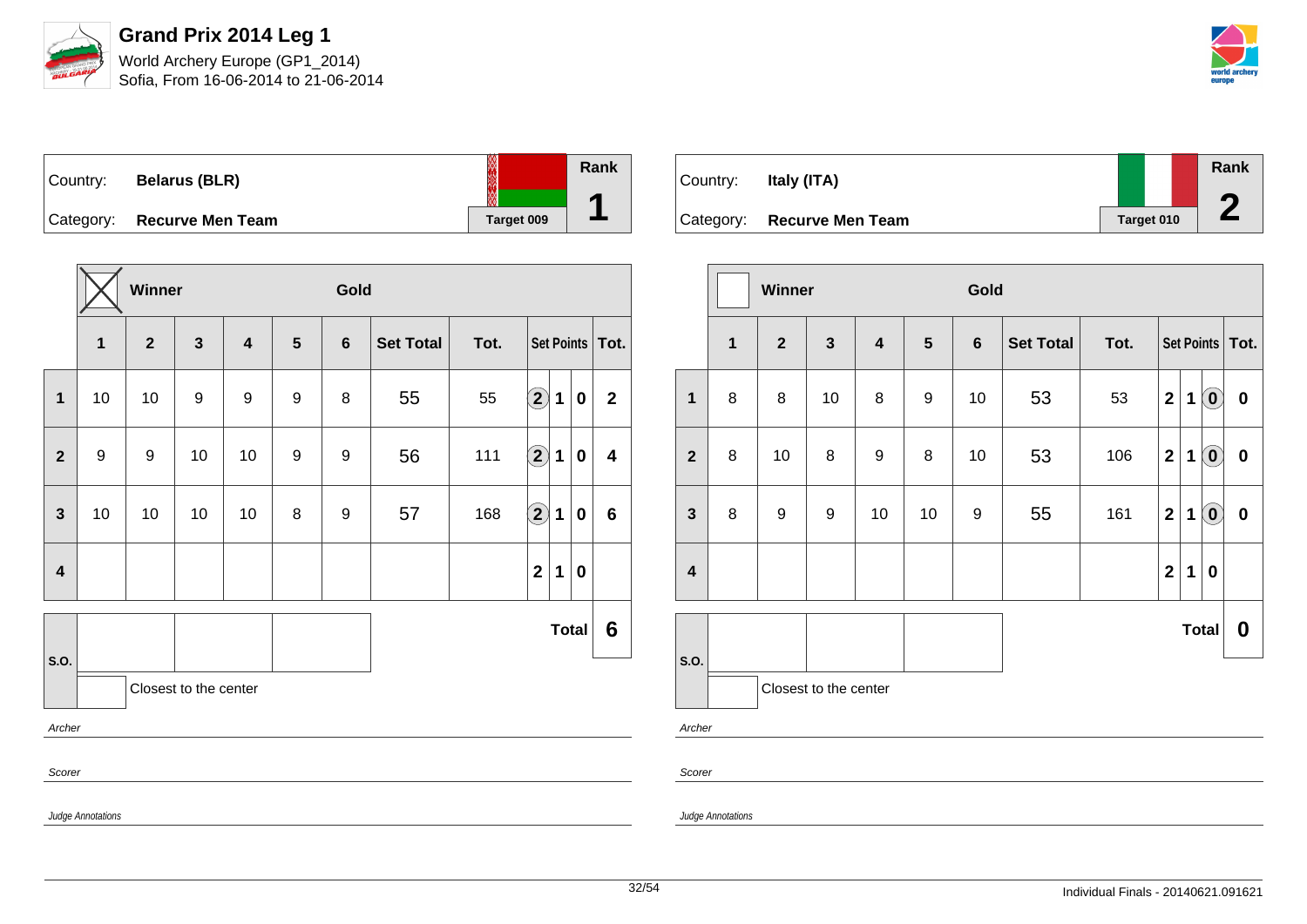# Grand Prix 2014 Leg 1

World Archery Europe (GP1_2014)
Sofia, From 16-06-2014 to 21-06-2014

| Country: | Belarus (BLR) | Rank |
|---|---|---|
| Category: | Recurve Men Team | 1 |
| | Target 009 | |

Winner: X

| | 1 | 2 | 3 | 4 | 5 | 6 | Set Total | Tot. | Set Points | | | Tot. |
|---|---|---|---|---|---|---|---|---|---|---|---|---|
| 1 | 10 | 10 | 9 | 9 | 9 | 8 | 55 | 55 | (2) | 1 | 0 | 2 |
| 2 | 9 | 9 | 10 | 10 | 9 | 9 | 56 | 111 | (2) | 1 | 0 | 4 |
| 3 | 10 | 10 | 10 | 10 | 8 | 9 | 57 | 168 | (2) | 1 | 0 | 6 |
| 4 | | | | | | | | | 2 | 1 | 0 | |
| | | | | | | | | | | | **Total** | **6** |

S.O.

Closest to the center

*Archer*

*Scorer*

*Judge Annotations*

| Country: | Italy (ITA) | Rank |
|---|---|---|
| Category: | Recurve Men Team | 2 |
| | Target 010 | |

Winner:

| | 1 | 2 | 3 | 4 | 5 | 6 | Set Total | Tot. | Set Points | | | Tot. |
|---|---|---|---|---|---|---|---|---|---|---|---|---|
| 1 | 8 | 8 | 10 | 8 | 9 | 10 | 53 | 53 | 2 | 1 | (0) | 0 |
| 2 | 8 | 10 | 8 | 9 | 8 | 10 | 53 | 106 | 2 | 1 | (0) | 0 |
| 3 | 8 | 9 | 9 | 10 | 10 | 9 | 55 | 161 | 2 | 1 | (0) | 0 |
| 4 | | | | | | | | | 2 | 1 | 0 | |
| | | | | | | | | | | | **Total** | **0** |

S.O.

Closest to the center

*Archer*

*Scorer*

*Judge Annotations*

Individual Finals - 20140621.091621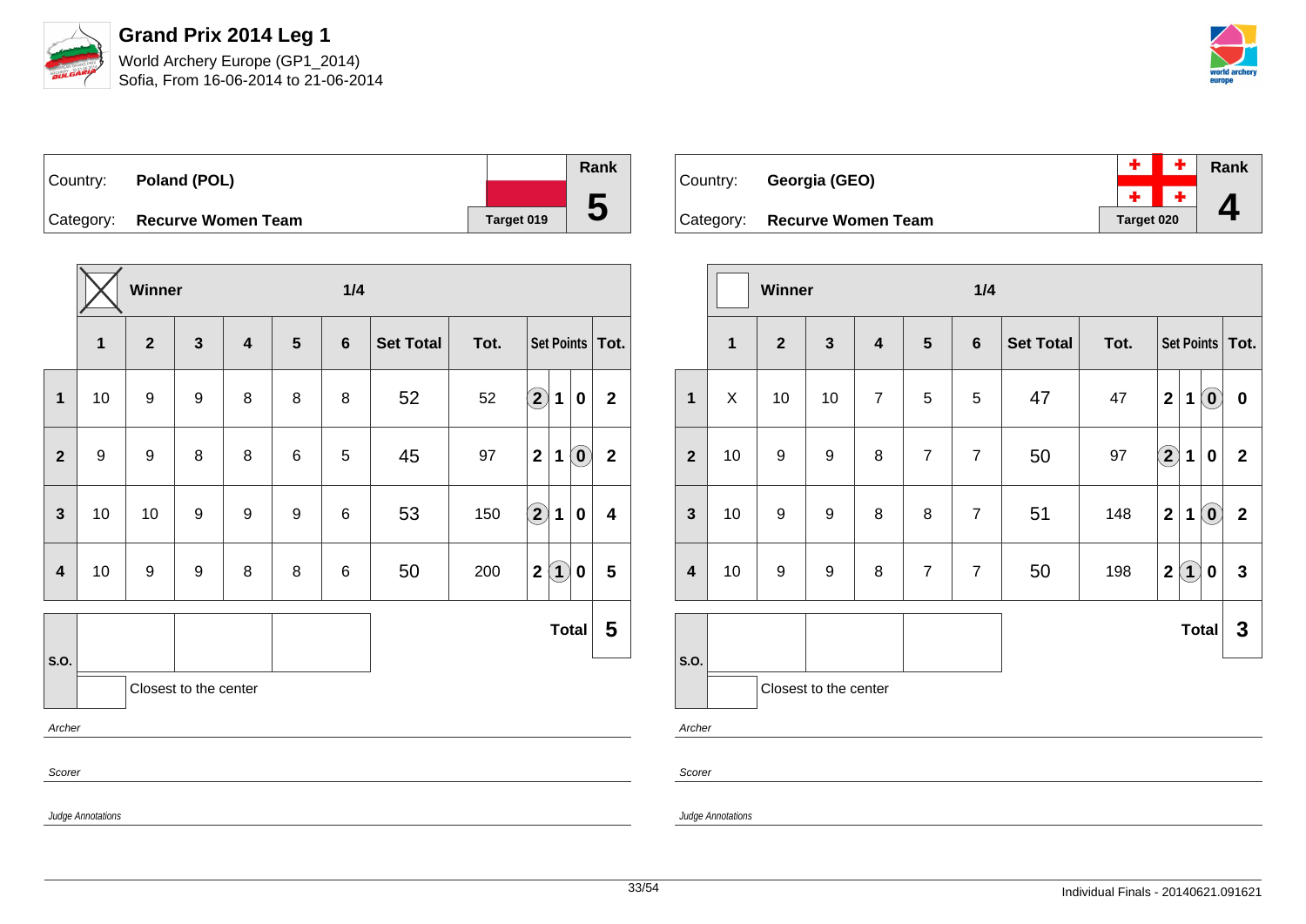# Grand Prix 2014 Leg 1

World Archery Europe (GP1_2014)
Sofia, From 16-06-2014 to 21-06-2014

| Country: | Poland (POL) | | Rank |
|---|---|---|---|
| Category: | Recurve Women Team | Target 019 | 5 |

| | Winner ☒ | | | | | 1/4 | | | | | | |
|---|---|---|---|---|---|---|---|---|---|---|---|---|
| | 1 | 2 | 3 | 4 | 5 | 6 | Set Total | Tot. | Set Points | | | Tot. |
| 1 | 10 | 9 | 9 | 8 | 8 | 8 | 52 | 52 | (2) | 1 | 0 | 2 |
| 2 | 9 | 9 | 8 | 8 | 6 | 5 | 45 | 97 | 2 | 1 | (0) | 2 |
| 3 | 10 | 10 | 9 | 9 | 9 | 6 | 53 | 150 | (2) | 1 | 0 | 4 |
| 4 | 10 | 9 | 9 | 8 | 8 | 6 | 50 | 200 | 2 | (1) | 0 | 5 |
| | | | | | | | | | | | Total | 5 |

S.O.

Closest to the center

*Archer*

*Scorer*

*Judge Annotations*

| Country: | Georgia (GEO) | | Rank |
|---|---|---|---|
| Category: | Recurve Women Team | Target 020 | 4 |

| | Winner ☐ | | | | | 1/4 | | | | | | |
|---|---|---|---|---|---|---|---|---|---|---|---|---|
| | 1 | 2 | 3 | 4 | 5 | 6 | Set Total | Tot. | Set Points | | | Tot. |
| 1 | X | 10 | 10 | 7 | 5 | 5 | 47 | 47 | 2 | 1 | (0) | 0 |
| 2 | 10 | 9 | 9 | 8 | 7 | 7 | 50 | 97 | (2) | 1 | 0 | 2 |
| 3 | 10 | 9 | 9 | 8 | 8 | 7 | 51 | 148 | 2 | 1 | (0) | 2 |
| 4 | 10 | 9 | 9 | 8 | 7 | 7 | 50 | 198 | 2 | (1) | 0 | 3 |
| | | | | | | | | | | | Total | 3 |

S.O.

Closest to the center

*Archer*

*Scorer*

*Judge Annotations*

Individual Finals - 20140621.091621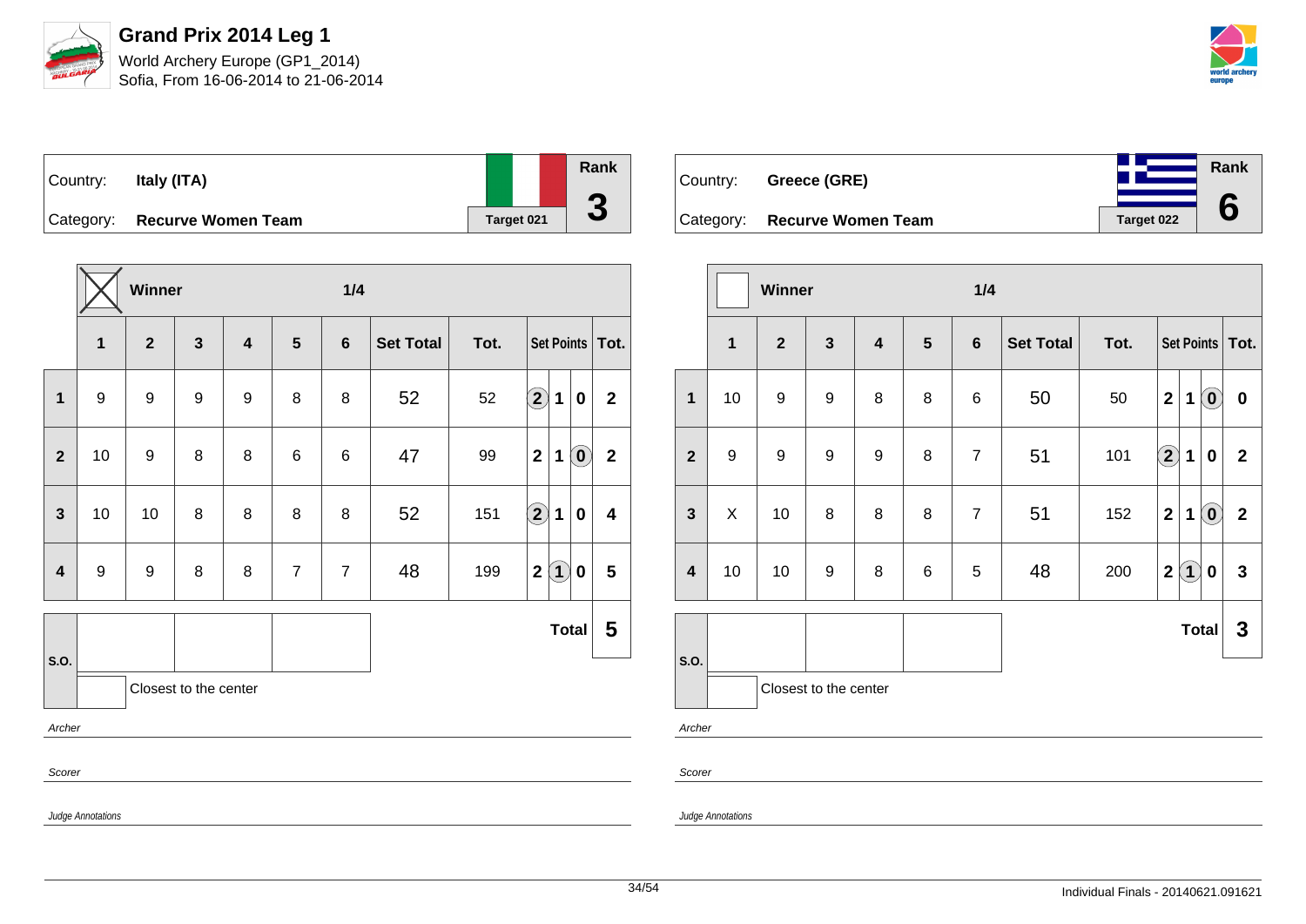# Grand Prix 2014 Leg 1

World Archery Europe (GP1_2014)
Sofia, From 16-06-2014 to 21-06-2014

Country: **Italy (ITA)**
Category: **Recurve Women Team**
Target 021
Rank **3**

Winner: X — **1/4**

| | 1 | 2 | 3 | 4 | 5 | 6 | Set Total | Tot. | Set Points | | | Tot. |
|---|---|---|---|---|---|---|---|---|---|---|---|---|
| **1** | 9 | 9 | 9 | 9 | 8 | 8 | 52 | 52 | (2) | 1 | 0 | 2 |
| **2** | 10 | 9 | 8 | 8 | 6 | 6 | 47 | 99 | 2 | 1 | (0) | 2 |
| **3** | 10 | 10 | 8 | 8 | 8 | 8 | 52 | 151 | (2) | 1 | 0 | 4 |
| **4** | 9 | 9 | 8 | 8 | 7 | 7 | 48 | 199 | 2 | (1) | 0 | 5 |

**Total 5**

S.O.:

Closest to the center

*Archer*

*Scorer*

*Judge Annotations*

Country: **Greece (GRE)**
Category: **Recurve Women Team**
Target 022
Rank **6**

Winner: — **1/4**

| | 1 | 2 | 3 | 4 | 5 | 6 | Set Total | Tot. | Set Points | | | Tot. |
|---|---|---|---|---|---|---|---|---|---|---|---|---|
| **1** | 10 | 9 | 9 | 8 | 8 | 6 | 50 | 50 | 2 | 1 | (0) | 0 |
| **2** | 9 | 9 | 9 | 9 | 8 | 7 | 51 | 101 | (2) | 1 | 0 | 2 |
| **3** | X | 10 | 8 | 8 | 8 | 7 | 51 | 152 | 2 | 1 | (0) | 2 |
| **4** | 10 | 10 | 9 | 8 | 6 | 5 | 48 | 200 | 2 | (1) | 0 | 3 |

**Total 3**

S.O.:

Closest to the center

*Archer*

*Scorer*

*Judge Annotations*

Individual Finals - 20140621.091621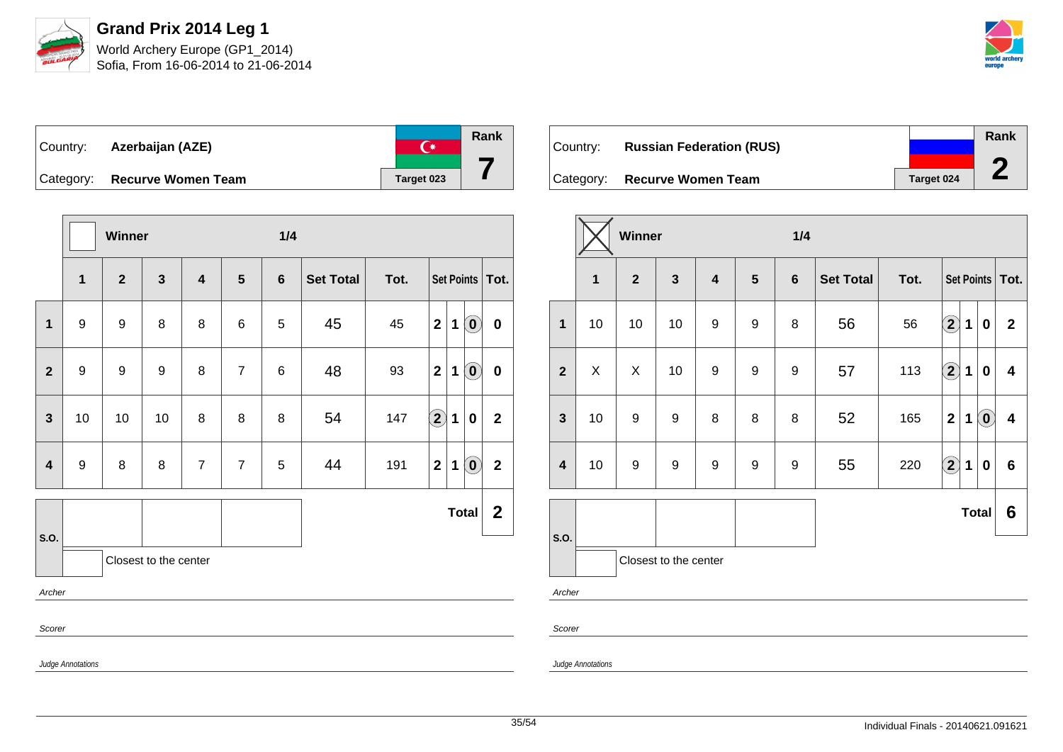# Grand Prix 2014 Leg 1

World Archery Europe (GP1_2014)
Sofia, From 16-06-2014 to 21-06-2014

Country: **Azerbaijan (AZE)**
Category: **Recurve Women Team**
Target 023
Rank **7**

Winner ☐ — 1/4

| | 1 | 2 | 3 | 4 | 5 | 6 | Set Total | Tot. | Set Points | | | Tot. |
|---|---|---|---|---|---|---|---|---|---|---|---|---|
| 1 | 9 | 9 | 8 | 8 | 6 | 5 | 45 | 45 | 2 | 1 | (0) | 0 |
| 2 | 9 | 9 | 9 | 8 | 7 | 6 | 48 | 93 | 2 | 1 | (0) | 0 |
| 3 | 10 | 10 | 10 | 8 | 8 | 8 | 54 | 147 | (2) | 1 | 0 | 2 |
| 4 | 9 | 8 | 8 | 7 | 7 | 5 | 44 | 191 | 2 | 1 | (0) | 2 |
| S.O. | | | | | | | | | | | Total | **2** |

Closest to the center

Archer

Scorer

Judge Annotations

Country: **Russian Federation (RUS)**
Category: **Recurve Women Team**
Target 024
Rank **2**

Winner ☒ — 1/4

| | 1 | 2 | 3 | 4 | 5 | 6 | Set Total | Tot. | Set Points | | | Tot. |
|---|---|---|---|---|---|---|---|---|---|---|---|---|
| 1 | 10 | 10 | 10 | 9 | 9 | 8 | 56 | 56 | (2) | 1 | 0 | 2 |
| 2 | X | X | 10 | 9 | 9 | 9 | 57 | 113 | (2) | 1 | 0 | 4 |
| 3 | 10 | 9 | 9 | 8 | 8 | 8 | 52 | 165 | 2 | 1 | (0) | 4 |
| 4 | 10 | 9 | 9 | 9 | 9 | 9 | 55 | 220 | (2) | 1 | 0 | 6 |
| S.O. | | | | | | | | | | | Total | **6** |

Closest to the center

Archer

Scorer

Judge Annotations

Individual Finals - 20140621.091621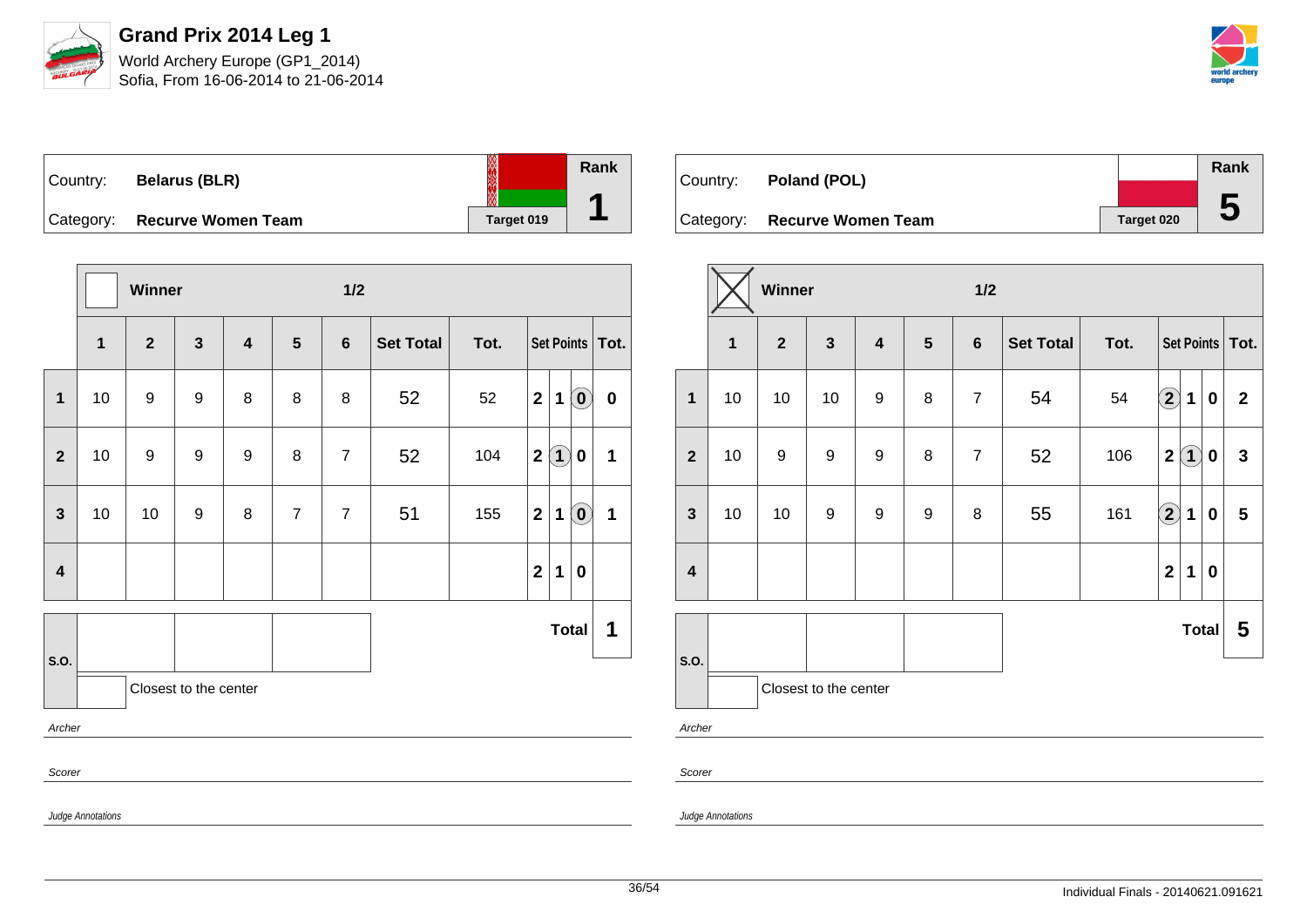# Grand Prix 2014 Leg 1

World Archery Europe (GP1_2014)
Sofia, From 16-06-2014 to 21-06-2014

## Belarus (BLR)

Country: **Belarus (BLR)**
Category: **Recurve Women Team**
Target 019
Rank **1**

Winner ☐ — 1/2

| | 1 | 2 | 3 | 4 | 5 | 6 | Set Total | Tot. | Set Points | | | Tot. |
|---|---|---|---|---|---|---|---|---|---|---|---|---|
| 1 | 10 | 9 | 9 | 8 | 8 | 8 | 52 | 52 | 2 | 1 | (0) | 0 |
| 2 | 10 | 9 | 9 | 9 | 8 | 7 | 52 | 104 | 2 | (1) | 0 | 1 |
| 3 | 10 | 10 | 9 | 8 | 7 | 7 | 51 | 155 | 2 | 1 | (0) | 1 |
| 4 | | | | | | | | | 2 | 1 | 0 | |
| | | | | | | | | | | | Total | 1 |

S.O.: | | | |

☐ Closest to the center

*Archer*

*Scorer*

*Judge Annotations*

## Poland (POL)

Country: **Poland (POL)**
Category: **Recurve Women Team**
Target 020
Rank **5**

Winner ☒ — 1/2

| | 1 | 2 | 3 | 4 | 5 | 6 | Set Total | Tot. | Set Points | | | Tot. |
|---|---|---|---|---|---|---|---|---|---|---|---|---|
| 1 | 10 | 10 | 10 | 9 | 8 | 7 | 54 | 54 | (2) | 1 | 0 | 2 |
| 2 | 10 | 9 | 9 | 9 | 8 | 7 | 52 | 106 | 2 | (1) | 0 | 3 |
| 3 | 10 | 10 | 9 | 9 | 9 | 8 | 55 | 161 | (2) | 1 | 0 | 5 |
| 4 | | | | | | | | | 2 | 1 | 0 | |
| | | | | | | | | | | | Total | 5 |

S.O.: | | | |

☐ Closest to the center

*Archer*

*Scorer*

*Judge Annotations*

Individual Finals - 20140621.091621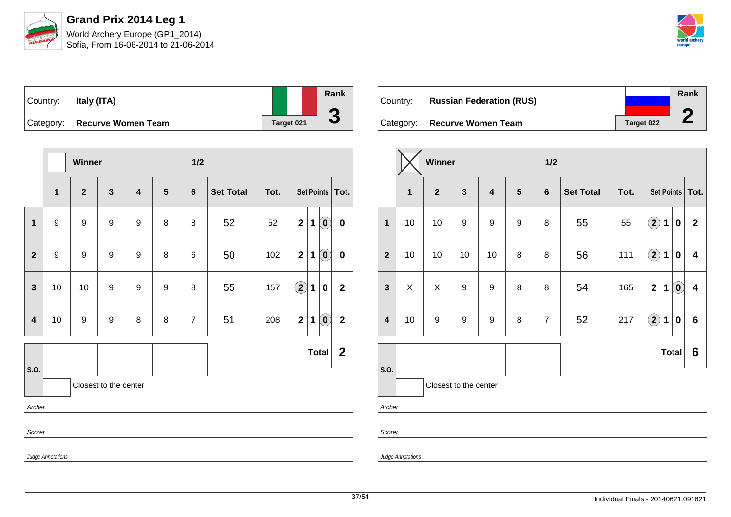# Grand Prix 2014 Leg 1

World Archery Europe (GP1_2014)
Sofia, From 16-06-2014 to 21-06-2014

| Country: | Italy (ITA) | Rank |
|---|---|---|
| Category: | Recurve Women Team | **3** |
| | Target 021 | |

| | Winner | | | | | 1/2 | | | | | | |
|---|---|---|---|---|---|---|---|---|---|---|---|---|
| | **1** | **2** | **3** | **4** | **5** | **6** | **Set Total** | **Tot.** | **Set Points** | | | **Tot.** |
| **1** | 9 | 9 | 9 | 9 | 8 | 8 | 52 | 52 | 2 | 1 | (0) | 0 |
| **2** | 9 | 9 | 9 | 9 | 8 | 6 | 50 | 102 | 2 | 1 | (0) | 0 |
| **3** | 10 | 10 | 9 | 9 | 9 | 8 | 55 | 157 | (2) | 1 | 0 | 2 |
| **4** | 10 | 9 | 9 | 8 | 8 | 7 | 51 | 208 | 2 | 1 | (0) | 2 |
| **S.O.** | | | | | | | | | | | **Total** | **2** |

Closest to the center

*Archer*

*Scorer*

*Judge Annotations*

| Country: | Russian Federation (RUS) | Rank |
|---|---|---|
| Category: | Recurve Women Team | **2** |
| | Target 022 | |

| | Winner ☒ | | | | | 1/2 | | | | | | |
|---|---|---|---|---|---|---|---|---|---|---|---|---|
| | **1** | **2** | **3** | **4** | **5** | **6** | **Set Total** | **Tot.** | **Set Points** | | | **Tot.** |
| **1** | 10 | 10 | 9 | 9 | 9 | 8 | 55 | 55 | (2) | 1 | 0 | 2 |
| **2** | 10 | 10 | 10 | 10 | 8 | 8 | 56 | 111 | (2) | 1 | 0 | 4 |
| **3** | X | X | 9 | 9 | 8 | 8 | 54 | 165 | 2 | 1 | (0) | 4 |
| **4** | 10 | 9 | 9 | 9 | 8 | 7 | 52 | 217 | (2) | 1 | 0 | 6 |
| **S.O.** | | | | | | | | | | | **Total** | **6** |

Closest to the center

*Archer*

*Scorer*

*Judge Annotations*

Individual Finals - 20140621.091621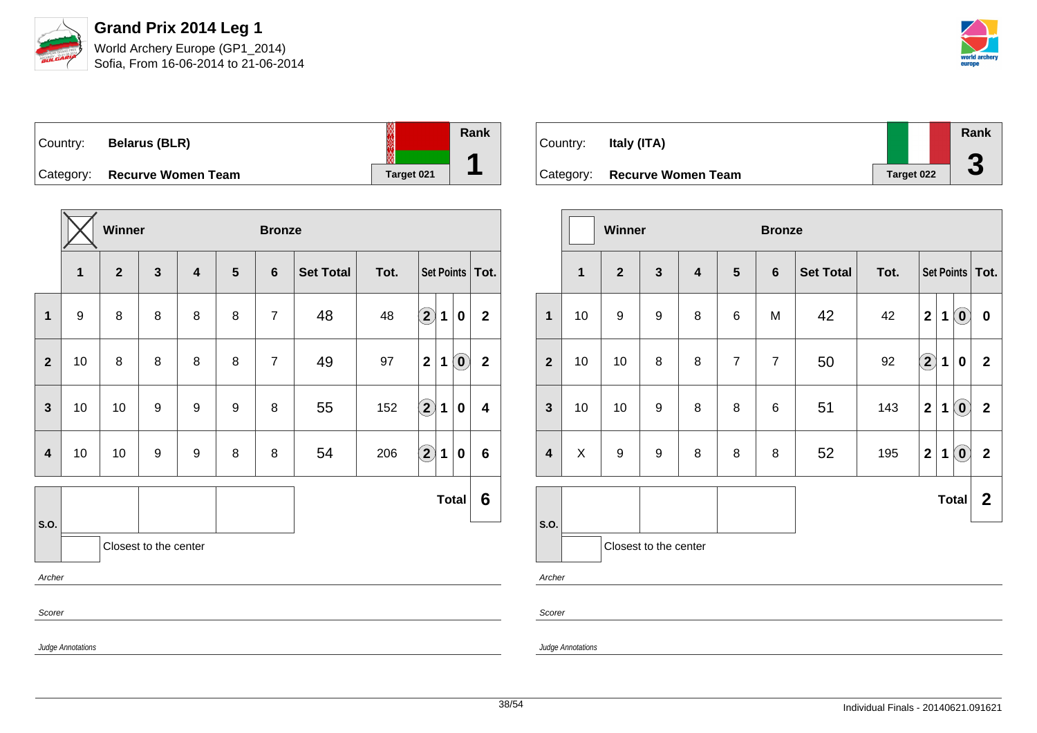# Grand Prix 2014 Leg 1

World Archery Europe (GP1_2014)
Sofia, From 16-06-2014 to 21-06-2014

| Country: | Belarus (BLR) | Rank |
|---|---|---|
| Category: | Recurve Women Team | Target 021 | 1 |

**Winner** — Bronze

| | 1 | 2 | 3 | 4 | 5 | 6 | Set Total | Tot. | Set Points | | | Tot. |
|---|---|---|---|---|---|---|---|---|---|---|---|---|
| 1 | 9 | 8 | 8 | 8 | 8 | 7 | 48 | 48 | (2) | 1 | 0 | 2 |
| 2 | 10 | 8 | 8 | 8 | 8 | 7 | 49 | 97 | 2 | 1 | (0) | 2 |
| 3 | 10 | 10 | 9 | 9 | 9 | 8 | 55 | 152 | (2) | 1 | 0 | 4 |
| 4 | 10 | 10 | 9 | 9 | 8 | 8 | 54 | 206 | (2) | 1 | 0 | 6 |

S.O.: | | | |

Closest to the center

**Total 6**

Archer

Scorer

Judge Annotations

| Country: | Italy (ITA) | Rank |
|---|---|---|
| Category: | Recurve Women Team | Target 022 | 3 |

Winner — Bronze

| | 1 | 2 | 3 | 4 | 5 | 6 | Set Total | Tot. | Set Points | | | Tot. |
|---|---|---|---|---|---|---|---|---|---|---|---|---|
| 1 | 10 | 9 | 9 | 8 | 6 | M | 42 | 42 | 2 | 1 | (0) | 0 |
| 2 | 10 | 10 | 8 | 8 | 7 | 7 | 50 | 92 | (2) | 1 | 0 | 2 |
| 3 | 10 | 10 | 9 | 8 | 8 | 6 | 51 | 143 | 2 | 1 | (0) | 2 |
| 4 | X | 9 | 9 | 8 | 8 | 8 | 52 | 195 | 2 | 1 | (0) | 2 |

S.O.: | | | |

Closest to the center

**Total 2**

Archer

Scorer

Judge Annotations

Individual Finals - 20140621.091621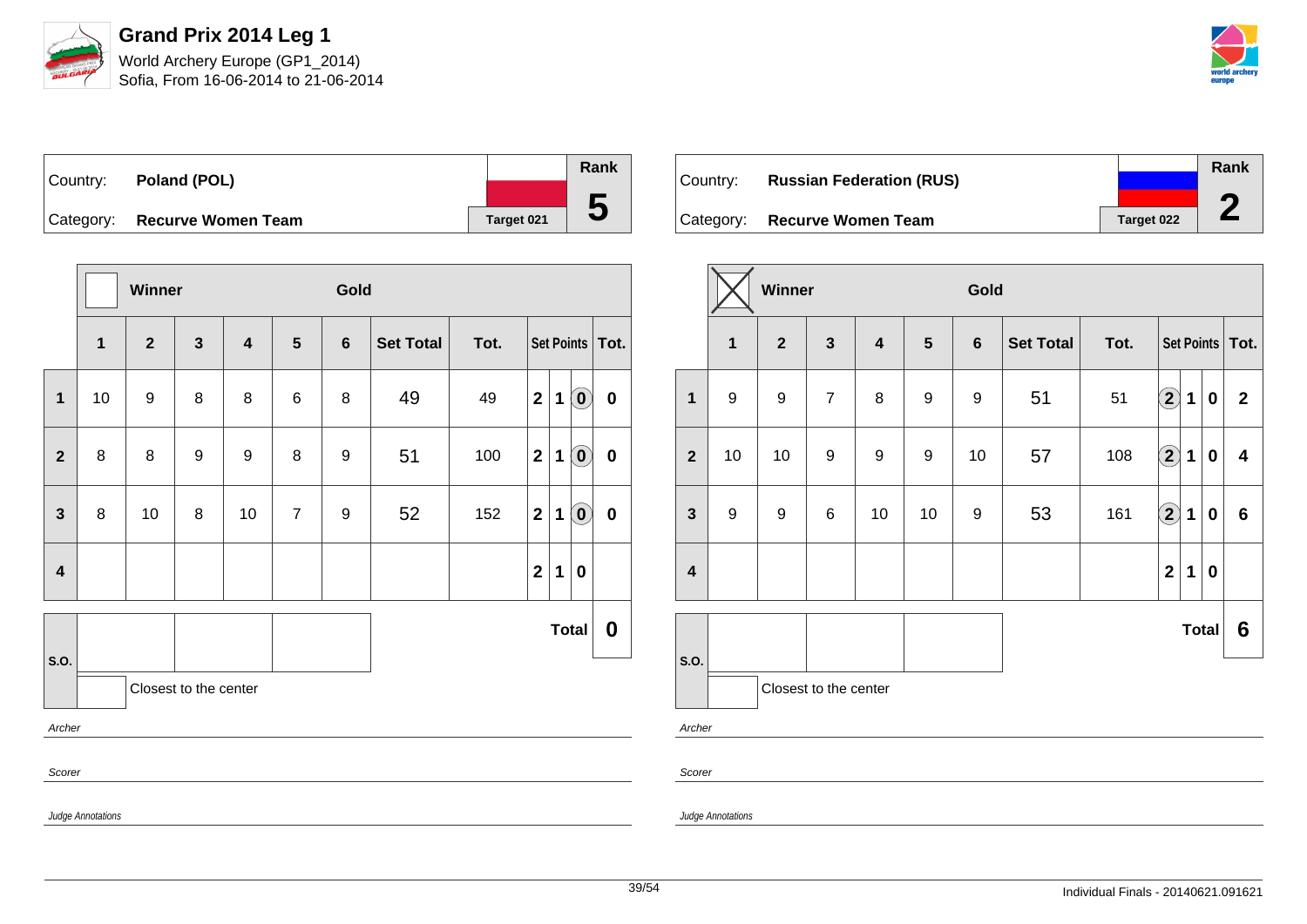# Grand Prix 2014 Leg 1

World Archery Europe (GP1_2014)
Sofia, From 16-06-2014 to 21-06-2014

| Country: | Poland (POL) | | Rank |
|---|---|---|---|
| Category: | Recurve Women Team | Target 021 | 5 |

| | Winner | | | | | Gold | | | | | | |
|---|---|---|---|---|---|---|---|---|---|---|---|---|
| | 1 | 2 | 3 | 4 | 5 | 6 | Set Total | Tot. | Set Points | | | Tot. |
| 1 | 10 | 9 | 8 | 8 | 6 | 8 | 49 | 49 | 2 | 1 | (0) | 0 |
| 2 | 8 | 8 | 9 | 9 | 8 | 9 | 51 | 100 | 2 | 1 | (0) | 0 |
| 3 | 8 | 10 | 8 | 10 | 7 | 9 | 52 | 152 | 2 | 1 | (0) | 0 |
| 4 | | | | | | | | | 2 | 1 | 0 | |
| | | | | | | | | | Total | | | 0 |

S.O.

Closest to the center

*Archer*

*Scorer*

*Judge Annotations*

| Country: | Russian Federation (RUS) | | Rank |
|---|---|---|---|
| Category: | Recurve Women Team | Target 022 | 2 |

| | Winner (X) | | | | | Gold | | | | | | |
|---|---|---|---|---|---|---|---|---|---|---|---|---|
| | 1 | 2 | 3 | 4 | 5 | 6 | Set Total | Tot. | Set Points | | | Tot. |
| 1 | 9 | 9 | 7 | 8 | 9 | 9 | 51 | 51 | (2) | 1 | 0 | 2 |
| 2 | 10 | 10 | 9 | 9 | 9 | 10 | 57 | 108 | (2) | 1 | 0 | 4 |
| 3 | 9 | 9 | 6 | 10 | 10 | 9 | 53 | 161 | (2) | 1 | 0 | 6 |
| 4 | | | | | | | | | 2 | 1 | 0 | |
| | | | | | | | | | Total | | | 6 |

S.O.

Closest to the center

*Archer*

*Scorer*

*Judge Annotations*

Individual Finals - 20140621.091621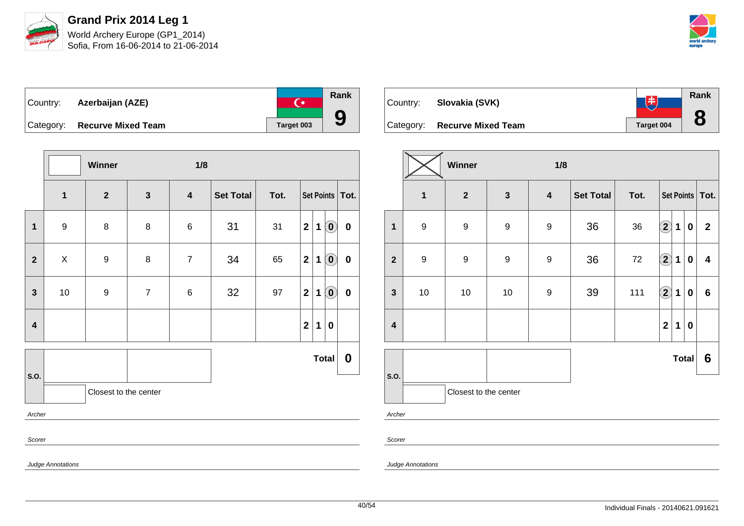# Grand Prix 2014 Leg 1

World Archery Europe (GP1_2014)
Sofia, From 16-06-2014 to 21-06-2014

## Azerbaijan (AZE)

Country: **Azerbaijan (AZE)**
Category: **Recurve Mixed Team**
Target 003
Rank **9**

Winner 1/8

| | 1 | 2 | 3 | 4 | Set Total | Tot. | Set Points | | | Tot. |
|---|---|---|---|---|---|---|---|---|---|---|
| 1 | 9 | 8 | 8 | 6 | 31 | 31 | 2 | 1 | (0) | 0 |
| 2 | X | 9 | 8 | 7 | 34 | 65 | 2 | 1 | (0) | 0 |
| 3 | 10 | 9 | 7 | 6 | 32 | 97 | 2 | 1 | (0) | 0 |
| 4 | | | | | | | 2 | 1 | 0 | |

**Total** 0

S.O.

Closest to the center

*Archer*

*Scorer*

*Judge Annotations*

## Slovakia (SVK)

Country: **Slovakia (SVK)**
Category: **Recurve Mixed Team**
Target 004
Rank **8**

Winner ☒ 1/8

| | 1 | 2 | 3 | 4 | Set Total | Tot. | Set Points | | | Tot. |
|---|---|---|---|---|---|---|---|---|---|---|
| 1 | 9 | 9 | 9 | 9 | 36 | 36 | (2) | 1 | 0 | 2 |
| 2 | 9 | 9 | 9 | 9 | 36 | 72 | (2) | 1 | 0 | 4 |
| 3 | 10 | 10 | 10 | 9 | 39 | 111 | (2) | 1 | 0 | 6 |
| 4 | | | | | | | 2 | 1 | 0 | |

**Total** 6

S.O.

Closest to the center

*Archer*

*Scorer*

*Judge Annotations*

Individual Finals - 20140621.091621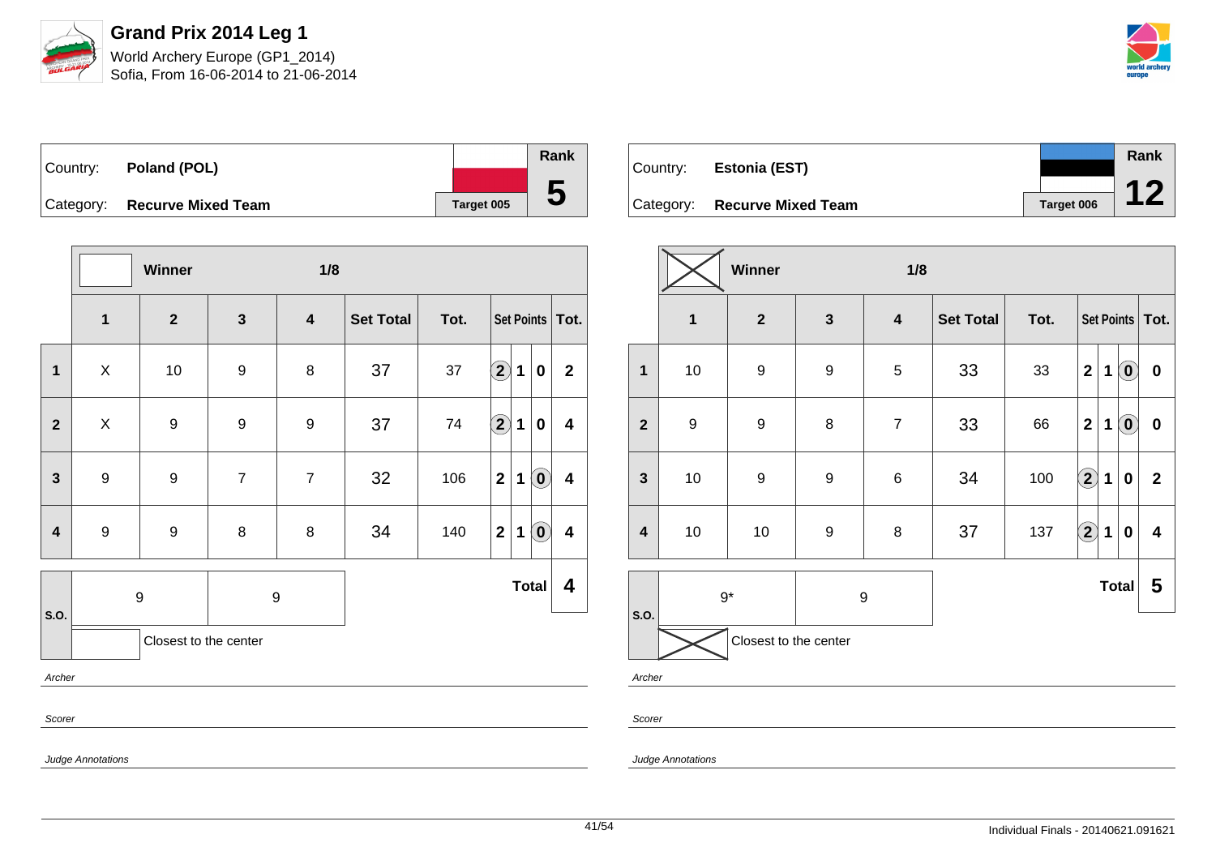# Grand Prix 2014 Leg 1

World Archery Europe (GP1_2014)
Sofia, From 16-06-2014 to 21-06-2014

| Country: | Poland (POL) | Rank |
|---|---|---|
| Category: | Recurve Mixed Team | 5 |
| | Target 005 | |

Winner — 1/8

| | 1 | 2 | 3 | 4 | Set Total | Tot. | Set Points | | | Tot. |
|---|---|---|---|---|---|---|---|---|---|---|
| 1 | X | 10 | 9 | 8 | 37 | 37 | (2) | 1 | 0 | 2 |
| 2 | X | 9 | 9 | 9 | 37 | 74 | (2) | 1 | 0 | 4 |
| 3 | 9 | 9 | 7 | 7 | 32 | 106 | 2 | 1 | (0) | 4 |
| 4 | 9 | 9 | 8 | 8 | 34 | 140 | 2 | 1 | (0) | 4 |
| S.O. | 9 | 9 | | | | | | | Total | 4 |

Closest to the center

Archer

Scorer

Judge Annotations

| Country: | Estonia (EST) | Rank |
|---|---|---|
| Category: | Recurve Mixed Team | 12 |
| | Target 006 | |

Winner (X) — 1/8

| | 1 | 2 | 3 | 4 | Set Total | Tot. | Set Points | | | Tot. |
|---|---|---|---|---|---|---|---|---|---|---|
| 1 | 10 | 9 | 9 | 5 | 33 | 33 | 2 | 1 | (0) | 0 |
| 2 | 9 | 9 | 8 | 7 | 33 | 66 | 2 | 1 | (0) | 0 |
| 3 | 10 | 9 | 9 | 6 | 34 | 100 | (2) | 1 | 0 | 2 |
| 4 | 10 | 10 | 9 | 8 | 37 | 137 | (2) | 1 | 0 | 4 |
| S.O. | 9* | 9 | | | | | | | Total | 5 |

Closest to the center (X)

Archer

Scorer

Judge Annotations

Individual Finals - 20140621.091621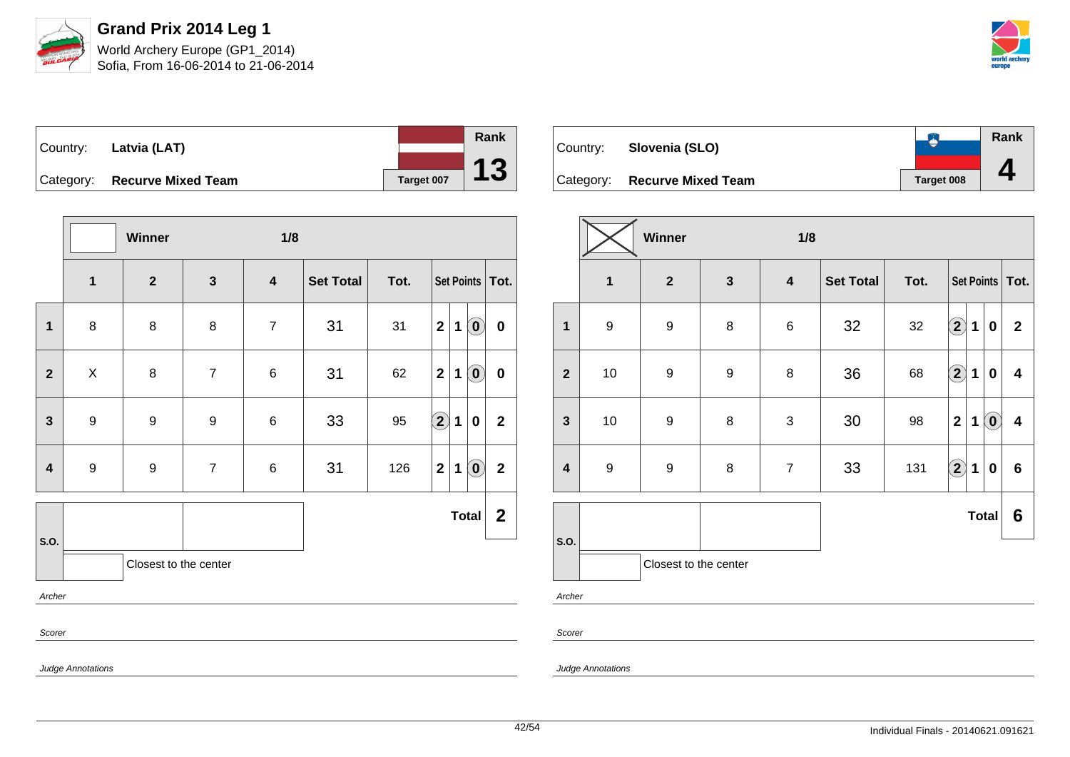# Grand Prix 2014 Leg 1

World Archery Europe (GP1_2014)
Sofia, From 16-06-2014 to 21-06-2014

| Country: | Latvia (LAT) | | Rank |
|---|---|---|---|
| Category: | Recurve Mixed Team | Target 007 | 13 |

Winner — 1/8

| | 1 | 2 | 3 | 4 | Set Total | Tot. | Set Points | | | Tot. |
|---|---|---|---|---|---|---|---|---|---|---|
| 1 | 8 | 8 | 8 | 7 | 31 | 31 | 2 | 1 | (0) | 0 |
| 2 | X | 8 | 7 | 6 | 31 | 62 | 2 | 1 | (0) | 0 |
| 3 | 9 | 9 | 9 | 6 | 33 | 95 | (2) | 1 | 0 | 2 |
| 4 | 9 | 9 | 7 | 6 | 31 | 126 | 2 | 1 | (0) | 2 |

S.O.

Closest to the center

**Total 2**

*Archer*

*Scorer*

*Judge Annotations*

| Country: | Slovenia (SLO) | | Rank |
|---|---|---|---|
| Category: | Recurve Mixed Team | Target 008 | 4 |

Winner (X) — 1/8

| | 1 | 2 | 3 | 4 | Set Total | Tot. | Set Points | | | Tot. |
|---|---|---|---|---|---|---|---|---|---|---|
| 1 | 9 | 9 | 8 | 6 | 32 | 32 | (2) | 1 | 0 | 2 |
| 2 | 10 | 9 | 9 | 8 | 36 | 68 | (2) | 1 | 0 | 4 |
| 3 | 10 | 9 | 8 | 3 | 30 | 98 | 2 | 1 | (0) | 4 |
| 4 | 9 | 9 | 8 | 7 | 33 | 131 | (2) | 1 | 0 | 6 |

S.O.

Closest to the center

**Total 6**

*Archer*

*Scorer*

*Judge Annotations*

Individual Finals - 20140621.091621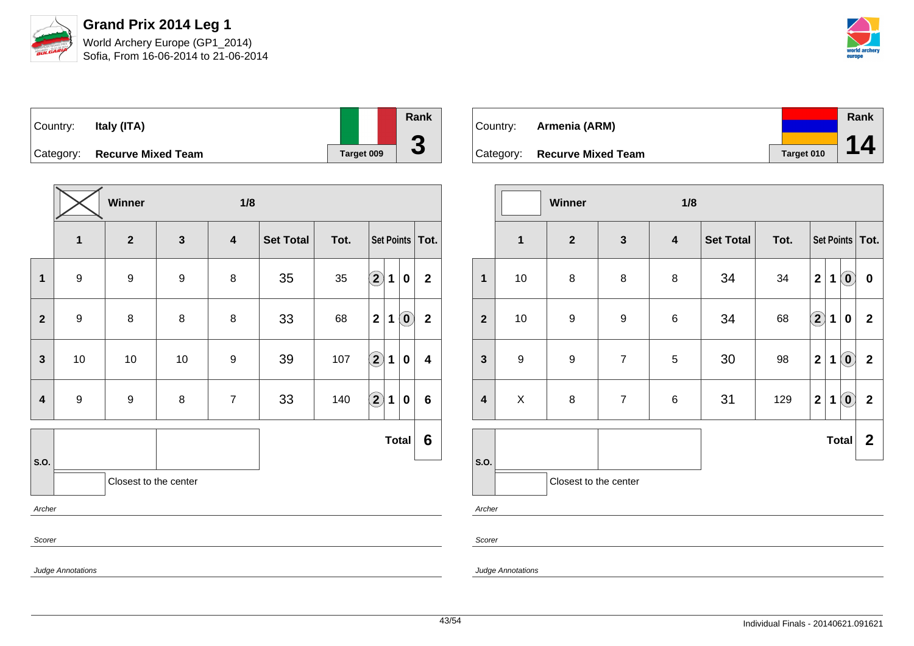# Grand Prix 2014 Leg 1

World Archery Europe (GP1_2014)
Sofia, From 16-06-2014 to 21-06-2014

| Country: | **Italy (ITA)** | Rank |
|---|---|---|
| Category: | **Recurve Mixed Team** | Target 009 | **3** |

| | ☒ Winner | | | 1/8 | | | | | | |
|---|---|---|---|---|---|---|---|---|---|---|
| | **1** | **2** | **3** | **4** | **Set Total** | **Tot.** | **Set Points** | | | **Tot.** |
| **1** | 9 | 9 | 9 | 8 | 35 | 35 | (2) | 1 | 0 | 2 |
| **2** | 9 | 8 | 8 | 8 | 33 | 68 | 2 | 1 | (0) | 2 |
| **3** | 10 | 10 | 10 | 9 | 39 | 107 | (2) | 1 | 0 | 4 |
| **4** | 9 | 9 | 8 | 7 | 33 | 140 | (2) | 1 | 0 | 6 |
| | | | | | | | | | **Total** | **6** |

S.O.

Closest to the center

*Archer*

*Scorer*

*Judge Annotations*

| Country: | **Armenia (ARM)** | Rank |
|---|---|---|
| Category: | **Recurve Mixed Team** | Target 010 | **14** |

| | Winner | | | 1/8 | | | | | | |
|---|---|---|---|---|---|---|---|---|---|---|
| | **1** | **2** | **3** | **4** | **Set Total** | **Tot.** | **Set Points** | | | **Tot.** |
| **1** | 10 | 8 | 8 | 8 | 34 | 34 | 2 | 1 | (0) | 0 |
| **2** | 10 | 9 | 9 | 6 | 34 | 68 | (2) | 1 | 0 | 2 |
| **3** | 9 | 9 | 7 | 5 | 30 | 98 | 2 | 1 | (0) | 2 |
| **4** | X | 8 | 7 | 6 | 31 | 129 | 2 | 1 | (0) | 2 |
| | | | | | | | | | **Total** | **2** |

S.O.

Closest to the center

*Archer*

*Scorer*

*Judge Annotations*

Individual Finals - 20140621.091621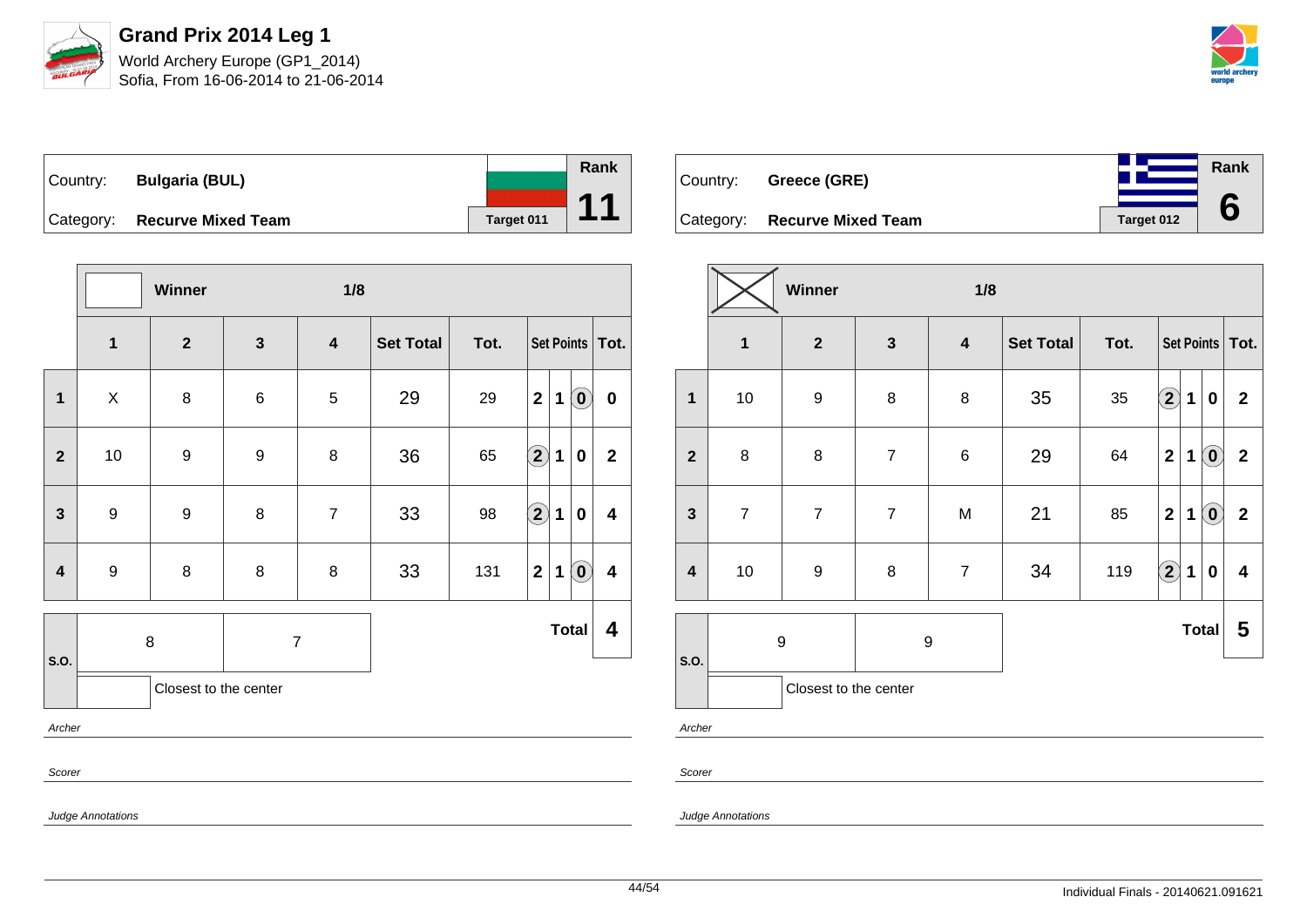# Grand Prix 2014 Leg 1

World Archery Europe (GP1_2014)
Sofia, From 16-06-2014 to 21-06-2014

| Country: | **Bulgaria (BUL)** | Rank |
|---|---|---|
| Category: | **Recurve Mixed Team** | **11** |
| | Target 011 | |

| | Winner | | | 1/8 | | | | | | |
|---|---|---|---|---|---|---|---|---|---|---|
| | **1** | **2** | **3** | **4** | **Set Total** | **Tot.** | **Set Points** | | | **Tot.** |
| **1** | X | 8 | 6 | 5 | 29 | 29 | 2 | 1 | (0) | 0 |
| **2** | 10 | 9 | 9 | 8 | 36 | 65 | (2) | 1 | 0 | 2 |
| **3** | 9 | 9 | 8 | 7 | 33 | 98 | (2) | 1 | 0 | 4 |
| **4** | 9 | 8 | 8 | 8 | 33 | 131 | 2 | 1 | (0) | 4 |

| S.O. | 8 | 7 | **Total** | **4** |
|---|---|---|---|---|
| | | Closest to the center | | |

*Archer*

*Scorer*

*Judge Annotations*

| Country: | **Greece (GRE)** | Rank |
|---|---|---|
| Category: | **Recurve Mixed Team** | **6** |
| | Target 012 | |

| | Winner (X) | | | 1/8 | | | | | | |
|---|---|---|---|---|---|---|---|---|---|---|
| | **1** | **2** | **3** | **4** | **Set Total** | **Tot.** | **Set Points** | | | **Tot.** |
| **1** | 10 | 9 | 8 | 8 | 35 | 35 | (2) | 1 | 0 | 2 |
| **2** | 8 | 8 | 7 | 6 | 29 | 64 | 2 | 1 | (0) | 2 |
| **3** | 7 | 7 | 7 | M | 21 | 85 | 2 | 1 | (0) | 2 |
| **4** | 10 | 9 | 8 | 7 | 34 | 119 | (2) | 1 | 0 | 4 |

| S.O. | 9 | 9 | **Total** | **5** |
|---|---|---|---|---|
| | | Closest to the center | | |

*Archer*

*Scorer*

*Judge Annotations*

Individual Finals - 20140621.091621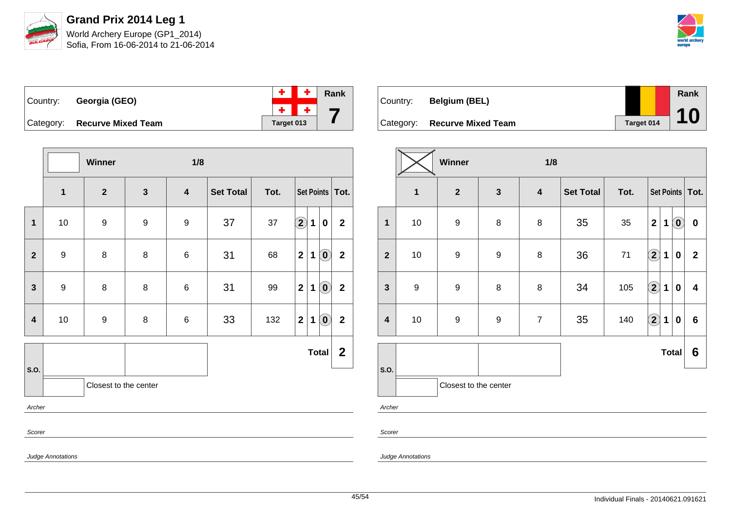# Grand Prix 2014 Leg 1

World Archery Europe (GP1_2014)
Sofia, From 16-06-2014 to 21-06-2014

| Country: | Georgia (GEO) | Rank |
|---|---|---|
| Category: | Recurve Mixed Team | 7 |
| | Target 013 | |

Winner — 1/8

| | 1 | 2 | 3 | 4 | Set Total | Tot. | Set Points | | | Tot. |
|---|---|---|---|---|---|---|---|---|---|---|
| 1 | 10 | 9 | 9 | 9 | 37 | 37 | (2) | 1 | 0 | 2 |
| 2 | 9 | 8 | 8 | 6 | 31 | 68 | 2 | 1 | (0) | 2 |
| 3 | 9 | 8 | 8 | 6 | 31 | 99 | 2 | 1 | (0) | 2 |
| 4 | 10 | 9 | 8 | 6 | 33 | 132 | 2 | 1 | (0) | 2 |
| | | | | | | | | | Total | 2 |

S.O.

Closest to the center

*Archer*

*Scorer*

*Judge Annotations*

| Country: | Belgium (BEL) | Rank |
|---|---|---|
| Category: | Recurve Mixed Team | 10 |
| | Target 014 | |

Winner — 1/8

| | 1 | 2 | 3 | 4 | Set Total | Tot. | Set Points | | | Tot. |
|---|---|---|---|---|---|---|---|---|---|---|
| 1 | 10 | 9 | 8 | 8 | 35 | 35 | 2 | 1 | (0) | 0 |
| 2 | 10 | 9 | 9 | 8 | 36 | 71 | (2) | 1 | 0 | 2 |
| 3 | 9 | 9 | 8 | 8 | 34 | 105 | (2) | 1 | 0 | 4 |
| 4 | 10 | 9 | 9 | 7 | 35 | 140 | (2) | 1 | 0 | 6 |
| | | | | | | | | | Total | 6 |

S.O.

Closest to the center

*Archer*

*Scorer*

*Judge Annotations*

Individual Finals - 20140621.091621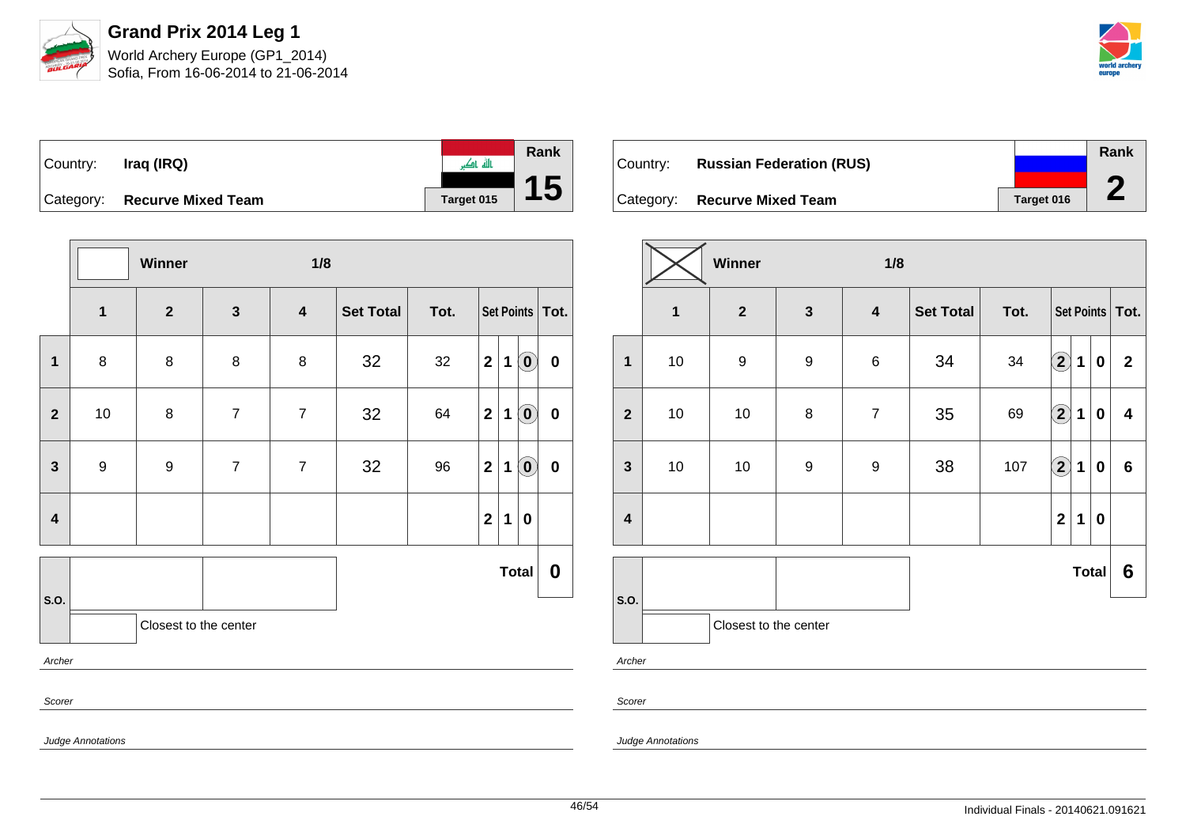# Grand Prix 2014 Leg 1

World Archery Europe (GP1_2014)
Sofia, From 16-06-2014 to 21-06-2014

| Country: | Iraq (IRQ) | Rank |
|---|---|---|
| Category: | Recurve Mixed Team | Target 015 | 15 |

| | Winner | | | 1/8 | | | | | | |
|---|---|---|---|---|---|---|---|---|---|---|
| | 1 | 2 | 3 | 4 | Set Total | Tot. | Set Points | | | Tot. |
| 1 | 8 | 8 | 8 | 8 | 32 | 32 | 2 | 1 | (0) | 0 |
| 2 | 10 | 8 | 7 | 7 | 32 | 64 | 2 | 1 | (0) | 0 |
| 3 | 9 | 9 | 7 | 7 | 32 | 96 | 2 | 1 | (0) | 0 |
| 4 | | | | | | | 2 | 1 | 0 | |
| S.O. | | | | | | | | | Total | 0 |

Closest to the center

*Archer*

*Scorer*

*Judge Annotations*

| Country: | Russian Federation (RUS) | Rank |
|---|---|---|
| Category: | Recurve Mixed Team | Target 016 | 2 |

| | Winner (X) | | | 1/8 | | | | | | |
|---|---|---|---|---|---|---|---|---|---|---|
| | 1 | 2 | 3 | 4 | Set Total | Tot. | Set Points | | | Tot. |
| 1 | 10 | 9 | 9 | 6 | 34 | 34 | (2) | 1 | 0 | 2 |
| 2 | 10 | 10 | 8 | 7 | 35 | 69 | (2) | 1 | 0 | 4 |
| 3 | 10 | 10 | 9 | 9 | 38 | 107 | (2) | 1 | 0 | 6 |
| 4 | | | | | | | 2 | 1 | 0 | |
| S.O. | | | | | | | | | Total | 6 |

Closest to the center

*Archer*

*Scorer*

*Judge Annotations*

Individual Finals - 20140621.091621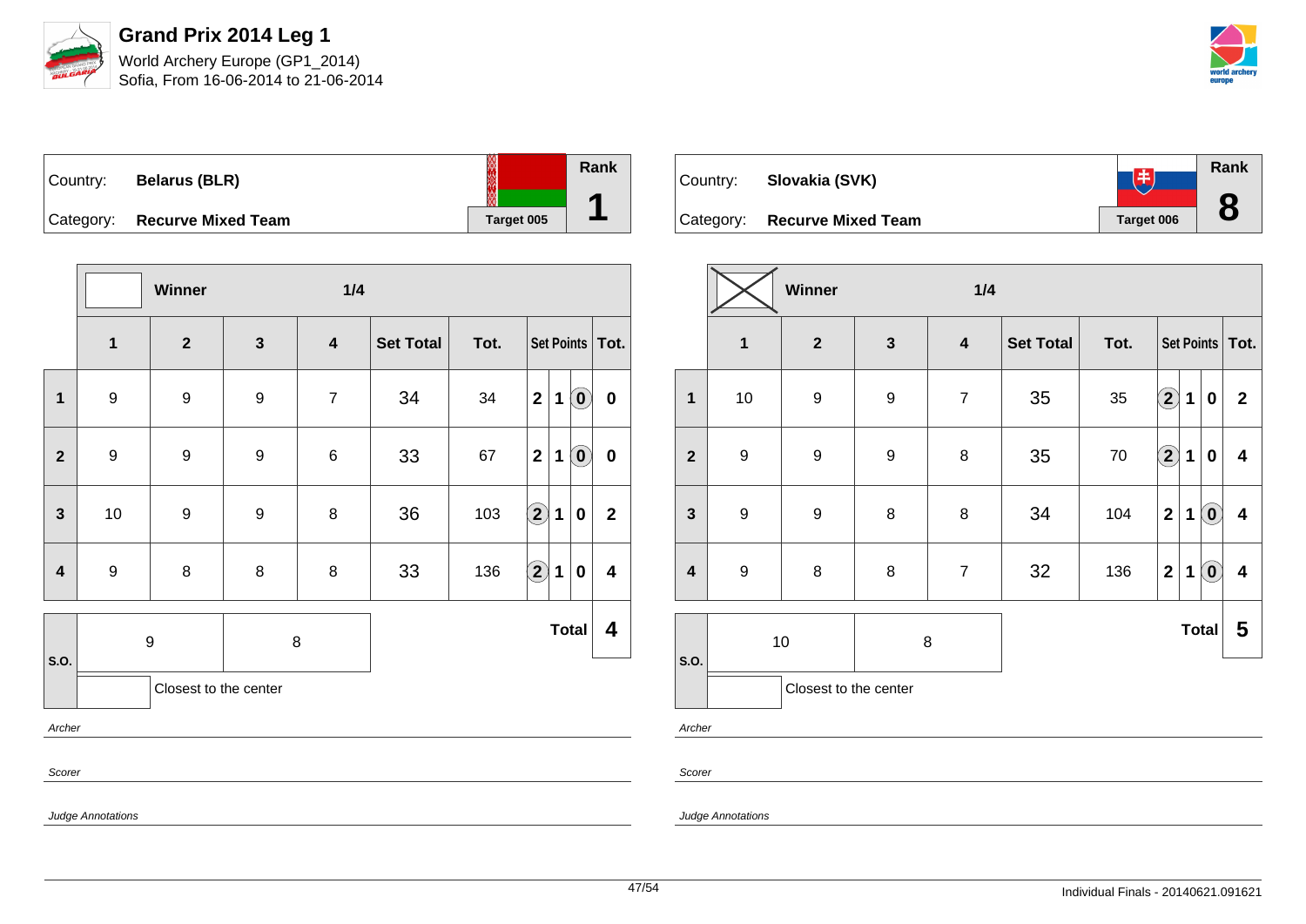# Grand Prix 2014 Leg 1

World Archery Europe (GP1_2014)
Sofia, From 16-06-2014 to 21-06-2014

## Belarus (BLR)

Country: **Belarus (BLR)**
Category: **Recurve Mixed Team**
Target 005
Rank **1**

Winner — 1/4

| | 1 | 2 | 3 | 4 | Set Total | Tot. | Set Points | | | Tot. |
|---|---|---|---|---|---|---|---|---|---|---|
| 1 | 9 | 9 | 9 | 7 | 34 | 34 | 2 | 1 | (0) | 0 |
| 2 | 9 | 9 | 9 | 6 | 33 | 67 | 2 | 1 | (0) | 0 |
| 3 | 10 | 9 | 9 | 8 | 36 | 103 | (2) | 1 | 0 | 2 |
| 4 | 9 | 8 | 8 | 8 | 33 | 136 | (2) | 1 | 0 | 4 |

S.O.: 9 | 8

Closest to the center

**Total 4**

Archer

Scorer

Judge Annotations

## Slovakia (SVK)

Country: **Slovakia (SVK)**
Category: **Recurve Mixed Team**
Target 006
Rank **8**

Winner (X) — 1/4

| | 1 | 2 | 3 | 4 | Set Total | Tot. | Set Points | | | Tot. |
|---|---|---|---|---|---|---|---|---|---|---|
| 1 | 10 | 9 | 9 | 7 | 35 | 35 | (2) | 1 | 0 | 2 |
| 2 | 9 | 9 | 9 | 8 | 35 | 70 | (2) | 1 | 0 | 4 |
| 3 | 9 | 9 | 8 | 8 | 34 | 104 | 2 | 1 | (0) | 4 |
| 4 | 9 | 8 | 8 | 7 | 32 | 136 | 2 | 1 | (0) | 4 |

S.O.: 10 | 8

Closest to the center

**Total 5**

Archer

Scorer

Judge Annotations

Individual Finals - 20140621.091621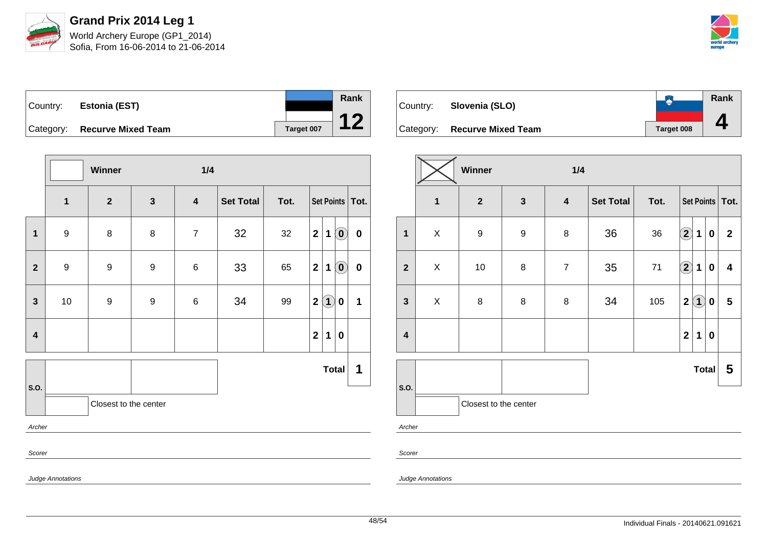# Grand Prix 2014 Leg 1

World Archery Europe (GP1_2014)
Sofia, From 16-06-2014 to 21-06-2014

| Country: | Estonia (EST) | | Rank |
|---|---|---|---|
| Category: | Recurve Mixed Team | Target 007 | 12 |

| | Winner | | 1/4 | | | | | | | |
|---|---|---|---|---|---|---|---|---|---|---|
| | 1 | 2 | 3 | 4 | Set Total | Tot. | Set Points | | | Tot. |
| 1 | 9 | 8 | 8 | 7 | 32 | 32 | 2 | 1 | (0) | 0 |
| 2 | 9 | 9 | 9 | 6 | 33 | 65 | 2 | 1 | (0) | 0 |
| 3 | 10 | 9 | 9 | 6 | 34 | 99 | 2 | (1) | 0 | 1 |
| 4 | | | | | | | 2 | 1 | 0 | |
| S.O. | | | | | | | | | Total | 1 |

Closest to the center

*Archer*

*Scorer*

*Judge Annotations*

| Country: | Slovenia (SLO) | | Rank |
|---|---|---|---|
| Category: | Recurve Mixed Team | Target 008 | 4 |

| | Winner: X | | 1/4 | | | | | | | |
|---|---|---|---|---|---|---|---|---|---|---|
| | 1 | 2 | 3 | 4 | Set Total | Tot. | Set Points | | | Tot. |
| 1 | X | 9 | 9 | 8 | 36 | 36 | (2) | 1 | 0 | 2 |
| 2 | X | 10 | 8 | 7 | 35 | 71 | (2) | 1 | 0 | 4 |
| 3 | X | 8 | 8 | 8 | 34 | 105 | 2 | (1) | 0 | 5 |
| 4 | | | | | | | 2 | 1 | 0 | |
| S.O. | | | | | | | | | Total | 5 |

Closest to the center

*Archer*

*Scorer*

*Judge Annotations*

Individual Finals - 20140621.091621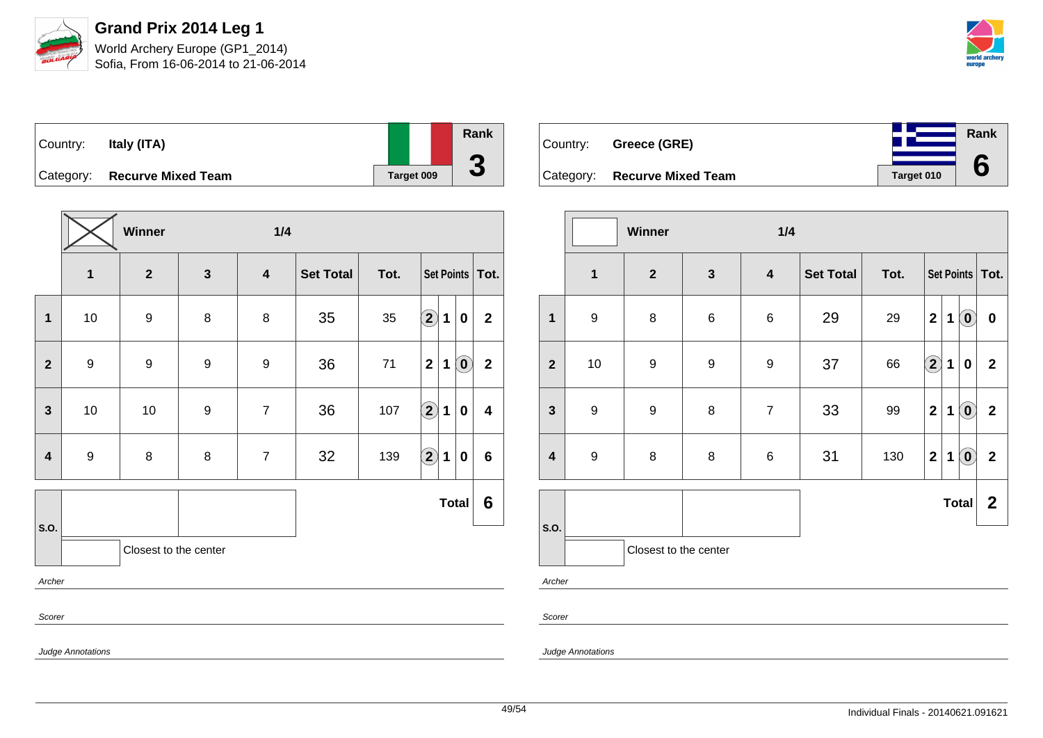# Grand Prix 2014 Leg 1

World Archery Europe (GP1_2014)
Sofia, From 16-06-2014 to 21-06-2014

| Country: | **Italy (ITA)** | Rank |
|---|---|---|
| Category: | **Recurve Mixed Team** | Target 009 | **3** |

**Winner** — 1/4

| | 1 | 2 | 3 | 4 | Set Total | Tot. | Set Points | | | Tot. |
|---|---|---|---|---|---|---|---|---|---|---|
| **1** | 10 | 9 | 8 | 8 | 35 | 35 | (2) | 1 | 0 | 2 |
| **2** | 9 | 9 | 9 | 9 | 36 | 71 | 2 | 1 | (0) | 2 |
| **3** | 10 | 10 | 9 | 7 | 36 | 107 | (2) | 1 | 0 | 4 |
| **4** | 9 | 8 | 8 | 7 | 32 | 139 | (2) | 1 | 0 | 6 |
| | | | | | | | | | **Total** | **6** |

S.O.

Closest to the center

*Archer*

*Scorer*

*Judge Annotations*

| Country: | **Greece (GRE)** | Rank |
|---|---|---|
| Category: | **Recurve Mixed Team** | Target 010 | **6** |

**Winner** — 1/4

| | 1 | 2 | 3 | 4 | Set Total | Tot. | Set Points | | | Tot. |
|---|---|---|---|---|---|---|---|---|---|---|
| **1** | 9 | 8 | 6 | 6 | 29 | 29 | 2 | 1 | (0) | 0 |
| **2** | 10 | 9 | 9 | 9 | 37 | 66 | (2) | 1 | 0 | 2 |
| **3** | 9 | 9 | 8 | 7 | 33 | 99 | 2 | 1 | (0) | 2 |
| **4** | 9 | 8 | 8 | 6 | 31 | 130 | 2 | 1 | (0) | 2 |
| | | | | | | | | | **Total** | **2** |

S.O.

Closest to the center

*Archer*

*Scorer*

*Judge Annotations*

Individual Finals - 20140621.091621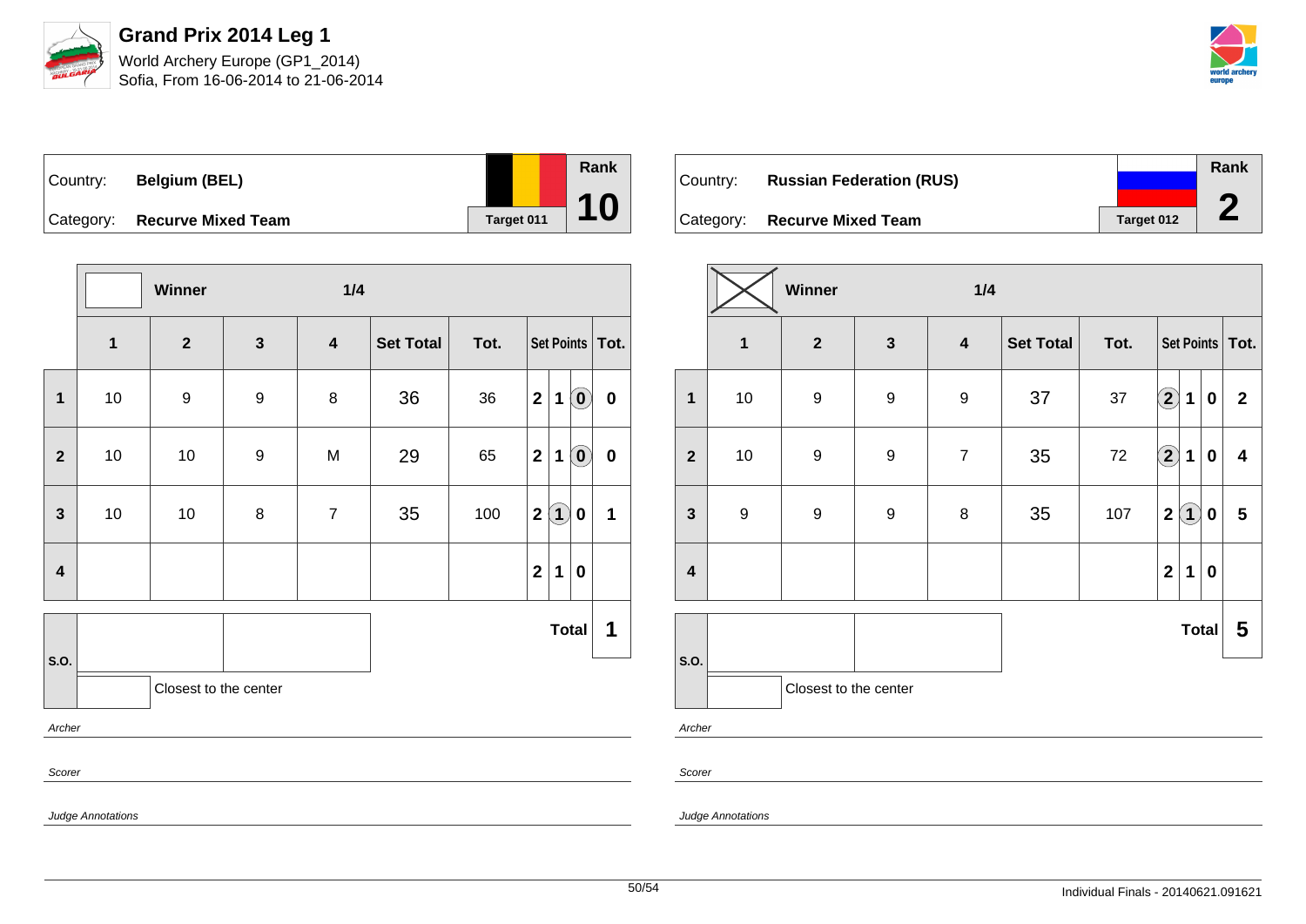# Grand Prix 2014 Leg 1

World Archery Europe (GP1_2014)
Sofia, From 16-06-2014 to 21-06-2014

| Country: | Belgium (BEL) | Rank |
|---|---|---|
| Category: | Recurve Mixed Team | Target 011 — 10 |

| | Winner | | | 1/4 | | | | | | |
|---|---|---|---|---|---|---|---|---|---|---|
| | 1 | 2 | 3 | 4 | Set Total | Tot. | Set Points | | | Tot. |
| 1 | 10 | 9 | 9 | 8 | 36 | 36 | 2 | 1 | (0) | 0 |
| 2 | 10 | 10 | 9 | M | 29 | 65 | 2 | 1 | (0) | 0 |
| 3 | 10 | 10 | 8 | 7 | 35 | 100 | 2 | (1) | 0 | 1 |
| 4 | | | | | | | 2 | 1 | 0 | |
| S.O. | | | | | | | | | Total | 1 |

Closest to the center

*Archer*

*Scorer*

*Judge Annotations*

| Country: | Russian Federation (RUS) | Rank |
|---|---|---|
| Category: | Recurve Mixed Team | Target 012 — 2 |

| | Winner (X) | | | 1/4 | | | | | | |
|---|---|---|---|---|---|---|---|---|---|---|
| | 1 | 2 | 3 | 4 | Set Total | Tot. | Set Points | | | Tot. |
| 1 | 10 | 9 | 9 | 9 | 37 | 37 | (2) | 1 | 0 | 2 |
| 2 | 10 | 9 | 9 | 7 | 35 | 72 | (2) | 1 | 0 | 4 |
| 3 | 9 | 9 | 9 | 8 | 35 | 107 | 2 | (1) | 0 | 5 |
| 4 | | | | | | | 2 | 1 | 0 | |
| S.O. | | | | | | | | | Total | 5 |

Closest to the center

*Archer*

*Scorer*

*Judge Annotations*

Individual Finals - 20140621.091621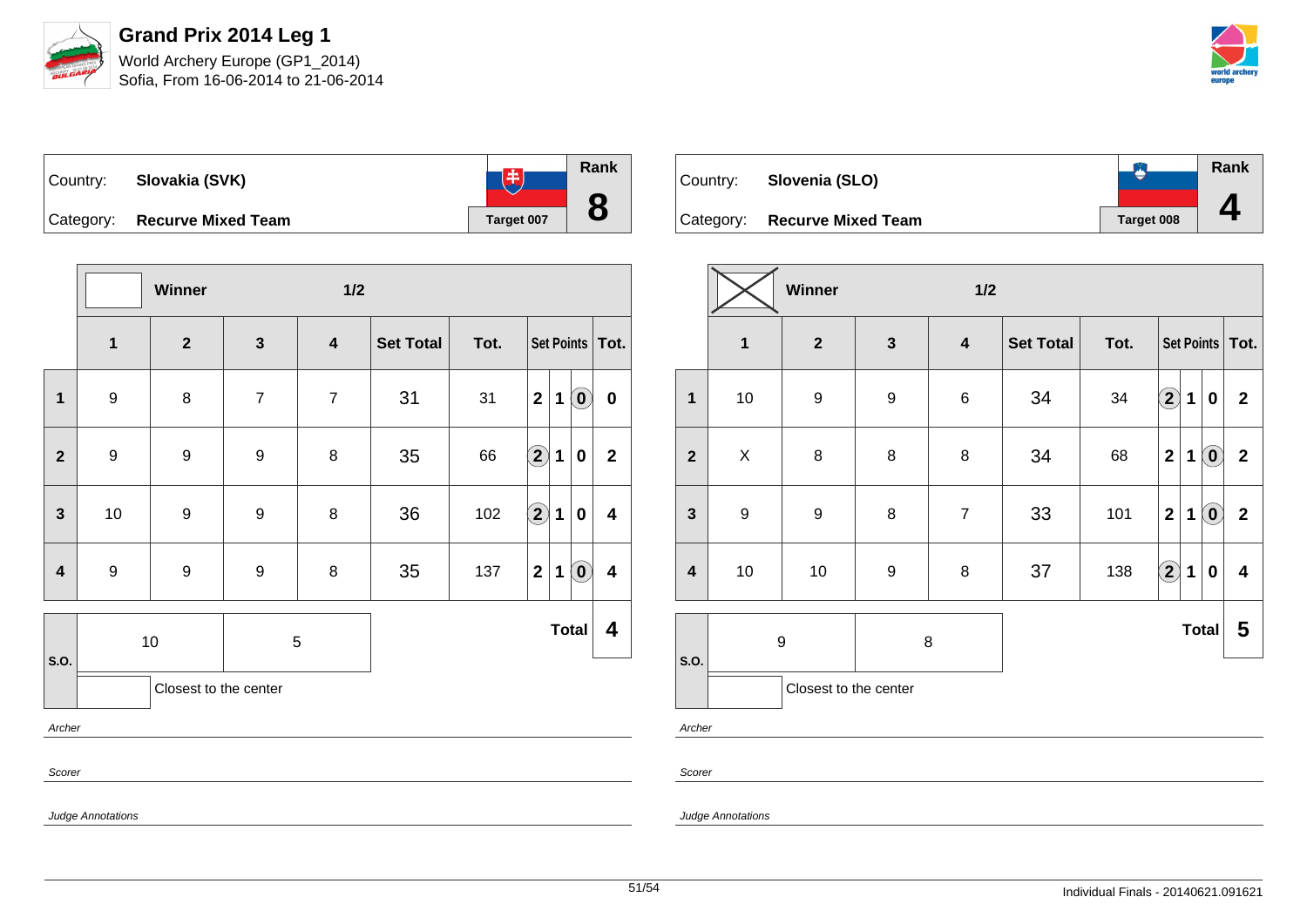# Grand Prix 2014 Leg 1

World Archery Europe (GP1_2014)
Sofia, From 16-06-2014 to 21-06-2014

| Country: | Slovakia (SVK) | Rank |
|---|---|---|
| Category: | Recurve Mixed Team | Target 007 — **8** |

Winner — 1/2

| | 1 | 2 | 3 | 4 | Set Total | Tot. | Set Points | Tot. |
|---|---|---|---|---|---|---|---|---|
| 1 | 9 | 8 | 7 | 7 | 31 | 31 | 2 1 (0) | 0 |
| 2 | 9 | 9 | 9 | 8 | 35 | 66 | (2) 1 0 | 2 |
| 3 | 10 | 9 | 9 | 8 | 36 | 102 | (2) 1 0 | 4 |
| 4 | 9 | 9 | 9 | 8 | 35 | 137 | 2 1 (0) | 4 |

| S.O. | 10 | 5 | Total | 4 |
|---|---|---|---|---|

Closest to the center

*Archer*

*Scorer*

*Judge Annotations*

| Country: | Slovenia (SLO) | Rank |
|---|---|---|
| Category: | Recurve Mixed Team | Target 008 — **4** |

Winner (X) — 1/2

| | 1 | 2 | 3 | 4 | Set Total | Tot. | Set Points | Tot. |
|---|---|---|---|---|---|---|---|---|
| 1 | 10 | 9 | 9 | 6 | 34 | 34 | (2) 1 0 | 2 |
| 2 | X | 8 | 8 | 8 | 34 | 68 | 2 1 (0) | 2 |
| 3 | 9 | 9 | 8 | 7 | 33 | 101 | 2 1 (0) | 2 |
| 4 | 10 | 10 | 9 | 8 | 37 | 138 | (2) 1 0 | 4 |

| S.O. | 9 | 8 | Total | 5 |
|---|---|---|---|---|

Closest to the center

*Archer*

*Scorer*

*Judge Annotations*

Individual Finals - 20140621.091621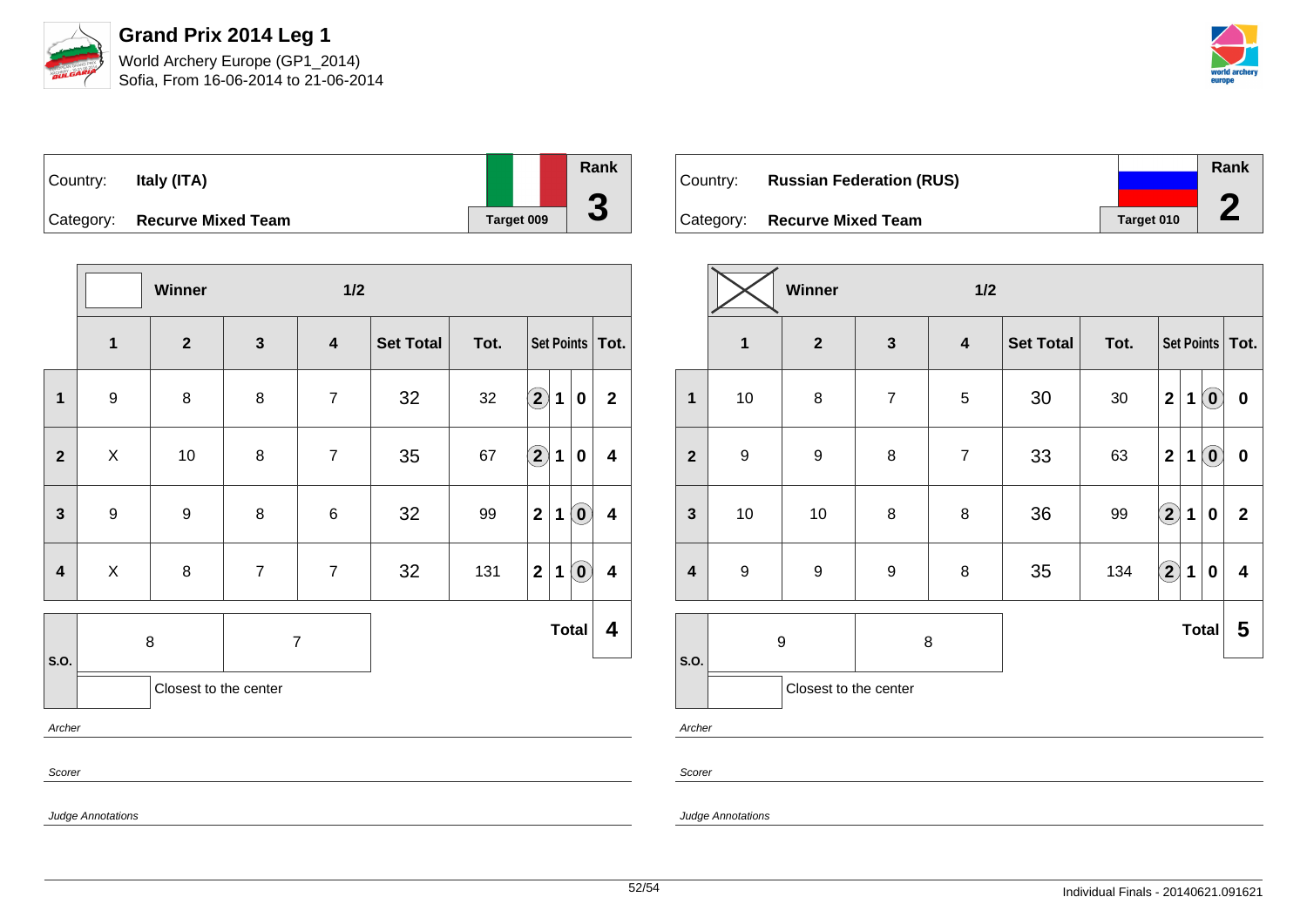# Grand Prix 2014 Leg 1

World Archery Europe (GP1_2014)
Sofia, From 16-06-2014 to 21-06-2014

| Country: | Italy (ITA) | | Rank |
|---|---|---|---|
| Category: | Recurve Mixed Team | Target 009 | 3 |

| | Winner | | 1/2 | | | | | | | |
|---|---|---|---|---|---|---|---|---|---|---|
| | 1 | 2 | 3 | 4 | Set Total | Tot. | Set Points | | | Tot. |
| 1 | 9 | 8 | 8 | 7 | 32 | 32 | (2) | 1 | 0 | 2 |
| 2 | X | 10 | 8 | 7 | 35 | 67 | (2) | 1 | 0 | 4 |
| 3 | 9 | 9 | 8 | 6 | 32 | 99 | 2 | 1 | (0) | 4 |
| 4 | X | 8 | 7 | 7 | 32 | 131 | 2 | 1 | (0) | 4 |
| S.O. | 8 | 7 | | | | | | | Total | 4 |

Closest to the center

*Archer*

*Scorer*

*Judge Annotations*

| Country: | Russian Federation (RUS) | | Rank |
|---|---|---|---|
| Category: | Recurve Mixed Team | Target 010 | 2 |

| | Winner | | 1/2 | | | | | | | |
|---|---|---|---|---|---|---|---|---|---|---|
| | 1 | 2 | 3 | 4 | Set Total | Tot. | Set Points | | | Tot. |
| 1 | 10 | 8 | 7 | 5 | 30 | 30 | 2 | 1 | (0) | 0 |
| 2 | 9 | 9 | 8 | 7 | 33 | 63 | 2 | 1 | (0) | 0 |
| 3 | 10 | 10 | 8 | 8 | 36 | 99 | (2) | 1 | 0 | 2 |
| 4 | 9 | 9 | 9 | 8 | 35 | 134 | (2) | 1 | 0 | 4 |
| S.O. | 9 | 8 | | | | | | | Total | 5 |

Closest to the center

*Archer*

*Scorer*

*Judge Annotations*

Individual Finals - 20140621.091621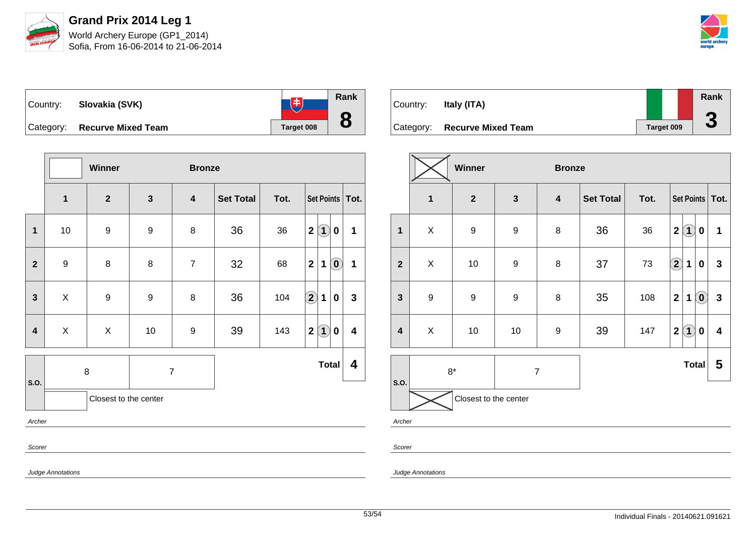# Grand Prix 2014 Leg 1

World Archery Europe (GP1_2014)
Sofia, From 16-06-2014 to 21-06-2014

| Country: | Slovakia (SVK) | Rank |
|---|---|---|
| Category: | Recurve Mixed Team | Target 008 | 8 |

| | Winner | | Bronze | | | | | | | |
|---|---|---|---|---|---|---|---|---|---|---|
| | 1 | 2 | 3 | 4 | Set Total | Tot. | Set Points | | | Tot. |
| 1 | 10 | 9 | 9 | 8 | 36 | 36 | 2 | (1) | 0 | 1 |
| 2 | 9 | 8 | 8 | 7 | 32 | 68 | 2 | 1 | (0) | 1 |
| 3 | X | 9 | 9 | 8 | 36 | 104 | (2) | 1 | 0 | 3 |
| 4 | X | X | 10 | 9 | 39 | 143 | 2 | (1) | 0 | 4 |
| S.O. | 8 | 7 | | | | | | | Total | 4 |

Closest to the center

*Archer*

*Scorer*

*Judge Annotations*

| Country: | Italy (ITA) | Rank |
|---|---|---|
| Category: | Recurve Mixed Team | Target 009 | 3 |

| | Winner (X) | | Bronze | | | | | | | |
|---|---|---|---|---|---|---|---|---|---|---|
| | 1 | 2 | 3 | 4 | Set Total | Tot. | Set Points | | | Tot. |
| 1 | X | 9 | 9 | 8 | 36 | 36 | 2 | (1) | 0 | 1 |
| 2 | X | 10 | 9 | 8 | 37 | 73 | (2) | 1 | 0 | 3 |
| 3 | 9 | 9 | 9 | 8 | 35 | 108 | 2 | 1 | (0) | 3 |
| 4 | X | 10 | 10 | 9 | 39 | 147 | 2 | (1) | 0 | 4 |
| S.O. | 8* | 7 | | | | | | | Total | 5 |

Closest to the center: X

*Archer*

*Scorer*

*Judge Annotations*

Individual Finals - 20140621.091621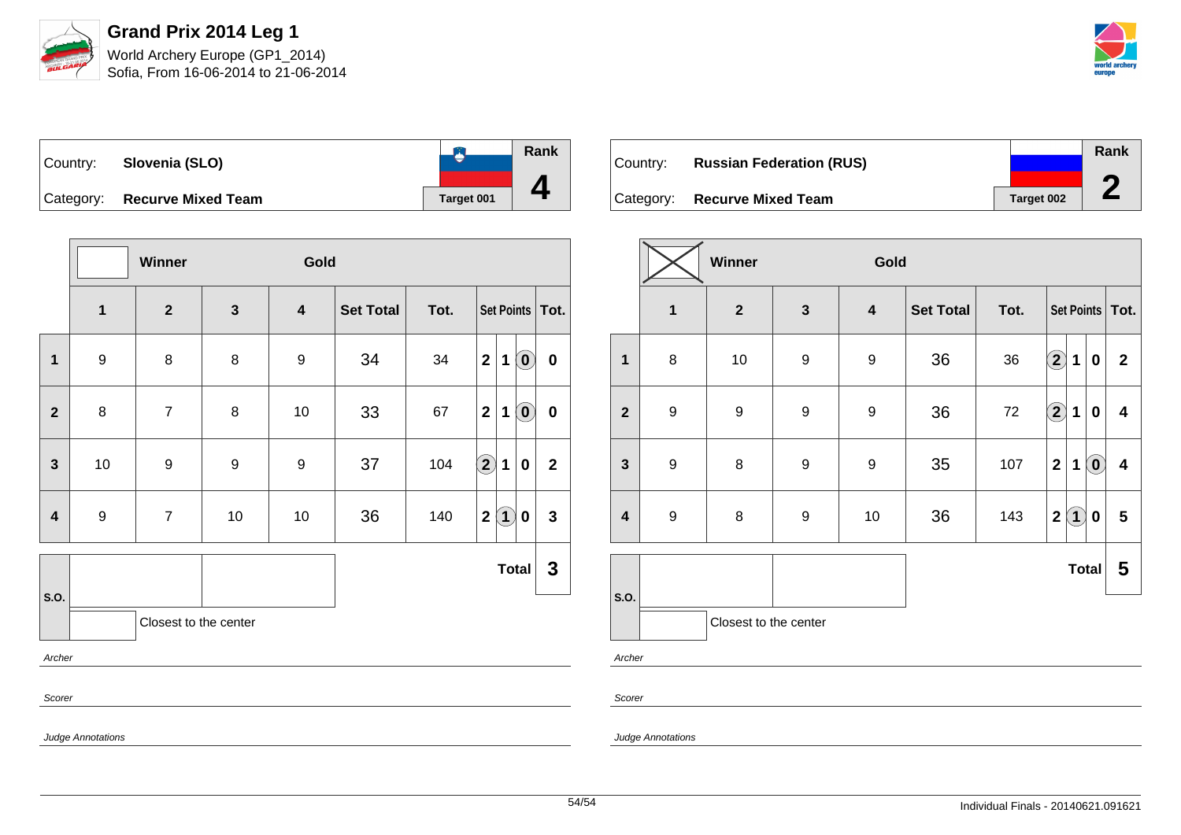# Grand Prix 2014 Leg 1

World Archery Europe (GP1_2014)
Sofia, From 16-06-2014 to 21-06-2014

| | | | |
|---|---|---|---|
| Country: | **Slovenia (SLO)** | | **Rank** |
| Category: | **Recurve Mixed Team** | **Target 001** | **4** |

| | | | Winner | | Gold | | | | | |
|---|---|---|---|---|---|---|---|---|---|---|
| | **1** | **2** | **3** | **4** | **Set Total** | **Tot.** | **Set Points** | | | **Tot.** |
| **1** | 9 | 8 | 8 | 9 | 34 | 34 | 2 | 1 | (0) | 0 |
| **2** | 8 | 7 | 8 | 10 | 33 | 67 | 2 | 1 | (0) | 0 |
| **3** | 10 | 9 | 9 | 9 | 37 | 104 | (2) | 1 | 0 | 2 |
| **4** | 9 | 7 | 10 | 10 | 36 | 140 | 2 | (1) | 0 | 3 |
| **S.O.** | | | | | | | | | **Total** | **3** |

Closest to the center

*Archer*

*Scorer*

*Judge Annotations*

| | | | |
|---|---|---|---|
| Country: | **Russian Federation (RUS)** | | **Rank** |
| Category: | **Recurve Mixed Team** | **Target 002** | **2** |

| | | | Winner | | Gold | | | | | |
|---|---|---|---|---|---|---|---|---|---|---|
| | **1** | **2** | **3** | **4** | **Set Total** | **Tot.** | **Set Points** | | | **Tot.** |
| **1** | 8 | 10 | 9 | 9 | 36 | 36 | (2) | 1 | 0 | 2 |
| **2** | 9 | 9 | 9 | 9 | 36 | 72 | (2) | 1 | 0 | 4 |
| **3** | 9 | 8 | 9 | 9 | 35 | 107 | 2 | 1 | (0) | 4 |
| **4** | 9 | 8 | 9 | 10 | 36 | 143 | 2 | (1) | 0 | 5 |
| **S.O.** | | | | | | | | | **Total** | **5** |

Closest to the center

*Archer*

*Scorer*

*Judge Annotations*

Individual Finals - 20140621.091621